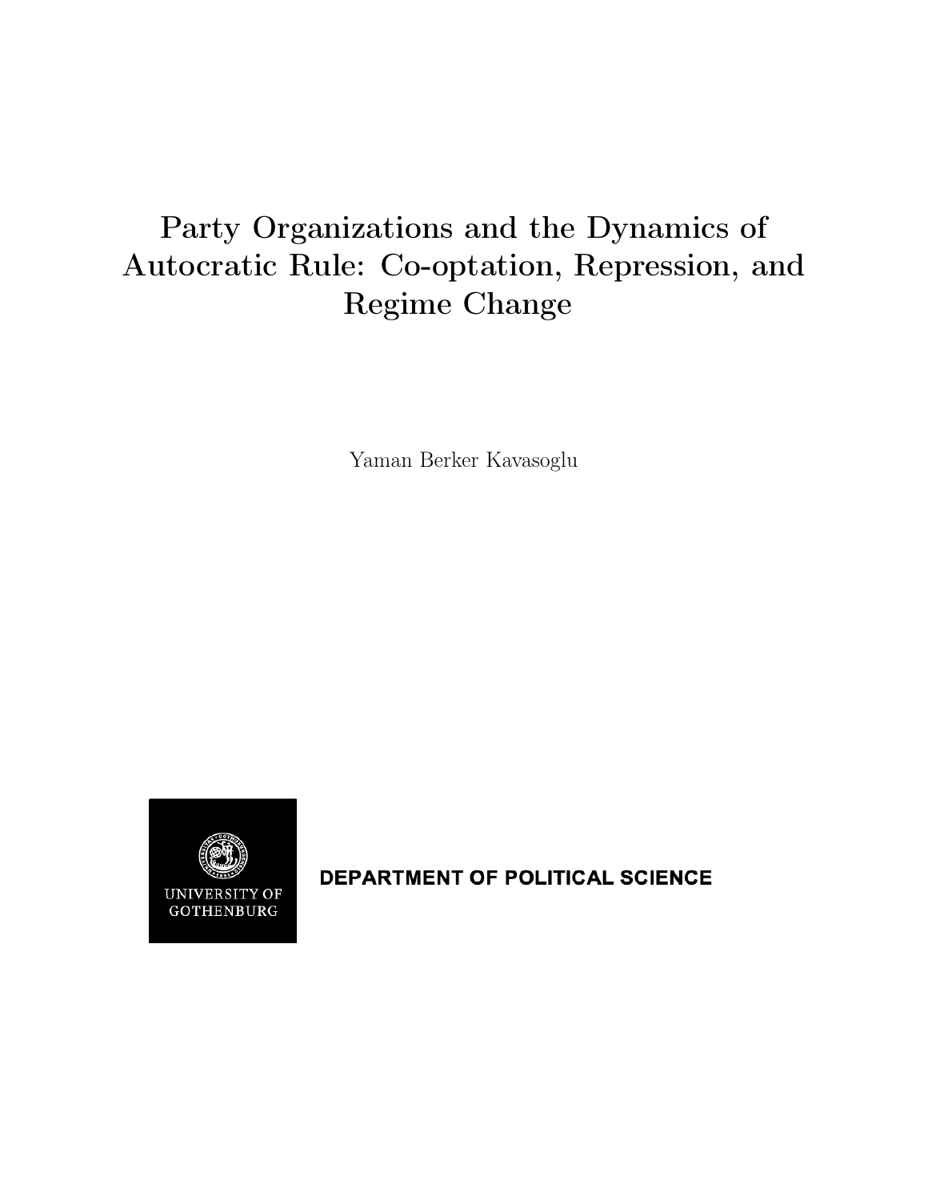# Party Organizations and the Dynamics of Autocratic Rule: Co-optation, Repression, and Regime Change

Yaman Berker Kavasoglu

UNIVERSITY OF GOTHENBURG

DEPARTMENT OF POLITICAL SCIENCE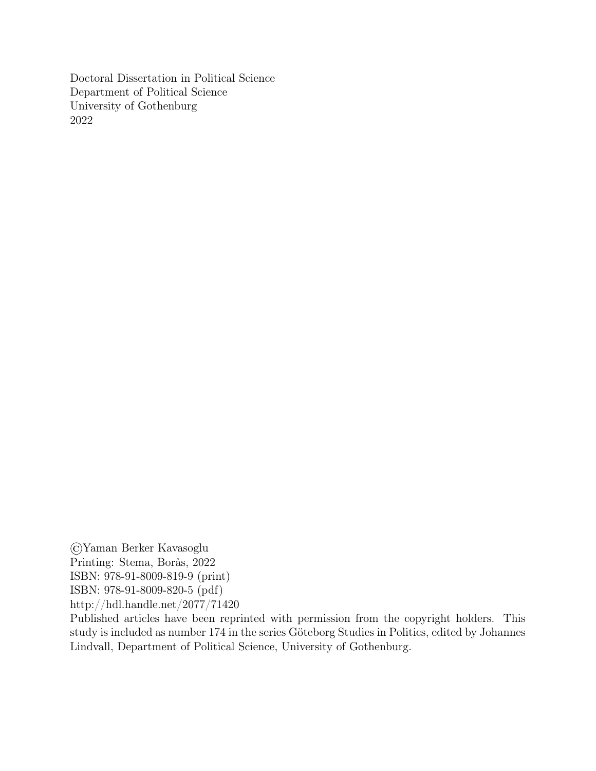Doctoral Dissertation in Political Science
Department of Political Science
University of Gothenburg
2022

©Yaman Berker Kavasoglu
Printing: Stema, Borås, 2022
ISBN: 978-91-8009-819-9 (print)
ISBN: 978-91-8009-820-5 (pdf)
http://hdl.handle.net/2077/71420
Published articles have been reprinted with permission from the copyright holders. This study is included as number 174 in the series Göteborg Studies in Politics, edited by Johannes Lindvall, Department of Political Science, University of Gothenburg.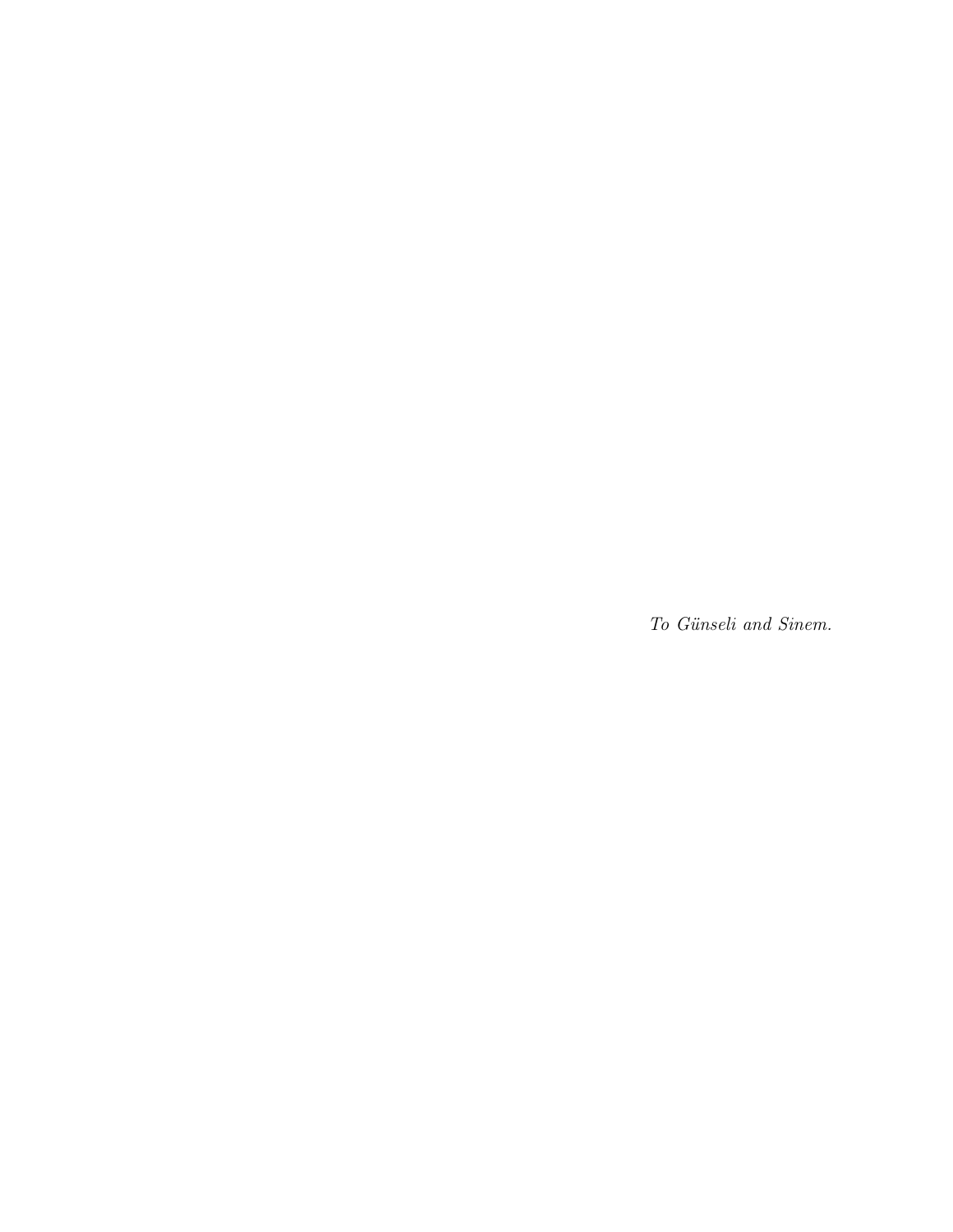*To Günseli and Sinem.*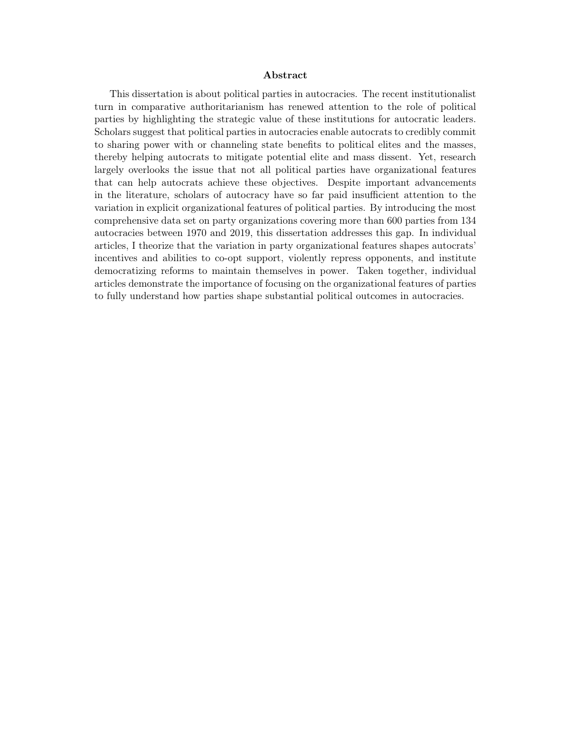# Abstract

This dissertation is about political parties in autocracies. The recent institutionalist turn in comparative authoritarianism has renewed attention to the role of political parties by highlighting the strategic value of these institutions for autocratic leaders. Scholars suggest that political parties in autocracies enable autocrats to credibly commit to sharing power with or channeling state benefits to political elites and the masses, thereby helping autocrats to mitigate potential elite and mass dissent. Yet, research largely overlooks the issue that not all political parties have organizational features that can help autocrats achieve these objectives. Despite important advancements in the literature, scholars of autocracy have so far paid insufficient attention to the variation in explicit organizational features of political parties. By introducing the most comprehensive data set on party organizations covering more than 600 parties from 134 autocracies between 1970 and 2019, this dissertation addresses this gap. In individual articles, I theorize that the variation in party organizational features shapes autocrats' incentives and abilities to co-opt support, violently repress opponents, and institute democratizing reforms to maintain themselves in power. Taken together, individual articles demonstrate the importance of focusing on the organizational features of parties to fully understand how parties shape substantial political outcomes in autocracies.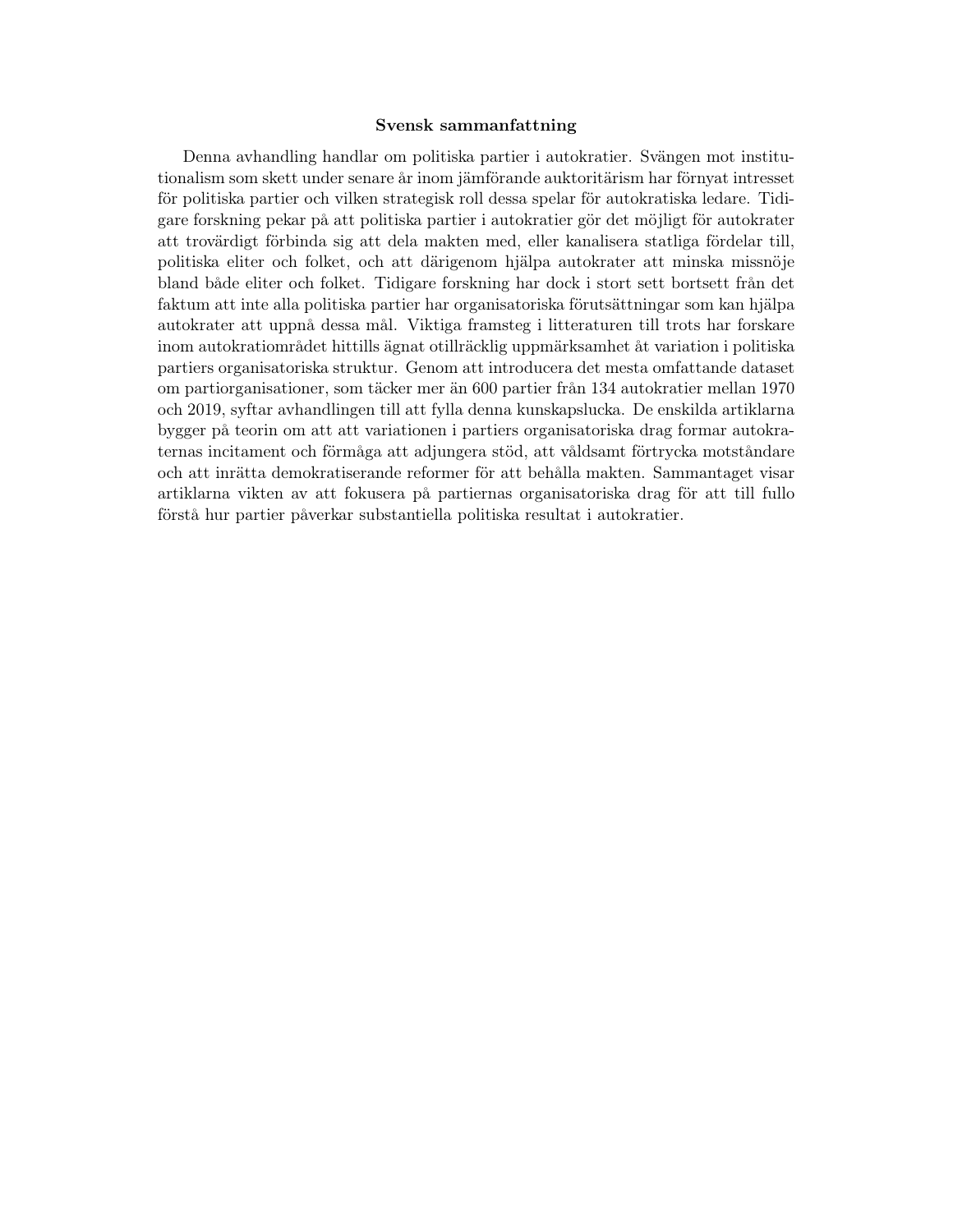## Svensk sammanfattning

Denna avhandling handlar om politiska partier i autokratier. Svängen mot institutionalism som skett under senare år inom jämförande auktoritärism har förnyat intresset för politiska partier och vilken strategisk roll dessa spelar för autokratiska ledare. Tidigare forskning pekar på att politiska partier i autokratier gör det möjligt för autokrater att trovärdigt förbinda sig att dela makten med, eller kanalisera statliga fördelar till, politiska eliter och folket, och att därigenom hjälpa autokrater att minska missnöje bland både eliter och folket. Tidigare forskning har dock i stort sett bortsett från det faktum att inte alla politiska partier har organisatoriska förutsättningar som kan hjälpa autokrater att uppnå dessa mål. Viktiga framsteg i litteraturen till trots har forskare inom autokratiområdet hittills ägnat otillräcklig uppmärksamhet åt variation i politiska partiers organisatoriska struktur. Genom att introducera det mesta omfattande dataset om partiorganisationer, som täcker mer än 600 partier från 134 autokratier mellan 1970 och 2019, syftar avhandlingen till att fylla denna kunskapslucka. De enskilda artiklarna bygger på teorin om att att variationen i partiers organisatoriska drag formar autokraternas incitament och förmåga att adjungera stöd, att våldsamt förtrycka motståndare och att inrätta demokratiserande reformer för att behålla makten. Sammantaget visar artiklarna vikten av att fokusera på partiernas organisatoriska drag för att till fullo förstå hur partier påverkar substantiella politiska resultat i autokratier.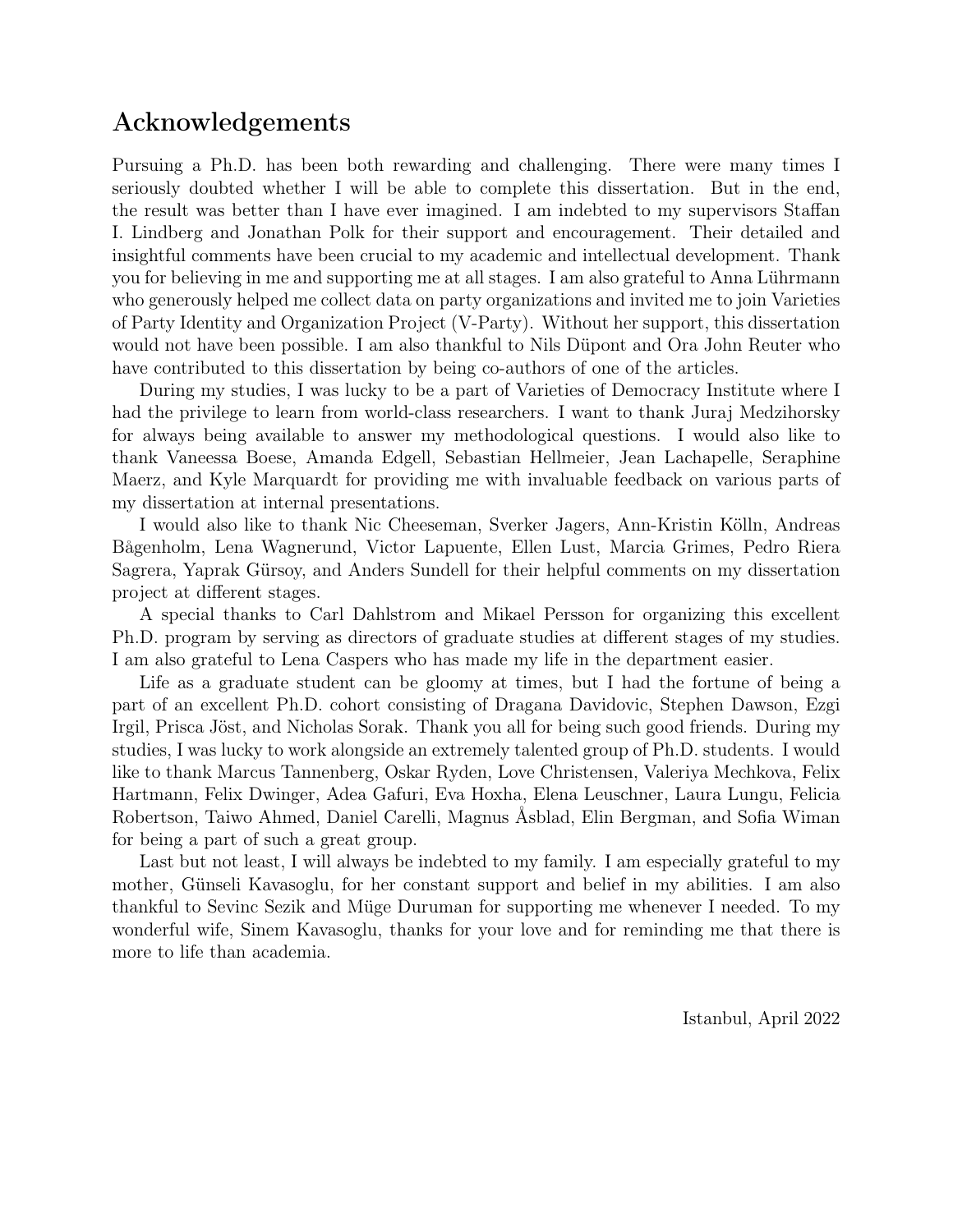# Acknowledgements

Pursuing a Ph.D. has been both rewarding and challenging. There were many times I seriously doubted whether I will be able to complete this dissertation. But in the end, the result was better than I have ever imagined. I am indebted to my supervisors Staffan I. Lindberg and Jonathan Polk for their support and encouragement. Their detailed and insightful comments have been crucial to my academic and intellectual development. Thank you for believing in me and supporting me at all stages. I am also grateful to Anna Lührmann who generously helped me collect data on party organizations and invited me to join Varieties of Party Identity and Organization Project (V-Party). Without her support, this dissertation would not have been possible. I am also thankful to Nils Düpont and Ora John Reuter who have contributed to this dissertation by being co-authors of one of the articles.

During my studies, I was lucky to be a part of Varieties of Democracy Institute where I had the privilege to learn from world-class researchers. I want to thank Juraj Medzihorsky for always being available to answer my methodological questions. I would also like to thank Vaneessa Boese, Amanda Edgell, Sebastian Hellmeier, Jean Lachapelle, Seraphine Maerz, and Kyle Marquardt for providing me with invaluable feedback on various parts of my dissertation at internal presentations.

I would also like to thank Nic Cheeseman, Sverker Jagers, Ann-Kristin Kölln, Andreas Bågenholm, Lena Wagnerund, Victor Lapuente, Ellen Lust, Marcia Grimes, Pedro Riera Sagrera, Yaprak Gürsoy, and Anders Sundell for their helpful comments on my dissertation project at different stages.

A special thanks to Carl Dahlstrom and Mikael Persson for organizing this excellent Ph.D. program by serving as directors of graduate studies at different stages of my studies. I am also grateful to Lena Caspers who has made my life in the department easier.

Life as a graduate student can be gloomy at times, but I had the fortune of being a part of an excellent Ph.D. cohort consisting of Dragana Davidovic, Stephen Dawson, Ezgi Irgil, Prisca Jöst, and Nicholas Sorak. Thank you all for being such good friends. During my studies, I was lucky to work alongside an extremely talented group of Ph.D. students. I would like to thank Marcus Tannenberg, Oskar Ryden, Love Christensen, Valeriya Mechkova, Felix Hartmann, Felix Dwinger, Adea Gafuri, Eva Hoxha, Elena Leuschner, Laura Lungu, Felicia Robertson, Taiwo Ahmed, Daniel Carelli, Magnus Åsblad, Elin Bergman, and Sofia Wiman for being a part of such a great group.

Last but not least, I will always be indebted to my family. I am especially grateful to my mother, Günseli Kavasoglu, for her constant support and belief in my abilities. I am also thankful to Sevinc Sezik and Müge Duruman for supporting me whenever I needed. To my wonderful wife, Sinem Kavasoglu, thanks for your love and for reminding me that there is more to life than academia.

Istanbul, April 2022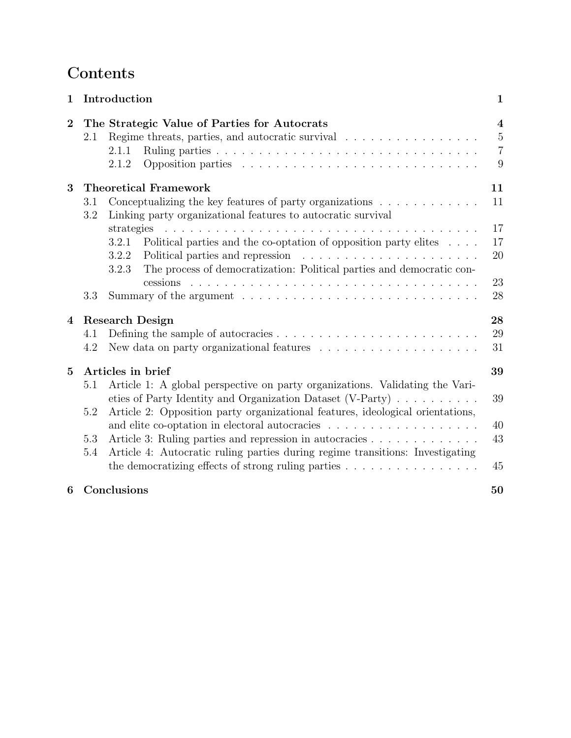# Contents

**1 Introduction** **1**

**2 The Strategic Value of Parties for Autocrats** **4**

- 2.1 Regime threats, parties, and autocratic survival . . . . . . . . . . . . . . . . 5
  - 2.1.1 Ruling parties . . . . . . . . . . . . . . . . . . . . . . . . . . . . . . 7
  - 2.1.2 Opposition parties . . . . . . . . . . . . . . . . . . . . . . . . . . . . 9

**3 Theoretical Framework** **11**

- 3.1 Conceptualizing the key features of party organizations . . . . . . . . . . . . 11
- 3.2 Linking party organizational features to autocratic survival strategies . . . . . . . . . . . . . . . . . . . . . . . . . . . . . . . . . . . . 17
  - 3.2.1 Political parties and the co-optation of opposition party elites . . . . 17
  - 3.2.2 Political parties and repression . . . . . . . . . . . . . . . . . . . . . 20
  - 3.2.3 The process of democratization: Political parties and democratic concessions . . . . . . . . . . . . . . . . . . . . . . . . . . . . . . . . . 23
- 3.3 Summary of the argument . . . . . . . . . . . . . . . . . . . . . . . . . . . 28

**4 Research Design** **28**

- 4.1 Defining the sample of autocracies . . . . . . . . . . . . . . . . . . . . . . . 29
- 4.2 New data on party organizational features . . . . . . . . . . . . . . . . . . . 31

**5 Articles in brief** **39**

- 5.1 Article 1: A global perspective on party organizations. Validating the Varieties of Party Identity and Organization Dataset (V-Party) . . . . . . . . . . . 39
- 5.2 Article 2: Opposition party organizational features, ideological orientations, and elite co-optation in electoral autocracies . . . . . . . . . . . . . . . . . . 40
- 5.3 Article 3: Ruling parties and repression in autocracies . . . . . . . . . . . . . 43
- 5.4 Article 4: Autocratic ruling parties during regime transitions: Investigating the democratizing effects of strong ruling parties . . . . . . . . . . . . . . . . 45

**6 Conclusions** **50**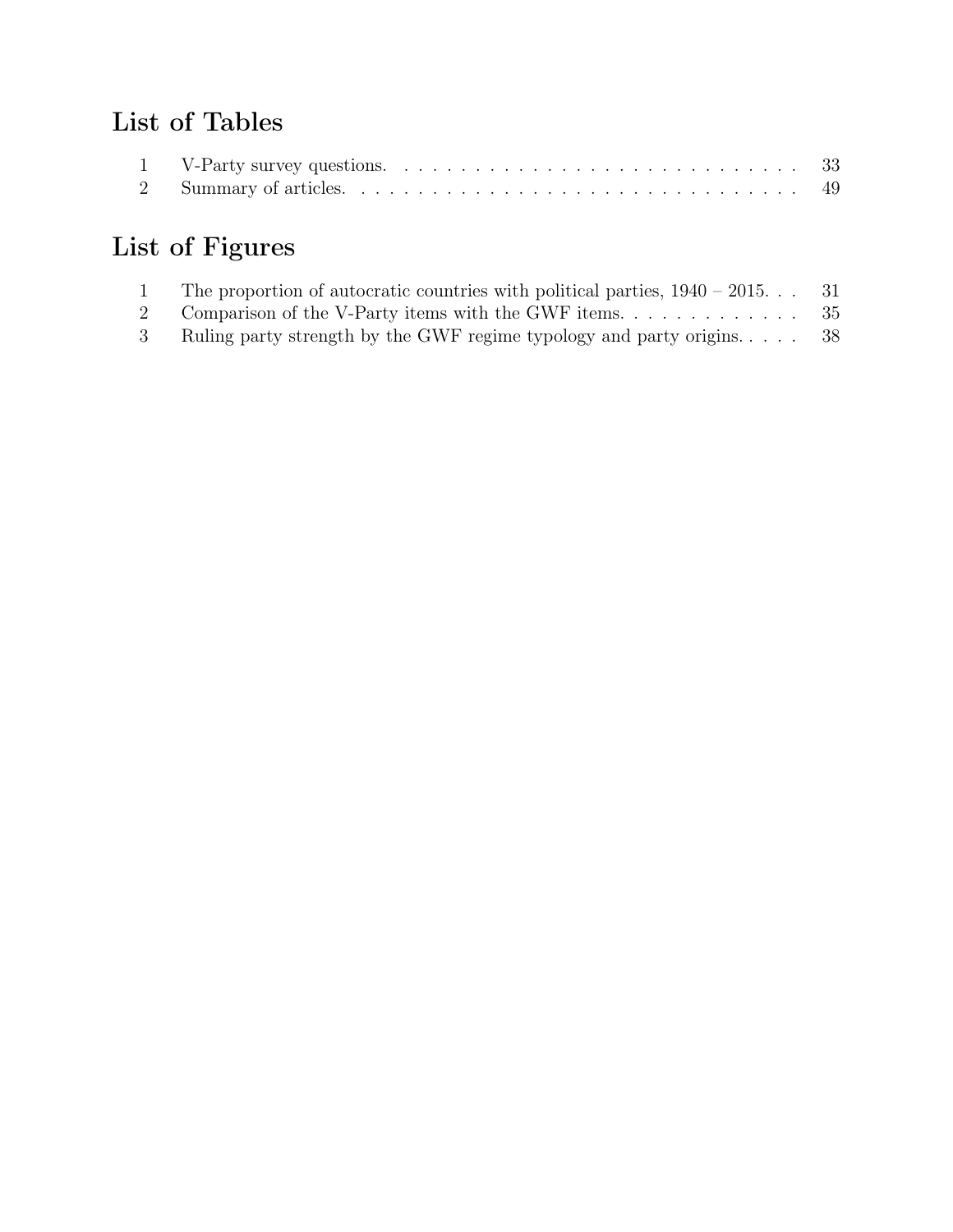## List of Tables

| | | |
|---|---|---|
| 1 | V-Party survey questions. | 33 |
| 2 | Summary of articles. | 49 |

## List of Figures

| | | |
|---|---|---|
| 1 | The proportion of autocratic countries with political parties, 1940 – 2015. | 31 |
| 2 | Comparison of the V-Party items with the GWF items. | 35 |
| 3 | Ruling party strength by the GWF regime typology and party origins. | 38 |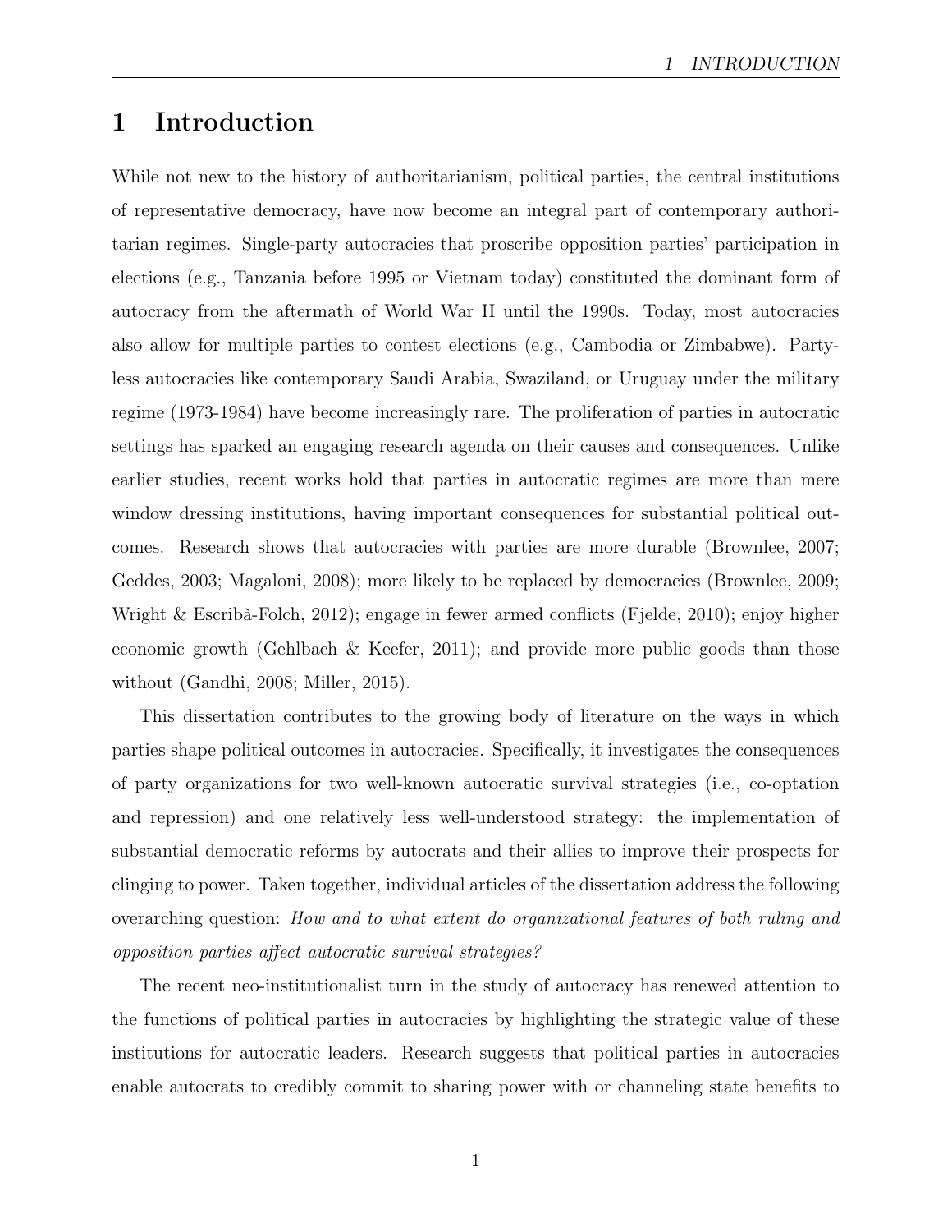# 1 Introduction

While not new to the history of authoritarianism, political parties, the central institutions of representative democracy, have now become an integral part of contemporary authoritarian regimes. Single-party autocracies that proscribe opposition parties' participation in elections (e.g., Tanzania before 1995 or Vietnam today) constituted the dominant form of autocracy from the aftermath of World War II until the 1990s. Today, most autocracies also allow for multiple parties to contest elections (e.g., Cambodia or Zimbabwe). Party-less autocracies like contemporary Saudi Arabia, Swaziland, or Uruguay under the military regime (1973-1984) have become increasingly rare. The proliferation of parties in autocratic settings has sparked an engaging research agenda on their causes and consequences. Unlike earlier studies, recent works hold that parties in autocratic regimes are more than mere window dressing institutions, having important consequences for substantial political outcomes. Research shows that autocracies with parties are more durable (Brownlee, 2007; Geddes, 2003; Magaloni, 2008); more likely to be replaced by democracies (Brownlee, 2009; Wright & Escribà-Folch, 2012); engage in fewer armed conflicts (Fjelde, 2010); enjoy higher economic growth (Gehlbach & Keefer, 2011); and provide more public goods than those without (Gandhi, 2008; Miller, 2015).

This dissertation contributes to the growing body of literature on the ways in which parties shape political outcomes in autocracies. Specifically, it investigates the consequences of party organizations for two well-known autocratic survival strategies (i.e., co-optation and repression) and one relatively less well-understood strategy: the implementation of substantial democratic reforms by autocrats and their allies to improve their prospects for clinging to power. Taken together, individual articles of the dissertation address the following overarching question: *How and to what extent do organizational features of both ruling and opposition parties affect autocratic survival strategies?*

The recent neo-institutionalist turn in the study of autocracy has renewed attention to the functions of political parties in autocracies by highlighting the strategic value of these institutions for autocratic leaders. Research suggests that political parties in autocracies enable autocrats to credibly commit to sharing power with or channeling state benefits to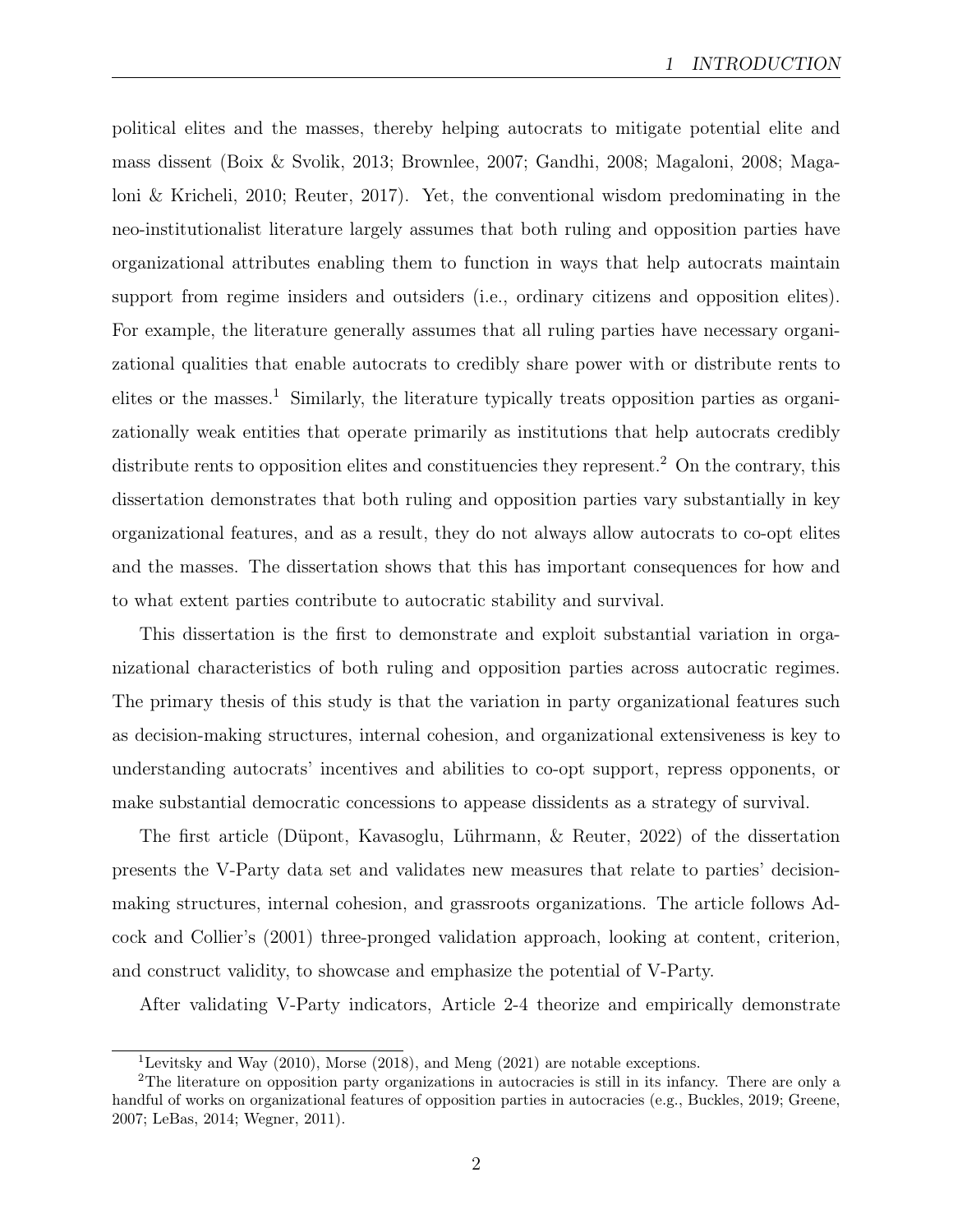political elites and the masses, thereby helping autocrats to mitigate potential elite and mass dissent (Boix & Svolik, 2013; Brownlee, 2007; Gandhi, 2008; Magaloni, 2008; Magaloni & Kricheli, 2010; Reuter, 2017). Yet, the conventional wisdom predominating in the neo-institutionalist literature largely assumes that both ruling and opposition parties have organizational attributes enabling them to function in ways that help autocrats maintain support from regime insiders and outsiders (i.e., ordinary citizens and opposition elites). For example, the literature generally assumes that all ruling parties have necessary organizational qualities that enable autocrats to credibly share power with or distribute rents to elites or the masses.[1] Similarly, the literature typically treats opposition parties as organizationally weak entities that operate primarily as institutions that help autocrats credibly distribute rents to opposition elites and constituencies they represent.[2] On the contrary, this dissertation demonstrates that both ruling and opposition parties vary substantially in key organizational features, and as a result, they do not always allow autocrats to co-opt elites and the masses. The dissertation shows that this has important consequences for how and to what extent parties contribute to autocratic stability and survival.

This dissertation is the first to demonstrate and exploit substantial variation in organizational characteristics of both ruling and opposition parties across autocratic regimes. The primary thesis of this study is that the variation in party organizational features such as decision-making structures, internal cohesion, and organizational extensiveness is key to understanding autocrats' incentives and abilities to co-opt support, repress opponents, or make substantial democratic concessions to appease dissidents as a strategy of survival.

The first article (Düpont, Kavasoglu, Lührmann, & Reuter, 2022) of the dissertation presents the V-Party data set and validates new measures that relate to parties' decision-making structures, internal cohesion, and grassroots organizations. The article follows Adcock and Collier's (2001) three-pronged validation approach, looking at content, criterion, and construct validity, to showcase and emphasize the potential of V-Party.

After validating V-Party indicators, Article 2-4 theorize and empirically demonstrate

[1] Levitsky and Way (2010), Morse (2018), and Meng (2021) are notable exceptions.

[2] The literature on opposition party organizations in autocracies is still in its infancy. There are only a handful of works on organizational features of opposition parties in autocracies (e.g., Buckles, 2019; Greene, 2007; LeBas, 2014; Wegner, 2011).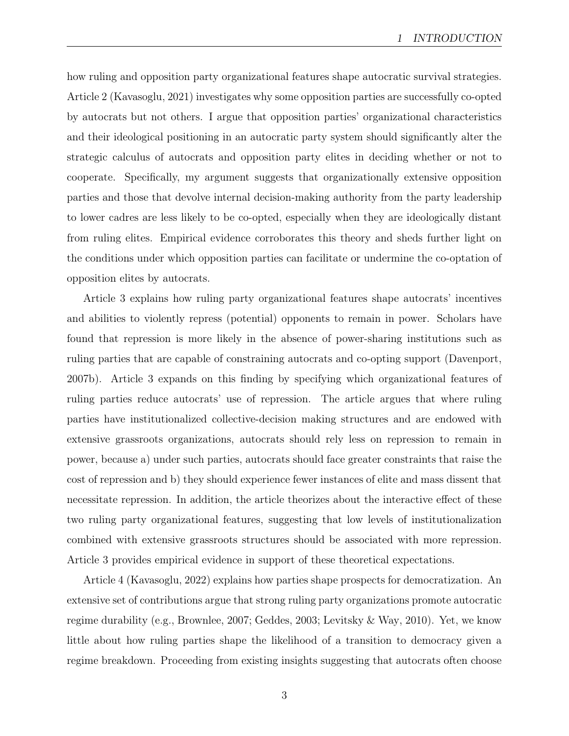how ruling and opposition party organizational features shape autocratic survival strategies. Article 2 (Kavasoglu, 2021) investigates why some opposition parties are successfully co-opted by autocrats but not others. I argue that opposition parties' organizational characteristics and their ideological positioning in an autocratic party system should significantly alter the strategic calculus of autocrats and opposition party elites in deciding whether or not to cooperate. Specifically, my argument suggests that organizationally extensive opposition parties and those that devolve internal decision-making authority from the party leadership to lower cadres are less likely to be co-opted, especially when they are ideologically distant from ruling elites. Empirical evidence corroborates this theory and sheds further light on the conditions under which opposition parties can facilitate or undermine the co-optation of opposition elites by autocrats.

Article 3 explains how ruling party organizational features shape autocrats' incentives and abilities to violently repress (potential) opponents to remain in power. Scholars have found that repression is more likely in the absence of power-sharing institutions such as ruling parties that are capable of constraining autocrats and co-opting support (Davenport, 2007b). Article 3 expands on this finding by specifying which organizational features of ruling parties reduce autocrats' use of repression. The article argues that where ruling parties have institutionalized collective-decision making structures and are endowed with extensive grassroots organizations, autocrats should rely less on repression to remain in power, because a) under such parties, autocrats should face greater constraints that raise the cost of repression and b) they should experience fewer instances of elite and mass dissent that necessitate repression. In addition, the article theorizes about the interactive effect of these two ruling party organizational features, suggesting that low levels of institutionalization combined with extensive grassroots structures should be associated with more repression. Article 3 provides empirical evidence in support of these theoretical expectations.

Article 4 (Kavasoglu, 2022) explains how parties shape prospects for democratization. An extensive set of contributions argue that strong ruling party organizations promote autocratic regime durability (e.g., Brownlee, 2007; Geddes, 2003; Levitsky & Way, 2010). Yet, we know little about how ruling parties shape the likelihood of a transition to democracy given a regime breakdown. Proceeding from existing insights suggesting that autocrats often choose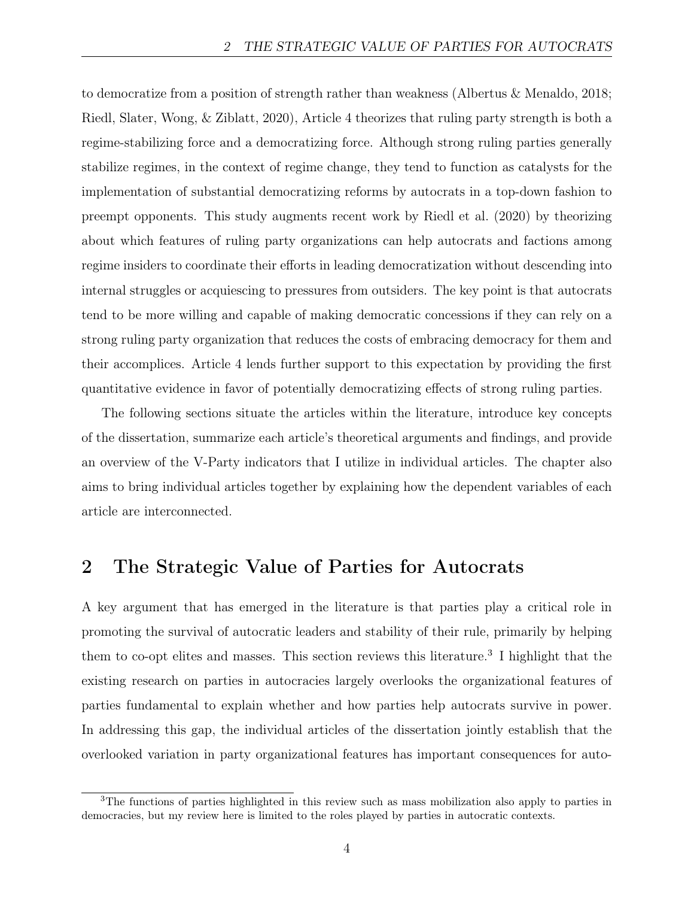to democratize from a position of strength rather than weakness (Albertus & Menaldo, 2018; Riedl, Slater, Wong, & Ziblatt, 2020), Article 4 theorizes that ruling party strength is both a regime-stabilizing force and a democratizing force. Although strong ruling parties generally stabilize regimes, in the context of regime change, they tend to function as catalysts for the implementation of substantial democratizing reforms by autocrats in a top-down fashion to preempt opponents. This study augments recent work by Riedl et al. (2020) by theorizing about which features of ruling party organizations can help autocrats and factions among regime insiders to coordinate their efforts in leading democratization without descending into internal struggles or acquiescing to pressures from outsiders. The key point is that autocrats tend to be more willing and capable of making democratic concessions if they can rely on a strong ruling party organization that reduces the costs of embracing democracy for them and their accomplices. Article 4 lends further support to this expectation by providing the first quantitative evidence in favor of potentially democratizing effects of strong ruling parties.

The following sections situate the articles within the literature, introduce key concepts of the dissertation, summarize each article's theoretical arguments and findings, and provide an overview of the V-Party indicators that I utilize in individual articles. The chapter also aims to bring individual articles together by explaining how the dependent variables of each article are interconnected.

## 2 The Strategic Value of Parties for Autocrats

A key argument that has emerged in the literature is that parties play a critical role in promoting the survival of autocratic leaders and stability of their rule, primarily by helping them to co-opt elites and masses. This section reviews this literature.[3] I highlight that the existing research on parties in autocracies largely overlooks the organizational features of parties fundamental to explain whether and how parties help autocrats survive in power. In addressing this gap, the individual articles of the dissertation jointly establish that the overlooked variation in party organizational features has important consequences for auto-

[3]The functions of parties highlighted in this review such as mass mobilization also apply to parties in democracies, but my review here is limited to the roles played by parties in autocratic contexts.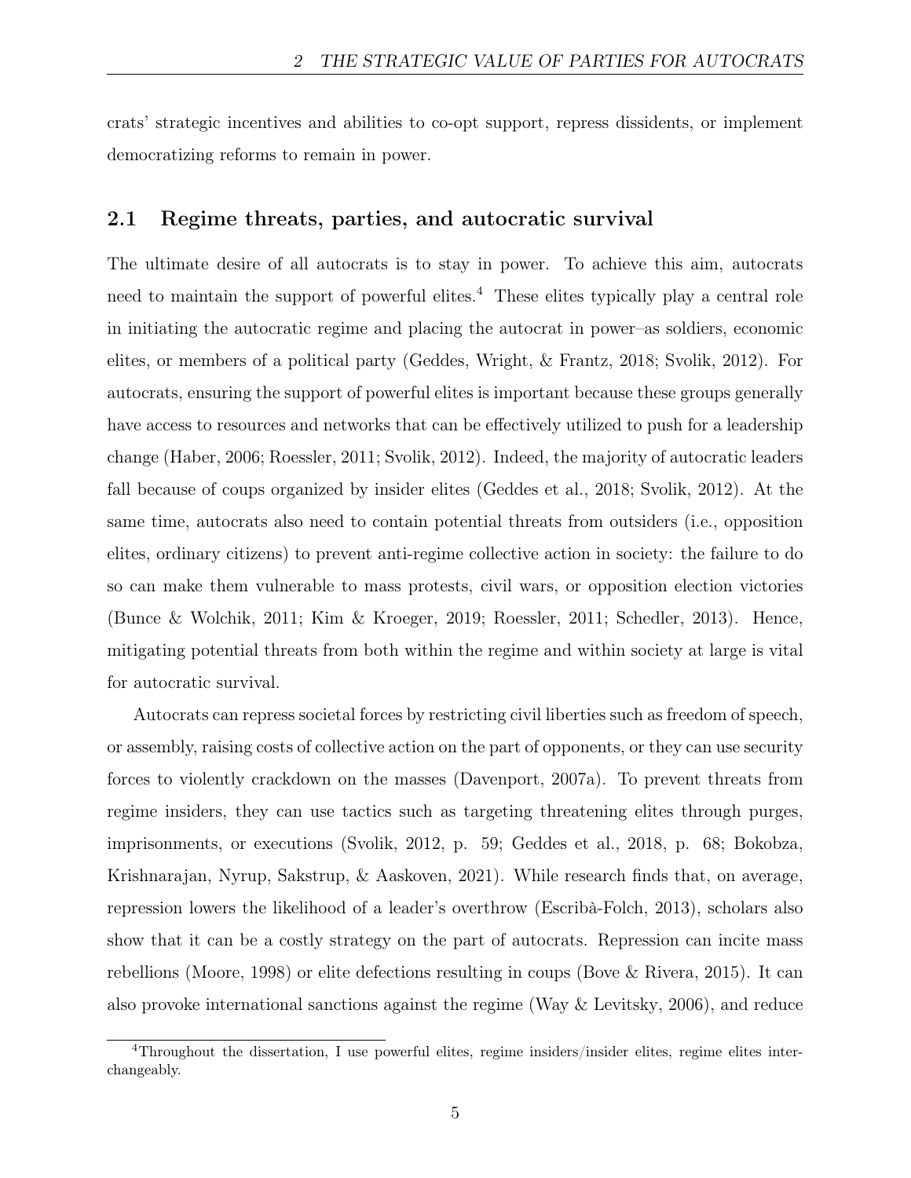crats' strategic incentives and abilities to co-opt support, repress dissidents, or implement democratizing reforms to remain in power.

## 2.1 Regime threats, parties, and autocratic survival

The ultimate desire of all autocrats is to stay in power. To achieve this aim, autocrats need to maintain the support of powerful elites.[4] These elites typically play a central role in initiating the autocratic regime and placing the autocrat in power–as soldiers, economic elites, or members of a political party (Geddes, Wright, & Frantz, 2018; Svolik, 2012). For autocrats, ensuring the support of powerful elites is important because these groups generally have access to resources and networks that can be effectively utilized to push for a leadership change (Haber, 2006; Roessler, 2011; Svolik, 2012). Indeed, the majority of autocratic leaders fall because of coups organized by insider elites (Geddes et al., 2018; Svolik, 2012). At the same time, autocrats also need to contain potential threats from outsiders (i.e., opposition elites, ordinary citizens) to prevent anti-regime collective action in society: the failure to do so can make them vulnerable to mass protests, civil wars, or opposition election victories (Bunce & Wolchik, 2011; Kim & Kroeger, 2019; Roessler, 2011; Schedler, 2013). Hence, mitigating potential threats from both within the regime and within society at large is vital for autocratic survival.

Autocrats can repress societal forces by restricting civil liberties such as freedom of speech, or assembly, raising costs of collective action on the part of opponents, or they can use security forces to violently crackdown on the masses (Davenport, 2007a). To prevent threats from regime insiders, they can use tactics such as targeting threatening elites through purges, imprisonments, or executions (Svolik, 2012, p. 59; Geddes et al., 2018, p. 68; Bokobza, Krishnarajan, Nyrup, Sakstrup, & Aaskoven, 2021). While research finds that, on average, repression lowers the likelihood of a leader's overthrow (Escribà-Folch, 2013), scholars also show that it can be a costly strategy on the part of autocrats. Repression can incite mass rebellions (Moore, 1998) or elite defections resulting in coups (Bove & Rivera, 2015). It can also provoke international sanctions against the regime (Way & Levitsky, 2006), and reduce

[4] Throughout the dissertation, I use powerful elites, regime insiders/insider elites, regime elites interchangeably.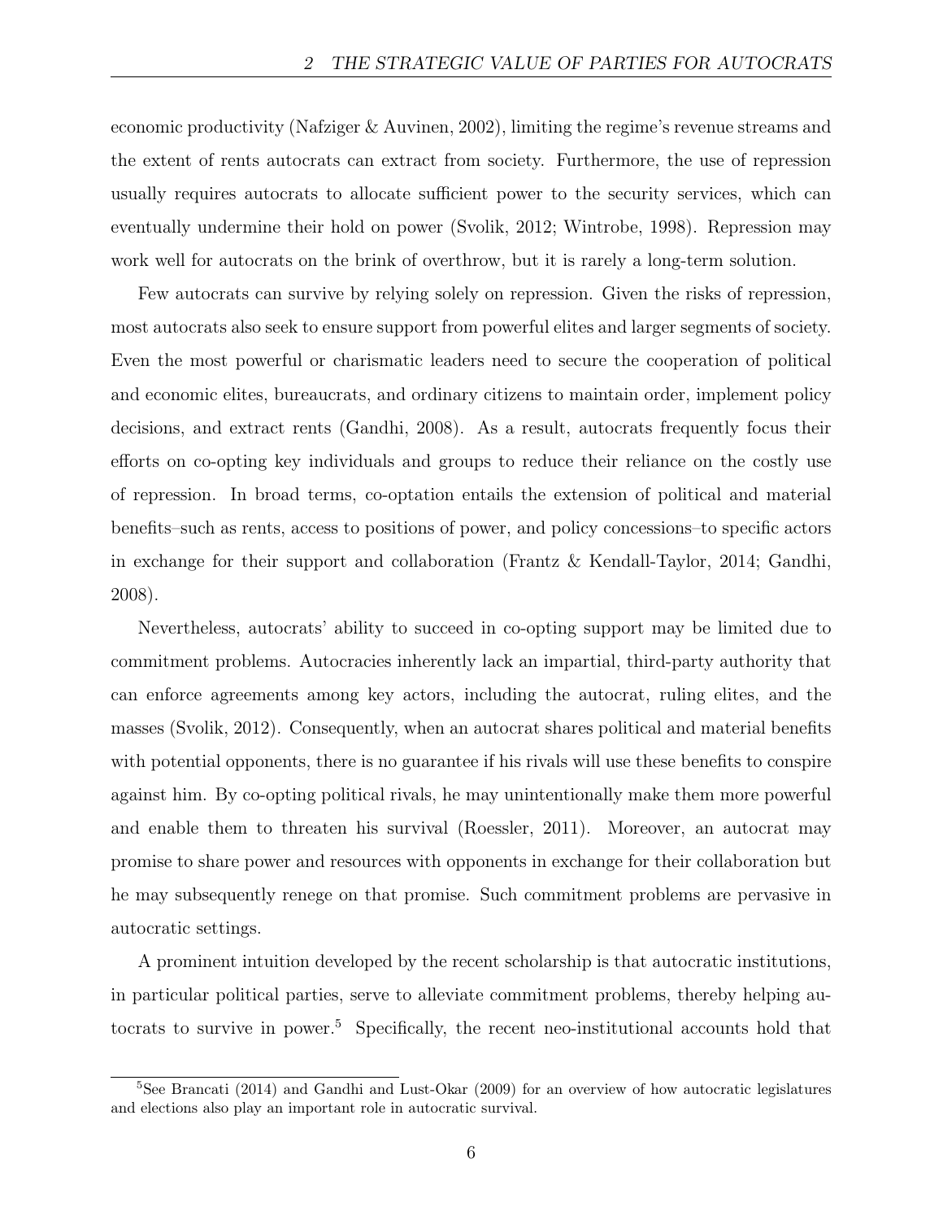economic productivity (Nafziger & Auvinen, 2002), limiting the regime's revenue streams and the extent of rents autocrats can extract from society. Furthermore, the use of repression usually requires autocrats to allocate sufficient power to the security services, which can eventually undermine their hold on power (Svolik, 2012; Wintrobe, 1998). Repression may work well for autocrats on the brink of overthrow, but it is rarely a long-term solution.

Few autocrats can survive by relying solely on repression. Given the risks of repression, most autocrats also seek to ensure support from powerful elites and larger segments of society. Even the most powerful or charismatic leaders need to secure the cooperation of political and economic elites, bureaucrats, and ordinary citizens to maintain order, implement policy decisions, and extract rents (Gandhi, 2008). As a result, autocrats frequently focus their efforts on co-opting key individuals and groups to reduce their reliance on the costly use of repression. In broad terms, co-optation entails the extension of political and material benefits–such as rents, access to positions of power, and policy concessions–to specific actors in exchange for their support and collaboration (Frantz & Kendall-Taylor, 2014; Gandhi, 2008).

Nevertheless, autocrats' ability to succeed in co-opting support may be limited due to commitment problems. Autocracies inherently lack an impartial, third-party authority that can enforce agreements among key actors, including the autocrat, ruling elites, and the masses (Svolik, 2012). Consequently, when an autocrat shares political and material benefits with potential opponents, there is no guarantee if his rivals will use these benefits to conspire against him. By co-opting political rivals, he may unintentionally make them more powerful and enable them to threaten his survival (Roessler, 2011). Moreover, an autocrat may promise to share power and resources with opponents in exchange for their collaboration but he may subsequently renege on that promise. Such commitment problems are pervasive in autocratic settings.

A prominent intuition developed by the recent scholarship is that autocratic institutions, in particular political parties, serve to alleviate commitment problems, thereby helping autocrats to survive in power.[5] Specifically, the recent neo-institutional accounts hold that

[5] See Brancati (2014) and Gandhi and Lust-Okar (2009) for an overview of how autocratic legislatures and elections also play an important role in autocratic survival.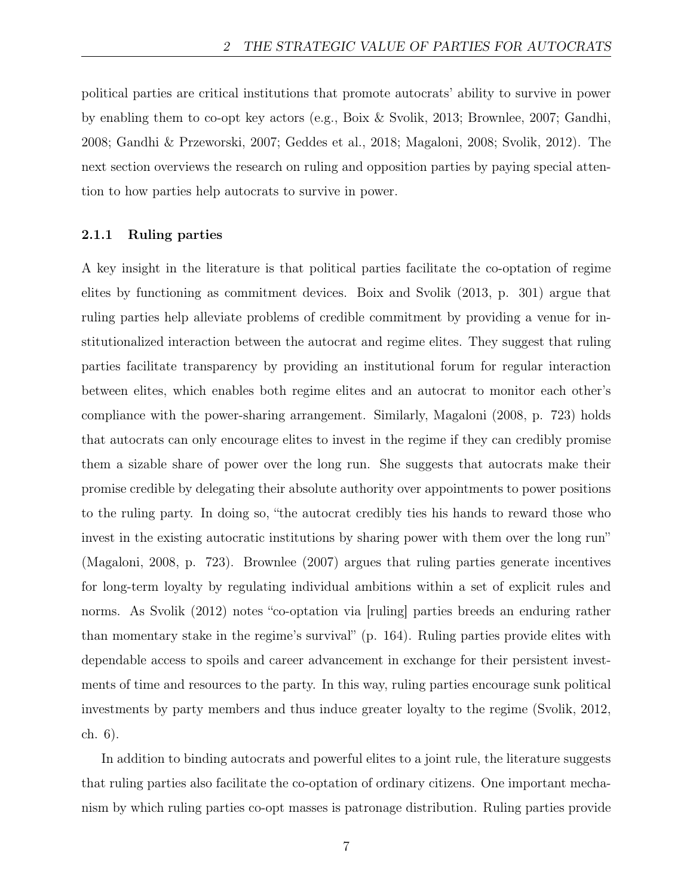political parties are critical institutions that promote autocrats' ability to survive in power by enabling them to co-opt key actors (e.g., Boix & Svolik, 2013; Brownlee, 2007; Gandhi, 2008; Gandhi & Przeworski, 2007; Geddes et al., 2018; Magaloni, 2008; Svolik, 2012). The next section overviews the research on ruling and opposition parties by paying special attention to how parties help autocrats to survive in power.

### 2.1.1 Ruling parties

A key insight in the literature is that political parties facilitate the co-optation of regime elites by functioning as commitment devices. Boix and Svolik (2013, p. 301) argue that ruling parties help alleviate problems of credible commitment by providing a venue for institutionalized interaction between the autocrat and regime elites. They suggest that ruling parties facilitate transparency by providing an institutional forum for regular interaction between elites, which enables both regime elites and an autocrat to monitor each other's compliance with the power-sharing arrangement. Similarly, Magaloni (2008, p. 723) holds that autocrats can only encourage elites to invest in the regime if they can credibly promise them a sizable share of power over the long run. She suggests that autocrats make their promise credible by delegating their absolute authority over appointments to power positions to the ruling party. In doing so, "the autocrat credibly ties his hands to reward those who invest in the existing autocratic institutions by sharing power with them over the long run" (Magaloni, 2008, p. 723). Brownlee (2007) argues that ruling parties generate incentives for long-term loyalty by regulating individual ambitions within a set of explicit rules and norms. As Svolik (2012) notes "co-optation via [ruling] parties breeds an enduring rather than momentary stake in the regime's survival" (p. 164). Ruling parties provide elites with dependable access to spoils and career advancement in exchange for their persistent investments of time and resources to the party. In this way, ruling parties encourage sunk political investments by party members and thus induce greater loyalty to the regime (Svolik, 2012, ch. 6).

In addition to binding autocrats and powerful elites to a joint rule, the literature suggests that ruling parties also facilitate the co-optation of ordinary citizens. One important mechanism by which ruling parties co-opt masses is patronage distribution. Ruling parties provide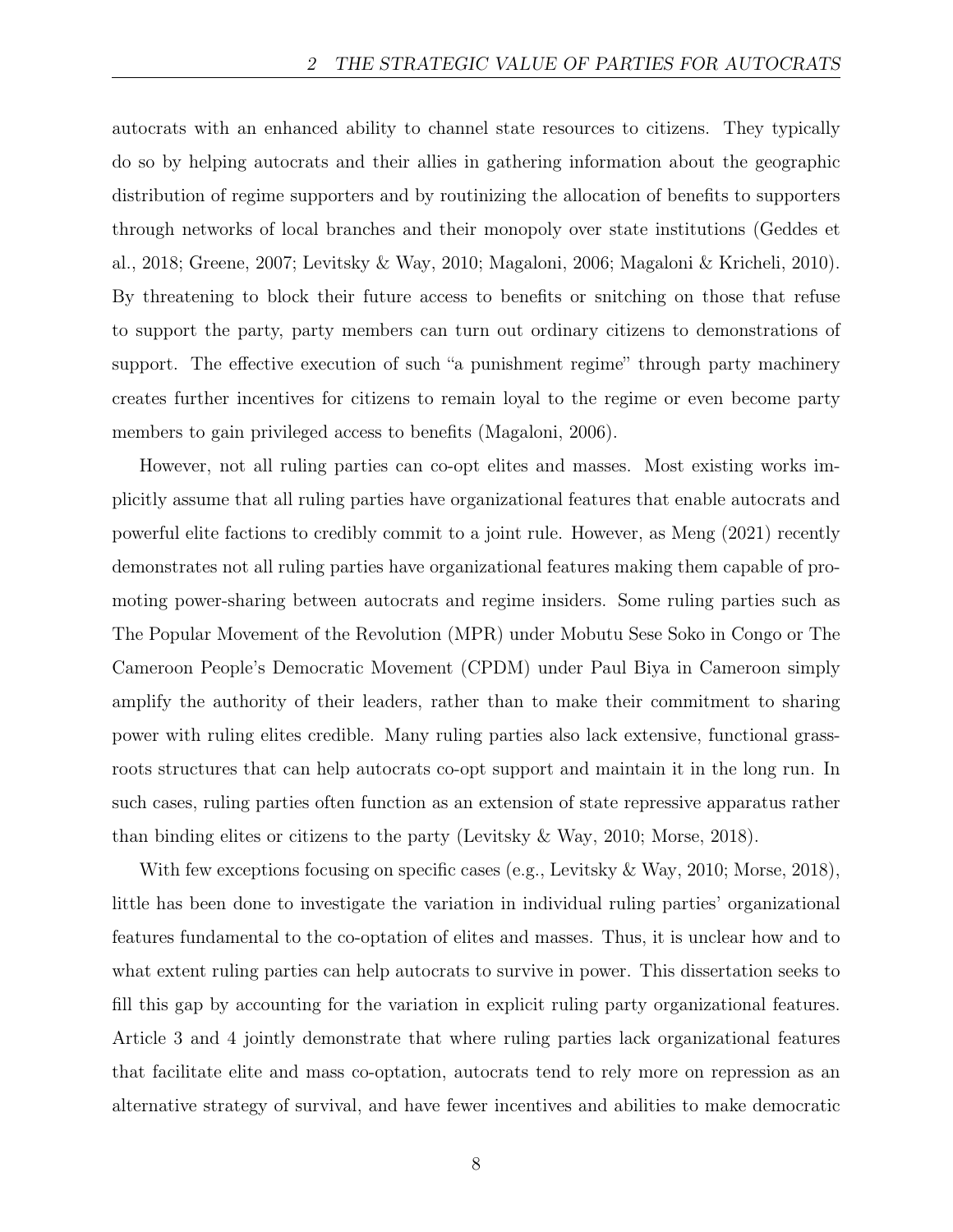autocrats with an enhanced ability to channel state resources to citizens. They typically do so by helping autocrats and their allies in gathering information about the geographic distribution of regime supporters and by routinizing the allocation of benefits to supporters through networks of local branches and their monopoly over state institutions (Geddes et al., 2018; Greene, 2007; Levitsky & Way, 2010; Magaloni, 2006; Magaloni & Kricheli, 2010). By threatening to block their future access to benefits or snitching on those that refuse to support the party, party members can turn out ordinary citizens to demonstrations of support. The effective execution of such "a punishment regime" through party machinery creates further incentives for citizens to remain loyal to the regime or even become party members to gain privileged access to benefits (Magaloni, 2006).

However, not all ruling parties can co-opt elites and masses. Most existing works implicitly assume that all ruling parties have organizational features that enable autocrats and powerful elite factions to credibly commit to a joint rule. However, as Meng (2021) recently demonstrates not all ruling parties have organizational features making them capable of promoting power-sharing between autocrats and regime insiders. Some ruling parties such as The Popular Movement of the Revolution (MPR) under Mobutu Sese Soko in Congo or The Cameroon People's Democratic Movement (CPDM) under Paul Biya in Cameroon simply amplify the authority of their leaders, rather than to make their commitment to sharing power with ruling elites credible. Many ruling parties also lack extensive, functional grassroots structures that can help autocrats co-opt support and maintain it in the long run. In such cases, ruling parties often function as an extension of state repressive apparatus rather than binding elites or citizens to the party (Levitsky & Way, 2010; Morse, 2018).

With few exceptions focusing on specific cases (e.g., Levitsky & Way, 2010; Morse, 2018), little has been done to investigate the variation in individual ruling parties' organizational features fundamental to the co-optation of elites and masses. Thus, it is unclear how and to what extent ruling parties can help autocrats to survive in power. This dissertation seeks to fill this gap by accounting for the variation in explicit ruling party organizational features. Article 3 and 4 jointly demonstrate that where ruling parties lack organizational features that facilitate elite and mass co-optation, autocrats tend to rely more on repression as an alternative strategy of survival, and have fewer incentives and abilities to make democratic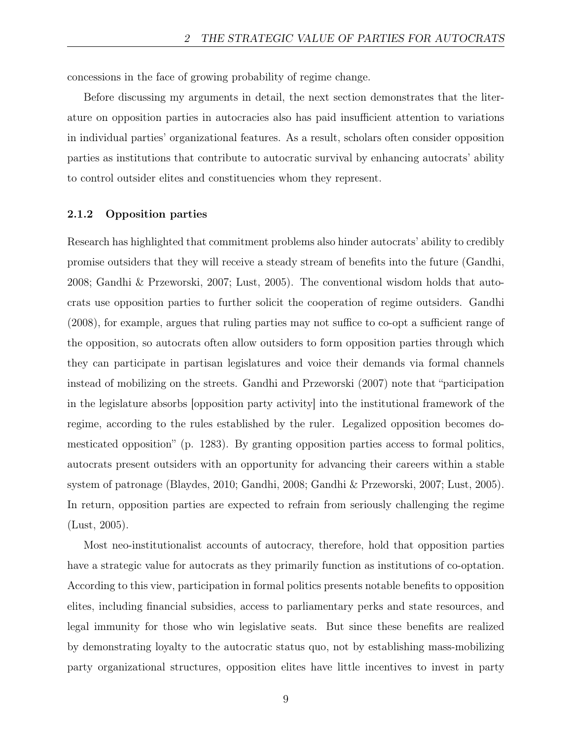concessions in the face of growing probability of regime change.

Before discussing my arguments in detail, the next section demonstrates that the literature on opposition parties in autocracies also has paid insufficient attention to variations in individual parties' organizational features. As a result, scholars often consider opposition parties as institutions that contribute to autocratic survival by enhancing autocrats' ability to control outsider elites and constituencies whom they represent.

### 2.1.2 Opposition parties

Research has highlighted that commitment problems also hinder autocrats' ability to credibly promise outsiders that they will receive a steady stream of benefits into the future (Gandhi, 2008; Gandhi & Przeworski, 2007; Lust, 2005). The conventional wisdom holds that autocrats use opposition parties to further solicit the cooperation of regime outsiders. Gandhi (2008), for example, argues that ruling parties may not suffice to co-opt a sufficient range of the opposition, so autocrats often allow outsiders to form opposition parties through which they can participate in partisan legislatures and voice their demands via formal channels instead of mobilizing on the streets. Gandhi and Przeworski (2007) note that "participation in the legislature absorbs [opposition party activity] into the institutional framework of the regime, according to the rules established by the ruler. Legalized opposition becomes domesticated opposition" (p. 1283). By granting opposition parties access to formal politics, autocrats present outsiders with an opportunity for advancing their careers within a stable system of patronage (Blaydes, 2010; Gandhi, 2008; Gandhi & Przeworski, 2007; Lust, 2005). In return, opposition parties are expected to refrain from seriously challenging the regime (Lust, 2005).

Most neo-institutionalist accounts of autocracy, therefore, hold that opposition parties have a strategic value for autocrats as they primarily function as institutions of co-optation. According to this view, participation in formal politics presents notable benefits to opposition elites, including financial subsidies, access to parliamentary perks and state resources, and legal immunity for those who win legislative seats. But since these benefits are realized by demonstrating loyalty to the autocratic status quo, not by establishing mass-mobilizing party organizational structures, opposition elites have little incentives to invest in party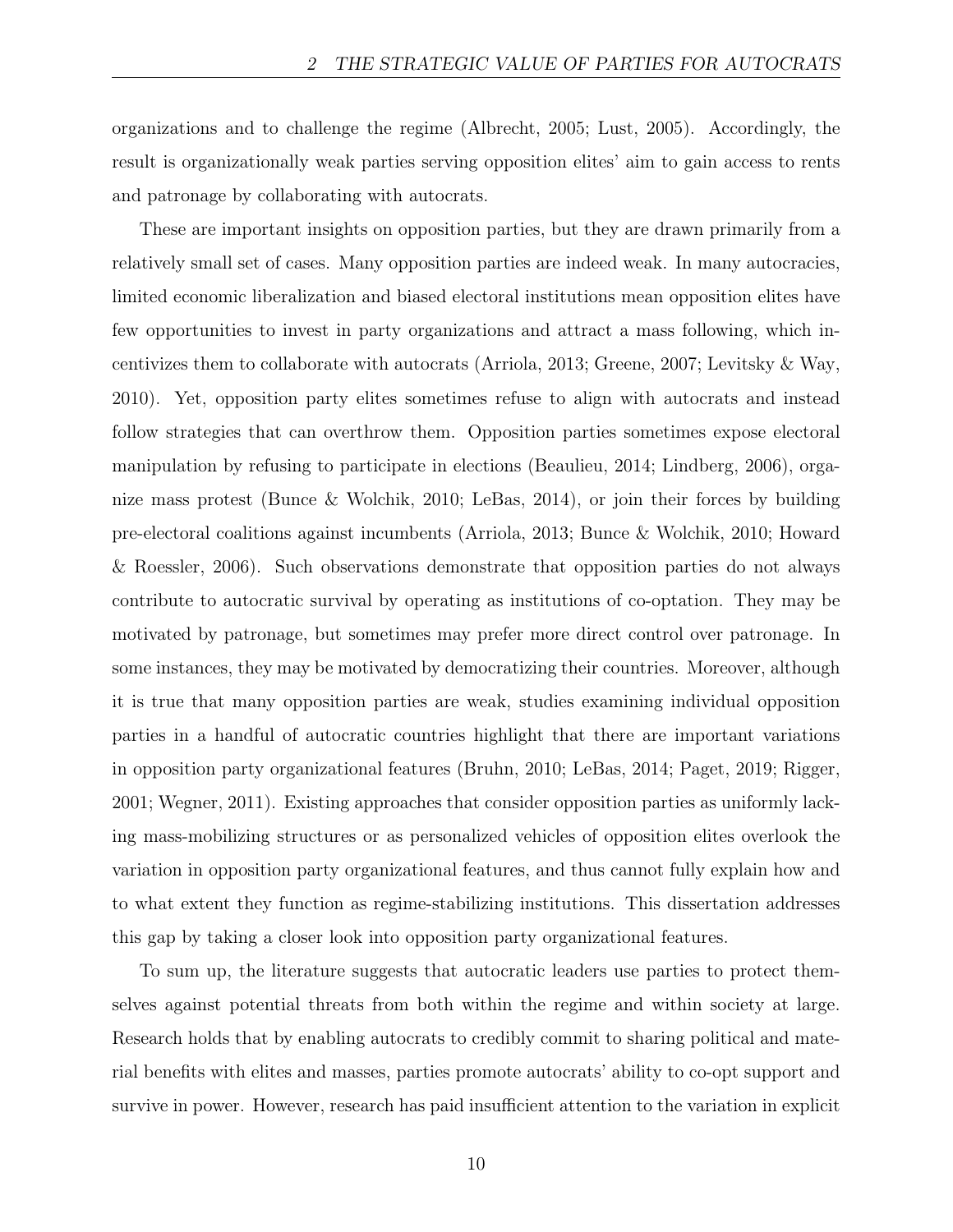organizations and to challenge the regime (Albrecht, 2005; Lust, 2005). Accordingly, the result is organizationally weak parties serving opposition elites' aim to gain access to rents and patronage by collaborating with autocrats.

These are important insights on opposition parties, but they are drawn primarily from a relatively small set of cases. Many opposition parties are indeed weak. In many autocracies, limited economic liberalization and biased electoral institutions mean opposition elites have few opportunities to invest in party organizations and attract a mass following, which incentivizes them to collaborate with autocrats (Arriola, 2013; Greene, 2007; Levitsky & Way, 2010). Yet, opposition party elites sometimes refuse to align with autocrats and instead follow strategies that can overthrow them. Opposition parties sometimes expose electoral manipulation by refusing to participate in elections (Beaulieu, 2014; Lindberg, 2006), organize mass protest (Bunce & Wolchik, 2010; LeBas, 2014), or join their forces by building pre-electoral coalitions against incumbents (Arriola, 2013; Bunce & Wolchik, 2010; Howard & Roessler, 2006). Such observations demonstrate that opposition parties do not always contribute to autocratic survival by operating as institutions of co-optation. They may be motivated by patronage, but sometimes may prefer more direct control over patronage. In some instances, they may be motivated by democratizing their countries. Moreover, although it is true that many opposition parties are weak, studies examining individual opposition parties in a handful of autocratic countries highlight that there are important variations in opposition party organizational features (Bruhn, 2010; LeBas, 2014; Paget, 2019; Rigger, 2001; Wegner, 2011). Existing approaches that consider opposition parties as uniformly lacking mass-mobilizing structures or as personalized vehicles of opposition elites overlook the variation in opposition party organizational features, and thus cannot fully explain how and to what extent they function as regime-stabilizing institutions. This dissertation addresses this gap by taking a closer look into opposition party organizational features.

To sum up, the literature suggests that autocratic leaders use parties to protect themselves against potential threats from both within the regime and within society at large. Research holds that by enabling autocrats to credibly commit to sharing political and material benefits with elites and masses, parties promote autocrats' ability to co-opt support and survive in power. However, research has paid insufficient attention to the variation in explicit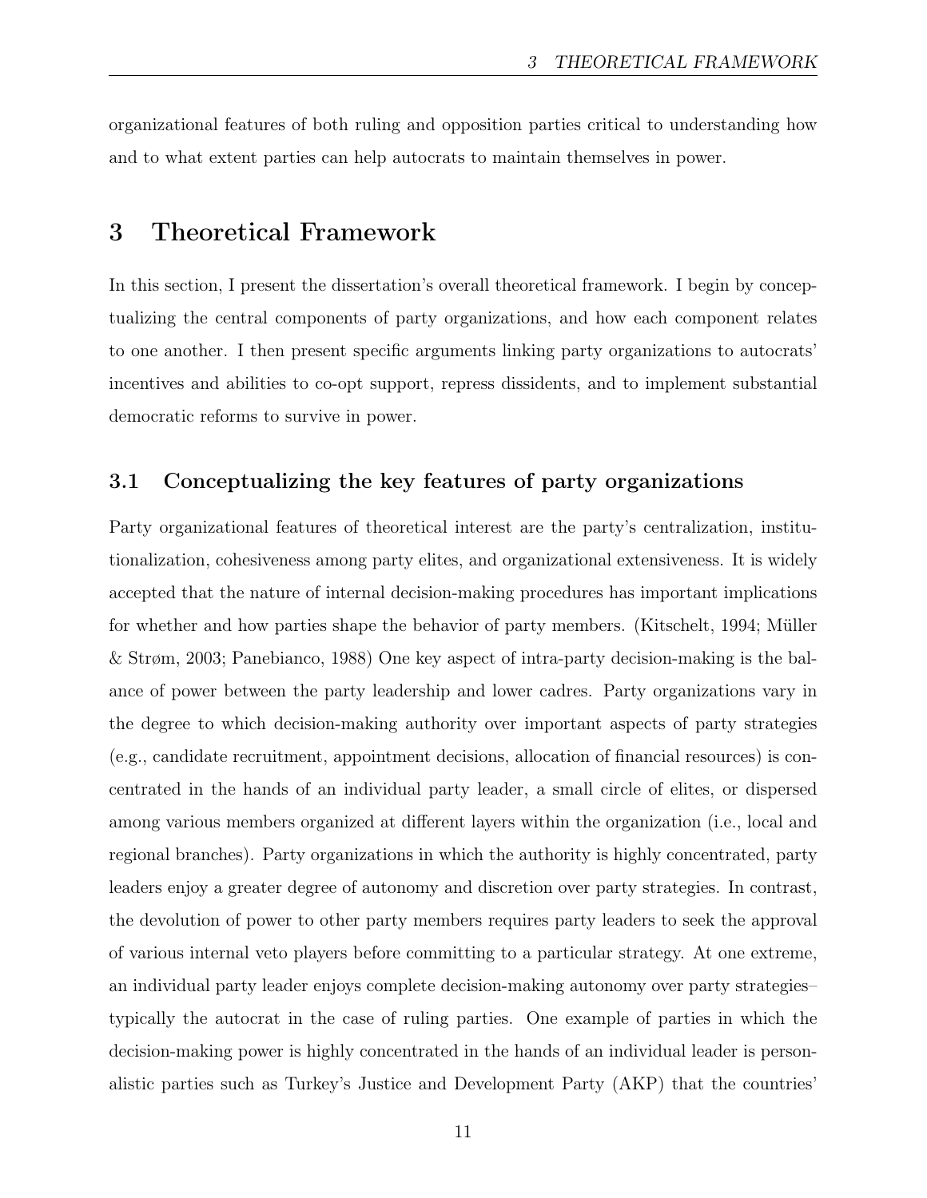organizational features of both ruling and opposition parties critical to understanding how and to what extent parties can help autocrats to maintain themselves in power.

# 3 Theoretical Framework

In this section, I present the dissertation's overall theoretical framework. I begin by conceptualizing the central components of party organizations, and how each component relates to one another. I then present specific arguments linking party organizations to autocrats' incentives and abilities to co-opt support, repress dissidents, and to implement substantial democratic reforms to survive in power.

## 3.1 Conceptualizing the key features of party organizations

Party organizational features of theoretical interest are the party's centralization, institutionalization, cohesiveness among party elites, and organizational extensiveness. It is widely accepted that the nature of internal decision-making procedures has important implications for whether and how parties shape the behavior of party members. (Kitschelt, 1994; Müller & Strøm, 2003; Panebianco, 1988) One key aspect of intra-party decision-making is the balance of power between the party leadership and lower cadres. Party organizations vary in the degree to which decision-making authority over important aspects of party strategies (e.g., candidate recruitment, appointment decisions, allocation of financial resources) is concentrated in the hands of an individual party leader, a small circle of elites, or dispersed among various members organized at different layers within the organization (i.e., local and regional branches). Party organizations in which the authority is highly concentrated, party leaders enjoy a greater degree of autonomy and discretion over party strategies. In contrast, the devolution of power to other party members requires party leaders to seek the approval of various internal veto players before committing to a particular strategy. At one extreme, an individual party leader enjoys complete decision-making autonomy over party strategies– typically the autocrat in the case of ruling parties. One example of parties in which the decision-making power is highly concentrated in the hands of an individual leader is personalistic parties such as Turkey's Justice and Development Party (AKP) that the countries'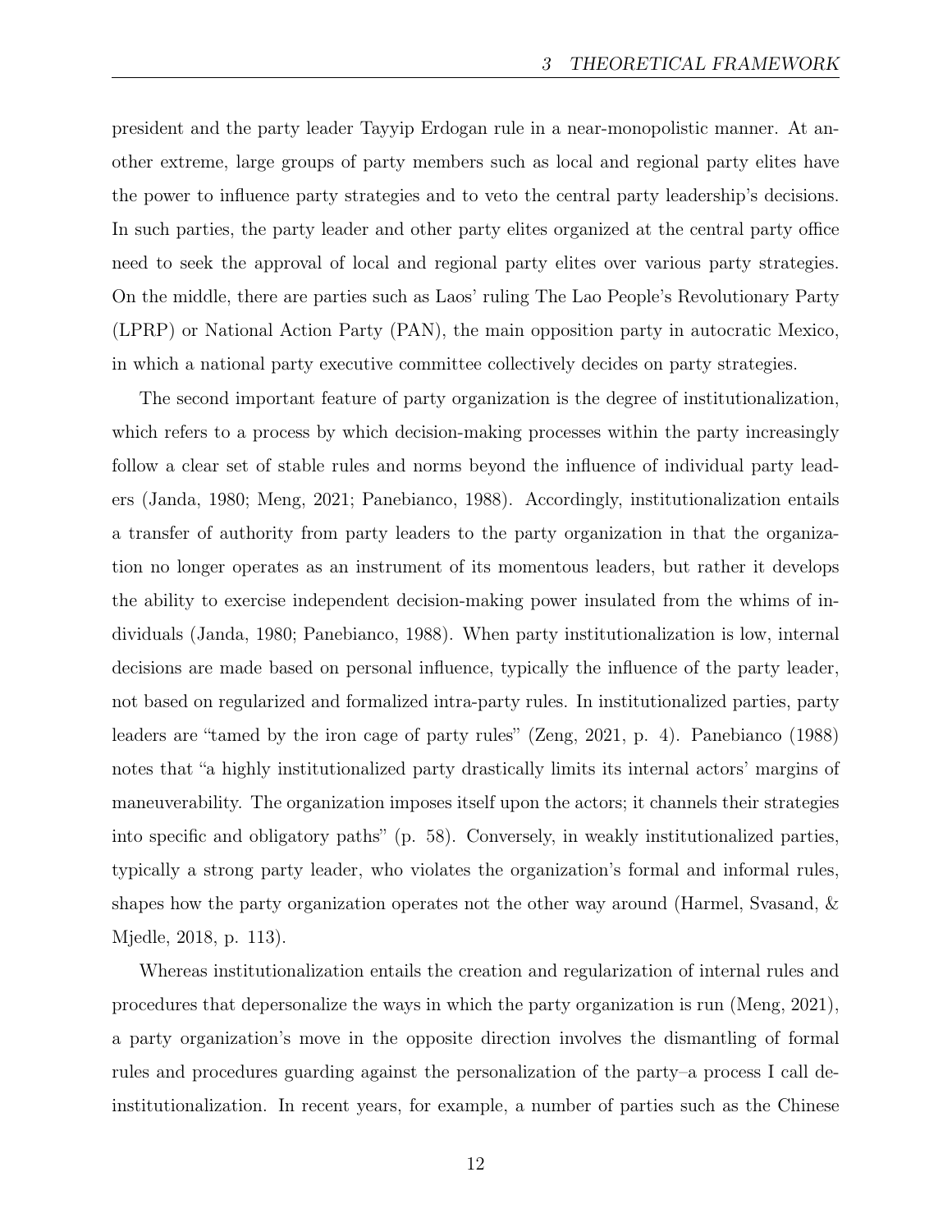president and the party leader Tayyip Erdogan rule in a near-monopolistic manner. At another extreme, large groups of party members such as local and regional party elites have the power to influence party strategies and to veto the central party leadership's decisions. In such parties, the party leader and other party elites organized at the central party office need to seek the approval of local and regional party elites over various party strategies. On the middle, there are parties such as Laos' ruling The Lao People's Revolutionary Party (LPRP) or National Action Party (PAN), the main opposition party in autocratic Mexico, in which a national party executive committee collectively decides on party strategies.

The second important feature of party organization is the degree of institutionalization, which refers to a process by which decision-making processes within the party increasingly follow a clear set of stable rules and norms beyond the influence of individual party leaders (Janda, 1980; Meng, 2021; Panebianco, 1988). Accordingly, institutionalization entails a transfer of authority from party leaders to the party organization in that the organization no longer operates as an instrument of its momentous leaders, but rather it develops the ability to exercise independent decision-making power insulated from the whims of individuals (Janda, 1980; Panebianco, 1988). When party institutionalization is low, internal decisions are made based on personal influence, typically the influence of the party leader, not based on regularized and formalized intra-party rules. In institutionalized parties, party leaders are "tamed by the iron cage of party rules" (Zeng, 2021, p. 4). Panebianco (1988) notes that "a highly institutionalized party drastically limits its internal actors' margins of maneuverability. The organization imposes itself upon the actors; it channels their strategies into specific and obligatory paths" (p. 58). Conversely, in weakly institutionalized parties, typically a strong party leader, who violates the organization's formal and informal rules, shapes how the party organization operates not the other way around (Harmel, Svasand, & Mjedle, 2018, p. 113).

Whereas institutionalization entails the creation and regularization of internal rules and procedures that depersonalize the ways in which the party organization is run (Meng, 2021), a party organization's move in the opposite direction involves the dismantling of formal rules and procedures guarding against the personalization of the party–a process I call de-institutionalization. In recent years, for example, a number of parties such as the Chinese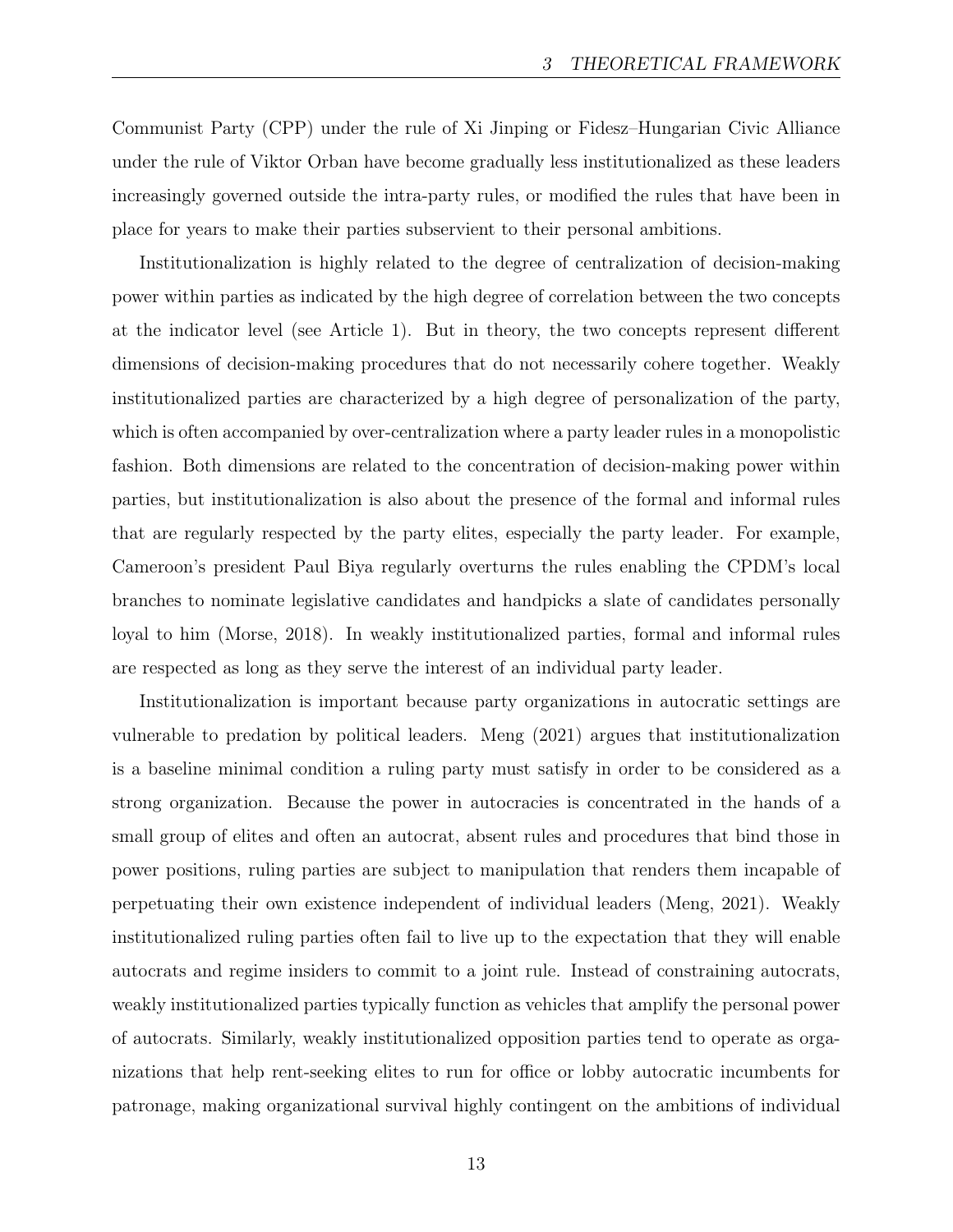Communist Party (CPP) under the rule of Xi Jinping or Fidesz–Hungarian Civic Alliance under the rule of Viktor Orban have become gradually less institutionalized as these leaders increasingly governed outside the intra-party rules, or modified the rules that have been in place for years to make their parties subservient to their personal ambitions.

Institutionalization is highly related to the degree of centralization of decision-making power within parties as indicated by the high degree of correlation between the two concepts at the indicator level (see Article 1). But in theory, the two concepts represent different dimensions of decision-making procedures that do not necessarily cohere together. Weakly institutionalized parties are characterized by a high degree of personalization of the party, which is often accompanied by over-centralization where a party leader rules in a monopolistic fashion. Both dimensions are related to the concentration of decision-making power within parties, but institutionalization is also about the presence of the formal and informal rules that are regularly respected by the party elites, especially the party leader. For example, Cameroon's president Paul Biya regularly overturns the rules enabling the CPDM's local branches to nominate legislative candidates and handpicks a slate of candidates personally loyal to him (Morse, 2018). In weakly institutionalized parties, formal and informal rules are respected as long as they serve the interest of an individual party leader.

Institutionalization is important because party organizations in autocratic settings are vulnerable to predation by political leaders. Meng (2021) argues that institutionalization is a baseline minimal condition a ruling party must satisfy in order to be considered as a strong organization. Because the power in autocracies is concentrated in the hands of a small group of elites and often an autocrat, absent rules and procedures that bind those in power positions, ruling parties are subject to manipulation that renders them incapable of perpetuating their own existence independent of individual leaders (Meng, 2021). Weakly institutionalized ruling parties often fail to live up to the expectation that they will enable autocrats and regime insiders to commit to a joint rule. Instead of constraining autocrats, weakly institutionalized parties typically function as vehicles that amplify the personal power of autocrats. Similarly, weakly institutionalized opposition parties tend to operate as organizations that help rent-seeking elites to run for office or lobby autocratic incumbents for patronage, making organizational survival highly contingent on the ambitions of individual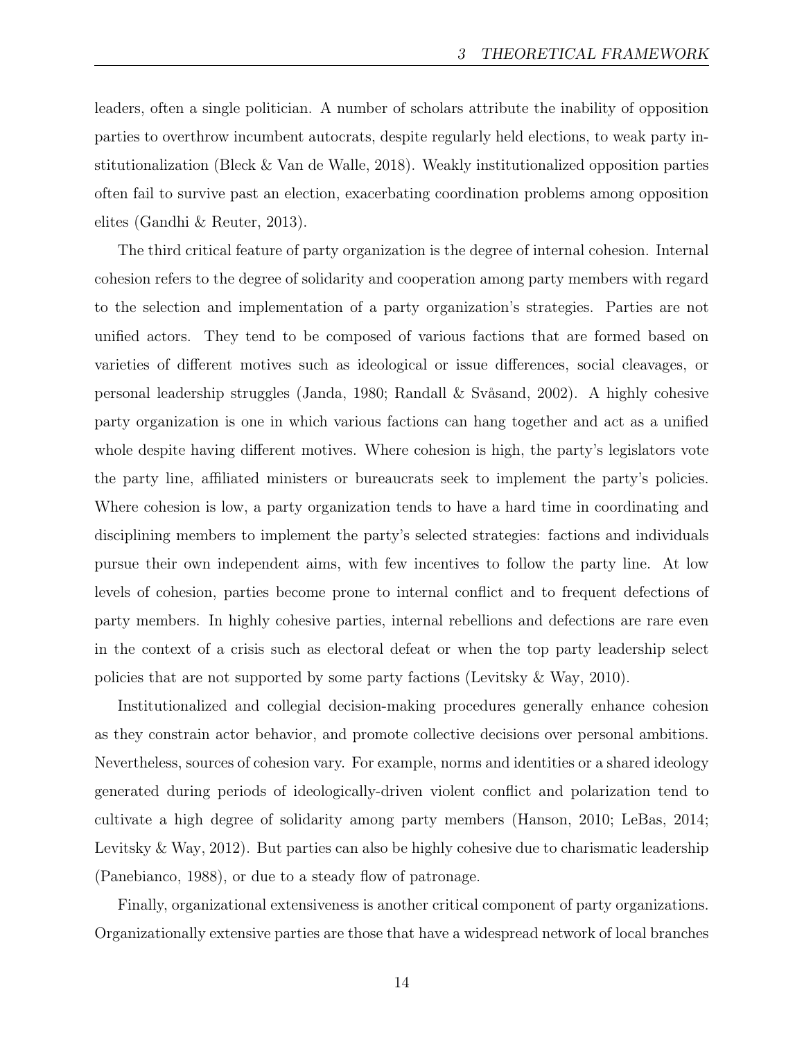leaders, often a single politician. A number of scholars attribute the inability of opposition parties to overthrow incumbent autocrats, despite regularly held elections, to weak party institutionalization (Bleck & Van de Walle, 2018). Weakly institutionalized opposition parties often fail to survive past an election, exacerbating coordination problems among opposition elites (Gandhi & Reuter, 2013).

The third critical feature of party organization is the degree of internal cohesion. Internal cohesion refers to the degree of solidarity and cooperation among party members with regard to the selection and implementation of a party organization's strategies. Parties are not unified actors. They tend to be composed of various factions that are formed based on varieties of different motives such as ideological or issue differences, social cleavages, or personal leadership struggles (Janda, 1980; Randall & Svåsand, 2002). A highly cohesive party organization is one in which various factions can hang together and act as a unified whole despite having different motives. Where cohesion is high, the party's legislators vote the party line, affiliated ministers or bureaucrats seek to implement the party's policies. Where cohesion is low, a party organization tends to have a hard time in coordinating and disciplining members to implement the party's selected strategies: factions and individuals pursue their own independent aims, with few incentives to follow the party line. At low levels of cohesion, parties become prone to internal conflict and to frequent defections of party members. In highly cohesive parties, internal rebellions and defections are rare even in the context of a crisis such as electoral defeat or when the top party leadership select policies that are not supported by some party factions (Levitsky & Way, 2010).

Institutionalized and collegial decision-making procedures generally enhance cohesion as they constrain actor behavior, and promote collective decisions over personal ambitions. Nevertheless, sources of cohesion vary. For example, norms and identities or a shared ideology generated during periods of ideologically-driven violent conflict and polarization tend to cultivate a high degree of solidarity among party members (Hanson, 2010; LeBas, 2014; Levitsky & Way, 2012). But parties can also be highly cohesive due to charismatic leadership (Panebianco, 1988), or due to a steady flow of patronage.

Finally, organizational extensiveness is another critical component of party organizations. Organizationally extensive parties are those that have a widespread network of local branches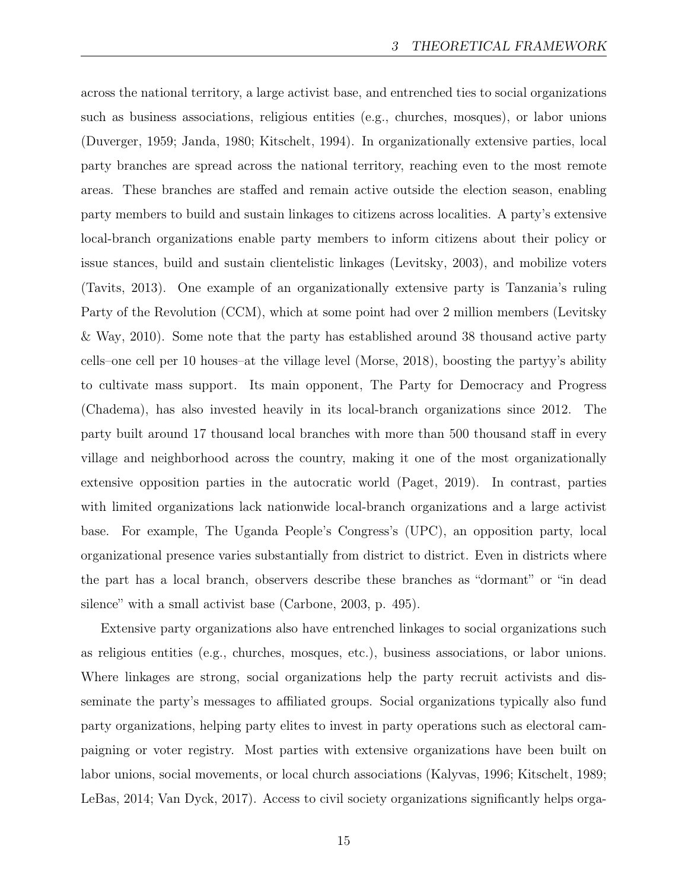across the national territory, a large activist base, and entrenched ties to social organizations such as business associations, religious entities (e.g., churches, mosques), or labor unions (Duverger, 1959; Janda, 1980; Kitschelt, 1994). In organizationally extensive parties, local party branches are spread across the national territory, reaching even to the most remote areas. These branches are staffed and remain active outside the election season, enabling party members to build and sustain linkages to citizens across localities. A party's extensive local-branch organizations enable party members to inform citizens about their policy or issue stances, build and sustain clientelistic linkages (Levitsky, 2003), and mobilize voters (Tavits, 2013). One example of an organizationally extensive party is Tanzania's ruling Party of the Revolution (CCM), which at some point had over 2 million members (Levitsky & Way, 2010). Some note that the party has established around 38 thousand active party cells–one cell per 10 houses–at the village level (Morse, 2018), boosting the partyy's ability to cultivate mass support. Its main opponent, The Party for Democracy and Progress (Chadema), has also invested heavily in its local-branch organizations since 2012. The party built around 17 thousand local branches with more than 500 thousand staff in every village and neighborhood across the country, making it one of the most organizationally extensive opposition parties in the autocratic world (Paget, 2019). In contrast, parties with limited organizations lack nationwide local-branch organizations and a large activist base. For example, The Uganda People's Congress's (UPC), an opposition party, local organizational presence varies substantially from district to district. Even in districts where the part has a local branch, observers describe these branches as "dormant" or "in dead silence" with a small activist base (Carbone, 2003, p. 495).

Extensive party organizations also have entrenched linkages to social organizations such as religious entities (e.g., churches, mosques, etc.), business associations, or labor unions. Where linkages are strong, social organizations help the party recruit activists and disseminate the party's messages to affiliated groups. Social organizations typically also fund party organizations, helping party elites to invest in party operations such as electoral campaigning or voter registry. Most parties with extensive organizations have been built on labor unions, social movements, or local church associations (Kalyvas, 1996; Kitschelt, 1989; LeBas, 2014; Van Dyck, 2017). Access to civil society organizations significantly helps orga-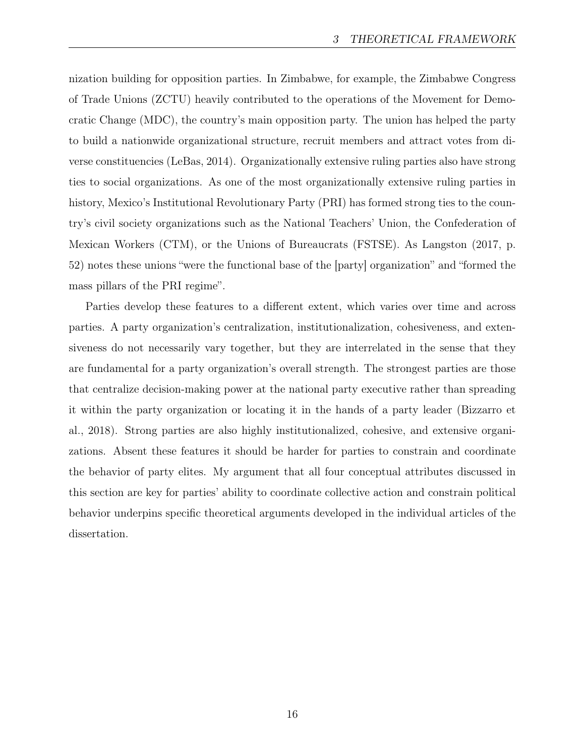nization building for opposition parties. In Zimbabwe, for example, the Zimbabwe Congress of Trade Unions (ZCTU) heavily contributed to the operations of the Movement for Democratic Change (MDC), the country's main opposition party. The union has helped the party to build a nationwide organizational structure, recruit members and attract votes from diverse constituencies (LeBas, 2014). Organizationally extensive ruling parties also have strong ties to social organizations. As one of the most organizationally extensive ruling parties in history, Mexico's Institutional Revolutionary Party (PRI) has formed strong ties to the country's civil society organizations such as the National Teachers' Union, the Confederation of Mexican Workers (CTM), or the Unions of Bureaucrats (FSTSE). As Langston (2017, p. 52) notes these unions "were the functional base of the [party] organization" and "formed the mass pillars of the PRI regime".

Parties develop these features to a different extent, which varies over time and across parties. A party organization's centralization, institutionalization, cohesiveness, and extensiveness do not necessarily vary together, but they are interrelated in the sense that they are fundamental for a party organization's overall strength. The strongest parties are those that centralize decision-making power at the national party executive rather than spreading it within the party organization or locating it in the hands of a party leader (Bizzarro et al., 2018). Strong parties are also highly institutionalized, cohesive, and extensive organizations. Absent these features it should be harder for parties to constrain and coordinate the behavior of party elites. My argument that all four conceptual attributes discussed in this section are key for parties' ability to coordinate collective action and constrain political behavior underpins specific theoretical arguments developed in the individual articles of the dissertation.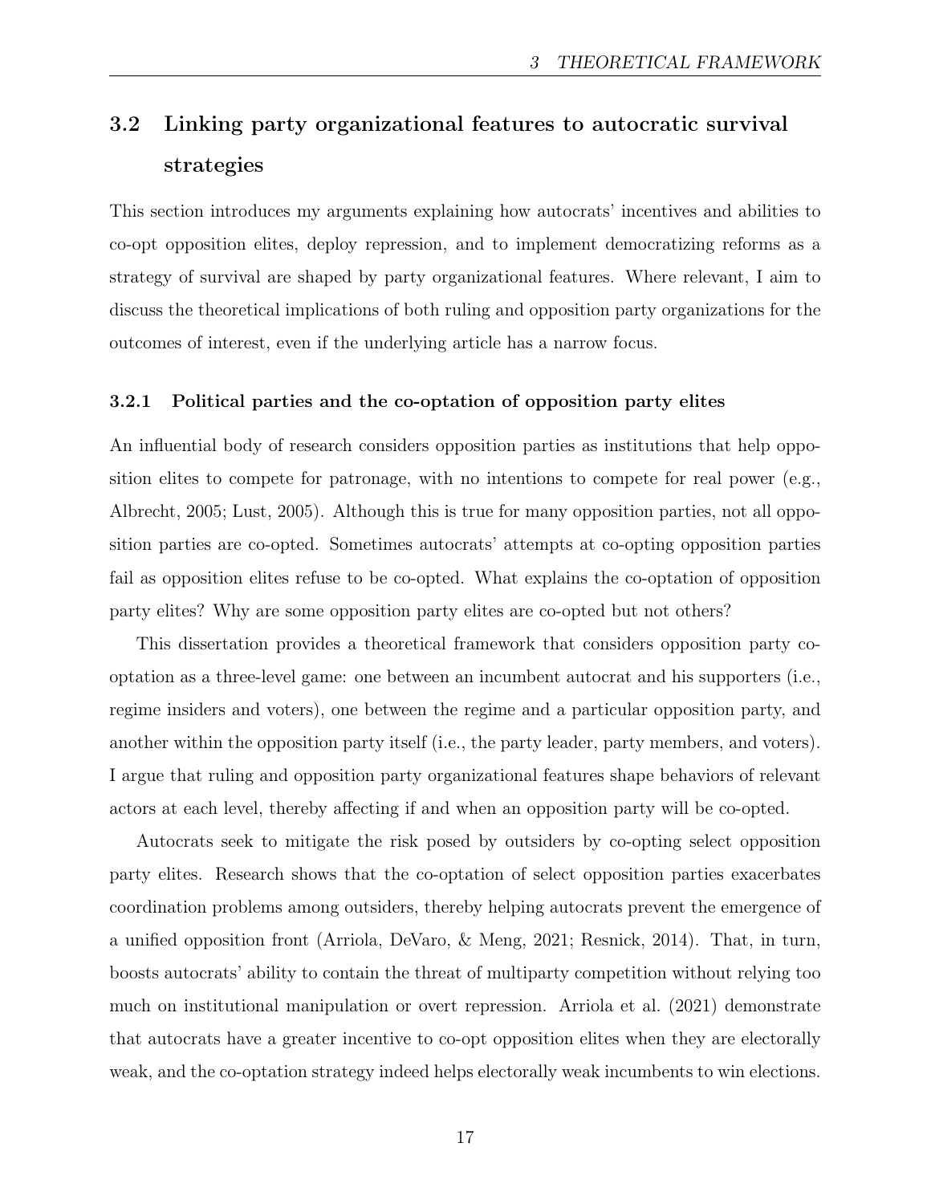## 3.2 Linking party organizational features to autocratic survival strategies

This section introduces my arguments explaining how autocrats' incentives and abilities to co-opt opposition elites, deploy repression, and to implement democratizing reforms as a strategy of survival are shaped by party organizational features. Where relevant, I aim to discuss the theoretical implications of both ruling and opposition party organizations for the outcomes of interest, even if the underlying article has a narrow focus.

### 3.2.1 Political parties and the co-optation of opposition party elites

An influential body of research considers opposition parties as institutions that help opposition elites to compete for patronage, with no intentions to compete for real power (e.g., Albrecht, 2005; Lust, 2005). Although this is true for many opposition parties, not all opposition parties are co-opted. Sometimes autocrats' attempts at co-opting opposition parties fail as opposition elites refuse to be co-opted. What explains the co-optation of opposition party elites? Why are some opposition party elites are co-opted but not others?

This dissertation provides a theoretical framework that considers opposition party co-optation as a three-level game: one between an incumbent autocrat and his supporters (i.e., regime insiders and voters), one between the regime and a particular opposition party, and another within the opposition party itself (i.e., the party leader, party members, and voters). I argue that ruling and opposition party organizational features shape behaviors of relevant actors at each level, thereby affecting if and when an opposition party will be co-opted.

Autocrats seek to mitigate the risk posed by outsiders by co-opting select opposition party elites. Research shows that the co-optation of select opposition parties exacerbates coordination problems among outsiders, thereby helping autocrats prevent the emergence of a unified opposition front (Arriola, DeVaro, & Meng, 2021; Resnick, 2014). That, in turn, boosts autocrats' ability to contain the threat of multiparty competition without relying too much on institutional manipulation or overt repression. Arriola et al. (2021) demonstrate that autocrats have a greater incentive to co-opt opposition elites when they are electorally weak, and the co-optation strategy indeed helps electorally weak incumbents to win elections.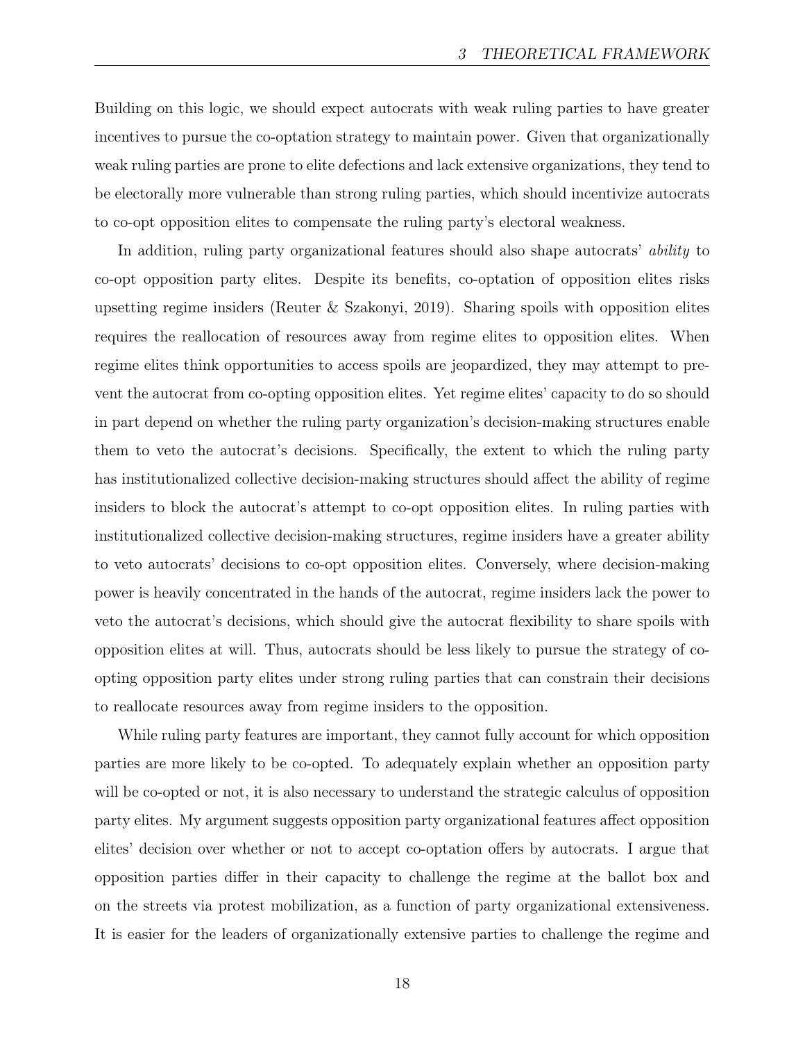Building on this logic, we should expect autocrats with weak ruling parties to have greater incentives to pursue the co-optation strategy to maintain power. Given that organizationally weak ruling parties are prone to elite defections and lack extensive organizations, they tend to be electorally more vulnerable than strong ruling parties, which should incentivize autocrats to co-opt opposition elites to compensate the ruling party's electoral weakness.

In addition, ruling party organizational features should also shape autocrats' *ability* to co-opt opposition party elites. Despite its benefits, co-optation of opposition elites risks upsetting regime insiders (Reuter & Szakonyi, 2019). Sharing spoils with opposition elites requires the reallocation of resources away from regime elites to opposition elites. When regime elites think opportunities to access spoils are jeopardized, they may attempt to prevent the autocrat from co-opting opposition elites. Yet regime elites' capacity to do so should in part depend on whether the ruling party organization's decision-making structures enable them to veto the autocrat's decisions. Specifically, the extent to which the ruling party has institutionalized collective decision-making structures should affect the ability of regime insiders to block the autocrat's attempt to co-opt opposition elites. In ruling parties with institutionalized collective decision-making structures, regime insiders have a greater ability to veto autocrats' decisions to co-opt opposition elites. Conversely, where decision-making power is heavily concentrated in the hands of the autocrat, regime insiders lack the power to veto the autocrat's decisions, which should give the autocrat flexibility to share spoils with opposition elites at will. Thus, autocrats should be less likely to pursue the strategy of co-opting opposition party elites under strong ruling parties that can constrain their decisions to reallocate resources away from regime insiders to the opposition.

While ruling party features are important, they cannot fully account for which opposition parties are more likely to be co-opted. To adequately explain whether an opposition party will be co-opted or not, it is also necessary to understand the strategic calculus of opposition party elites. My argument suggests opposition party organizational features affect opposition elites' decision over whether or not to accept co-optation offers by autocrats. I argue that opposition parties differ in their capacity to challenge the regime at the ballot box and on the streets via protest mobilization, as a function of party organizational extensiveness. It is easier for the leaders of organizationally extensive parties to challenge the regime and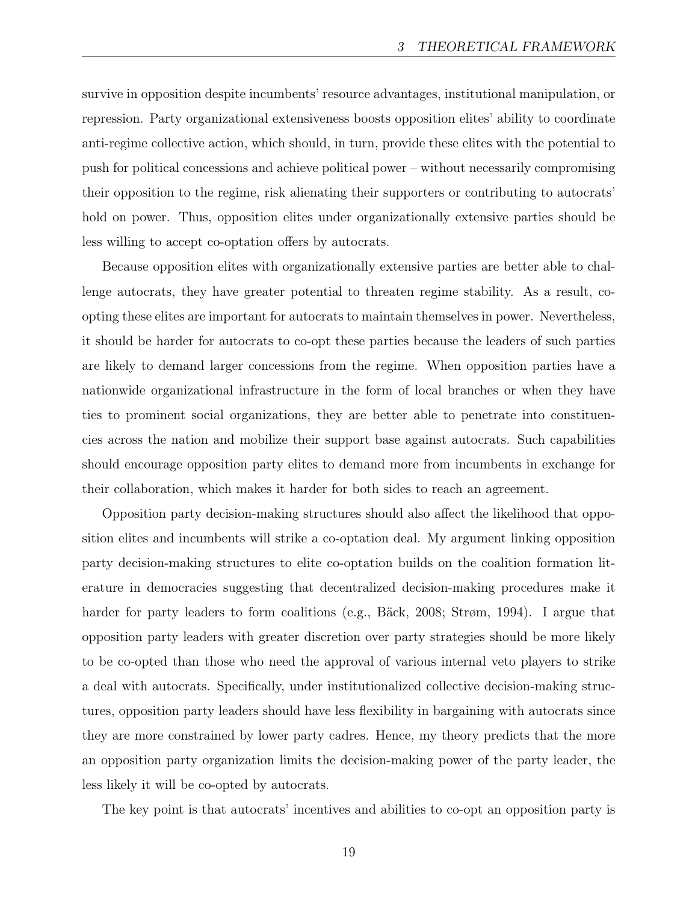survive in opposition despite incumbents' resource advantages, institutional manipulation, or repression. Party organizational extensiveness boosts opposition elites' ability to coordinate anti-regime collective action, which should, in turn, provide these elites with the potential to push for political concessions and achieve political power – without necessarily compromising their opposition to the regime, risk alienating their supporters or contributing to autocrats' hold on power. Thus, opposition elites under organizationally extensive parties should be less willing to accept co-optation offers by autocrats.

Because opposition elites with organizationally extensive parties are better able to challenge autocrats, they have greater potential to threaten regime stability. As a result, co-opting these elites are important for autocrats to maintain themselves in power. Nevertheless, it should be harder for autocrats to co-opt these parties because the leaders of such parties are likely to demand larger concessions from the regime. When opposition parties have a nationwide organizational infrastructure in the form of local branches or when they have ties to prominent social organizations, they are better able to penetrate into constituencies across the nation and mobilize their support base against autocrats. Such capabilities should encourage opposition party elites to demand more from incumbents in exchange for their collaboration, which makes it harder for both sides to reach an agreement.

Opposition party decision-making structures should also affect the likelihood that opposition elites and incumbents will strike a co-optation deal. My argument linking opposition party decision-making structures to elite co-optation builds on the coalition formation literature in democracies suggesting that decentralized decision-making procedures make it harder for party leaders to form coalitions (e.g., Bäck, 2008; Strøm, 1994). I argue that opposition party leaders with greater discretion over party strategies should be more likely to be co-opted than those who need the approval of various internal veto players to strike a deal with autocrats. Specifically, under institutionalized collective decision-making structures, opposition party leaders should have less flexibility in bargaining with autocrats since they are more constrained by lower party cadres. Hence, my theory predicts that the more an opposition party organization limits the decision-making power of the party leader, the less likely it will be co-opted by autocrats.

The key point is that autocrats' incentives and abilities to co-opt an opposition party is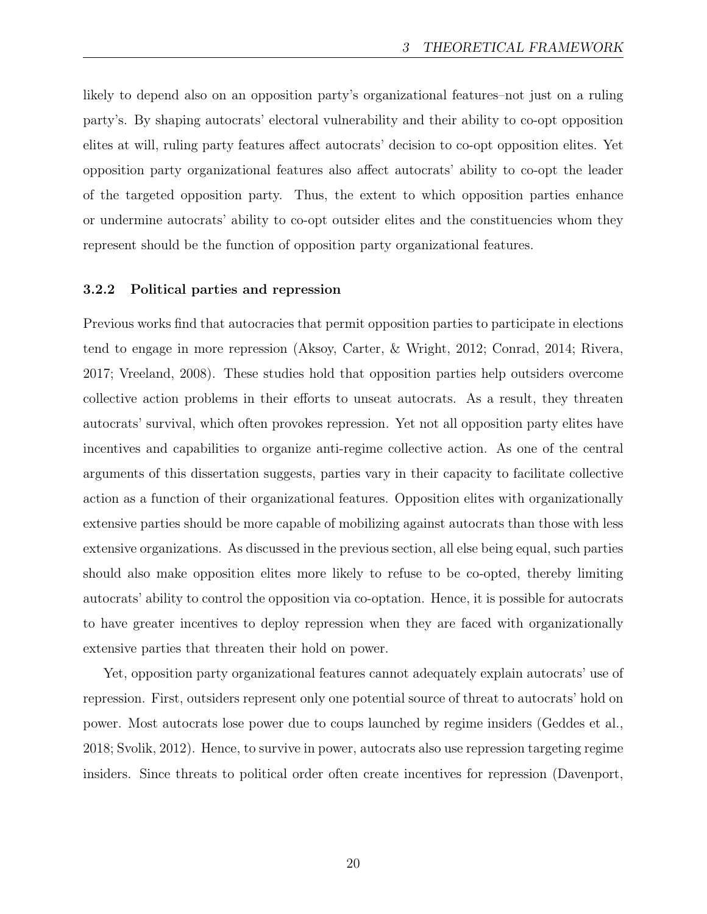likely to depend also on an opposition party's organizational features–not just on a ruling party's. By shaping autocrats' electoral vulnerability and their ability to co-opt opposition elites at will, ruling party features affect autocrats' decision to co-opt opposition elites. Yet opposition party organizational features also affect autocrats' ability to co-opt the leader of the targeted opposition party. Thus, the extent to which opposition parties enhance or undermine autocrats' ability to co-opt outsider elites and the constituencies whom they represent should be the function of opposition party organizational features.

### 3.2.2 Political parties and repression

Previous works find that autocracies that permit opposition parties to participate in elections tend to engage in more repression (Aksoy, Carter, & Wright, 2012; Conrad, 2014; Rivera, 2017; Vreeland, 2008). These studies hold that opposition parties help outsiders overcome collective action problems in their efforts to unseat autocrats. As a result, they threaten autocrats' survival, which often provokes repression. Yet not all opposition party elites have incentives and capabilities to organize anti-regime collective action. As one of the central arguments of this dissertation suggests, parties vary in their capacity to facilitate collective action as a function of their organizational features. Opposition elites with organizationally extensive parties should be more capable of mobilizing against autocrats than those with less extensive organizations. As discussed in the previous section, all else being equal, such parties should also make opposition elites more likely to refuse to be co-opted, thereby limiting autocrats' ability to control the opposition via co-optation. Hence, it is possible for autocrats to have greater incentives to deploy repression when they are faced with organizationally extensive parties that threaten their hold on power.

Yet, opposition party organizational features cannot adequately explain autocrats' use of repression. First, outsiders represent only one potential source of threat to autocrats' hold on power. Most autocrats lose power due to coups launched by regime insiders (Geddes et al., 2018; Svolik, 2012). Hence, to survive in power, autocrats also use repression targeting regime insiders. Since threats to political order often create incentives for repression (Davenport,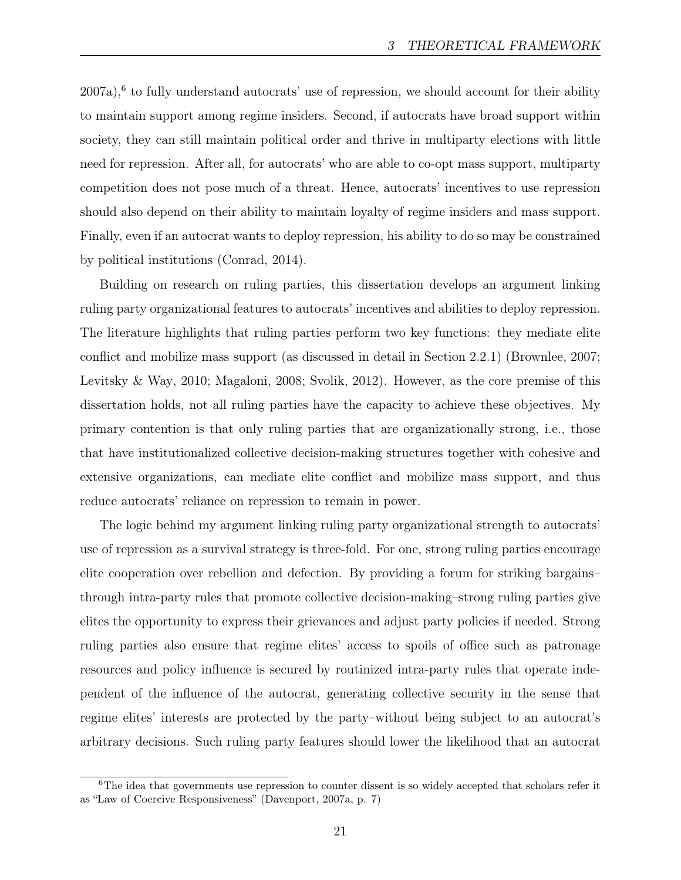2007a),[6] to fully understand autocrats' use of repression, we should account for their ability to maintain support among regime insiders. Second, if autocrats have broad support within society, they can still maintain political order and thrive in multiparty elections with little need for repression. After all, for autocrats' who are able to co-opt mass support, multiparty competition does not pose much of a threat. Hence, autocrats' incentives to use repression should also depend on their ability to maintain loyalty of regime insiders and mass support. Finally, even if an autocrat wants to deploy repression, his ability to do so may be constrained by political institutions (Conrad, 2014).

Building on research on ruling parties, this dissertation develops an argument linking ruling party organizational features to autocrats' incentives and abilities to deploy repression. The literature highlights that ruling parties perform two key functions: they mediate elite conflict and mobilize mass support (as discussed in detail in Section 2.2.1) (Brownlee, 2007; Levitsky & Way, 2010; Magaloni, 2008; Svolik, 2012). However, as the core premise of this dissertation holds, not all ruling parties have the capacity to achieve these objectives. My primary contention is that only ruling parties that are organizationally strong, i.e., those that have institutionalized collective decision-making structures together with cohesive and extensive organizations, can mediate elite conflict and mobilize mass support, and thus reduce autocrats' reliance on repression to remain in power.

The logic behind my argument linking ruling party organizational strength to autocrats' use of repression as a survival strategy is three-fold. For one, strong ruling parties encourage elite cooperation over rebellion and defection. By providing a forum for striking bargains–through intra-party rules that promote collective decision-making–strong ruling parties give elites the opportunity to express their grievances and adjust party policies if needed. Strong ruling parties also ensure that regime elites' access to spoils of office such as patronage resources and policy influence is secured by routinized intra-party rules that operate independent of the influence of the autocrat, generating collective security in the sense that regime elites' interests are protected by the party–without being subject to an autocrat's arbitrary decisions. Such ruling party features should lower the likelihood that an autocrat

[6] The idea that governments use repression to counter dissent is so widely accepted that scholars refer it as "Law of Coercive Responsiveness" (Davenport, 2007a, p. 7)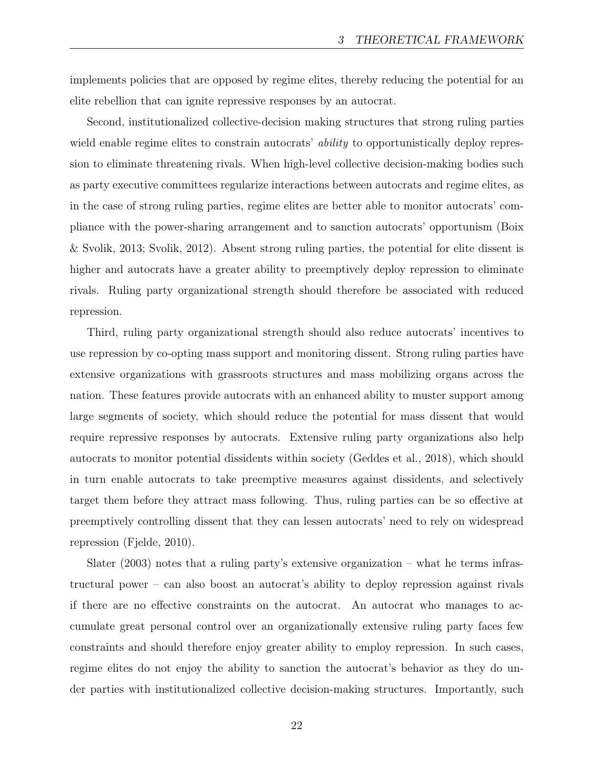implements policies that are opposed by regime elites, thereby reducing the potential for an elite rebellion that can ignite repressive responses by an autocrat.

Second, institutionalized collective-decision making structures that strong ruling parties wield enable regime elites to constrain autocrats' *ability* to opportunistically deploy repression to eliminate threatening rivals. When high-level collective decision-making bodies such as party executive committees regularize interactions between autocrats and regime elites, as in the case of strong ruling parties, regime elites are better able to monitor autocrats' compliance with the power-sharing arrangement and to sanction autocrats' opportunism (Boix & Svolik, 2013; Svolik, 2012). Absent strong ruling parties, the potential for elite dissent is higher and autocrats have a greater ability to preemptively deploy repression to eliminate rivals. Ruling party organizational strength should therefore be associated with reduced repression.

Third, ruling party organizational strength should also reduce autocrats' incentives to use repression by co-opting mass support and monitoring dissent. Strong ruling parties have extensive organizations with grassroots structures and mass mobilizing organs across the nation. These features provide autocrats with an enhanced ability to muster support among large segments of society, which should reduce the potential for mass dissent that would require repressive responses by autocrats. Extensive ruling party organizations also help autocrats to monitor potential dissidents within society (Geddes et al., 2018), which should in turn enable autocrats to take preemptive measures against dissidents, and selectively target them before they attract mass following. Thus, ruling parties can be so effective at preemptively controlling dissent that they can lessen autocrats' need to rely on widespread repression (Fjelde, 2010).

Slater (2003) notes that a ruling party's extensive organization – what he terms infrastructural power – can also boost an autocrat's ability to deploy repression against rivals if there are no effective constraints on the autocrat. An autocrat who manages to accumulate great personal control over an organizationally extensive ruling party faces few constraints and should therefore enjoy greater ability to employ repression. In such cases, regime elites do not enjoy the ability to sanction the autocrat's behavior as they do under parties with institutionalized collective decision-making structures. Importantly, such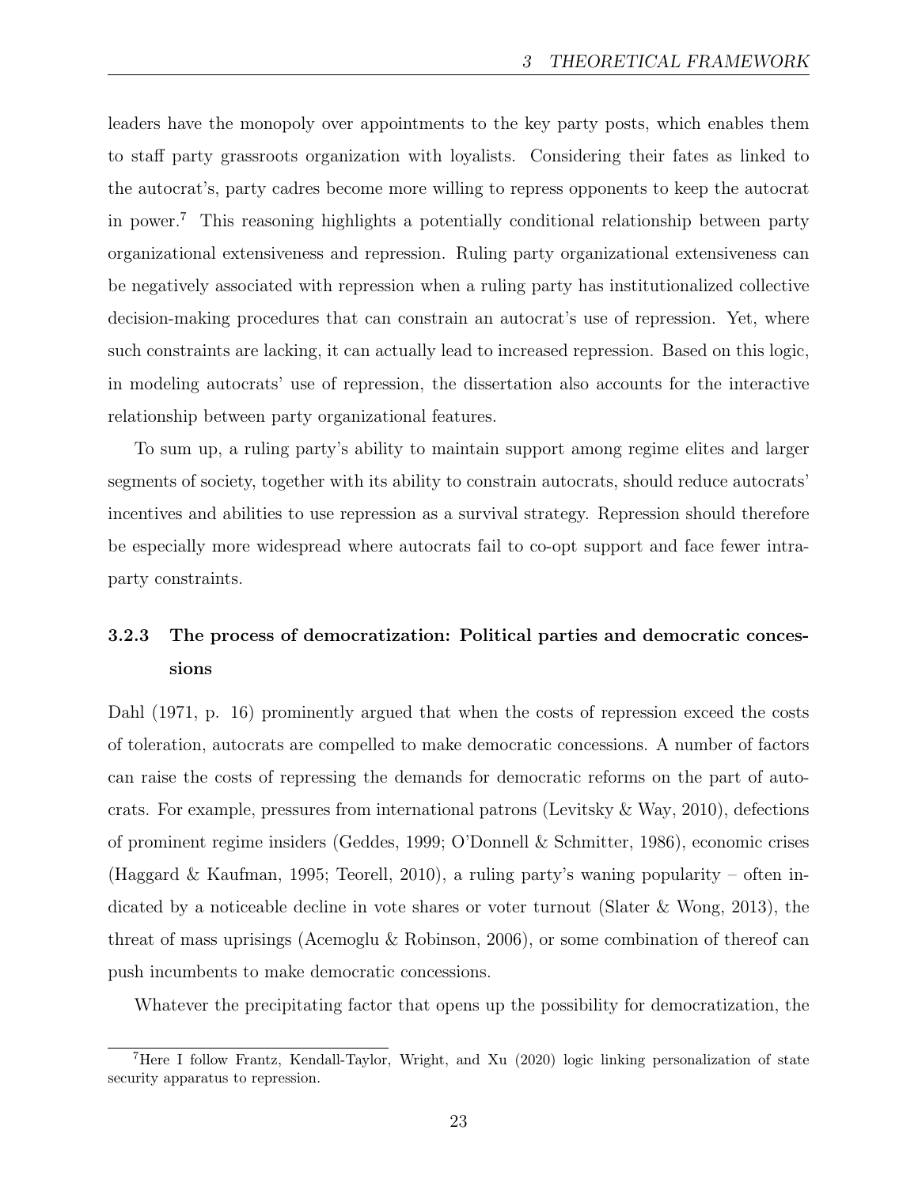leaders have the monopoly over appointments to the key party posts, which enables them to staff party grassroots organization with loyalists. Considering their fates as linked to the autocrat's, party cadres become more willing to repress opponents to keep the autocrat in power.[7] This reasoning highlights a potentially conditional relationship between party organizational extensiveness and repression. Ruling party organizational extensiveness can be negatively associated with repression when a ruling party has institutionalized collective decision-making procedures that can constrain an autocrat's use of repression. Yet, where such constraints are lacking, it can actually lead to increased repression. Based on this logic, in modeling autocrats' use of repression, the dissertation also accounts for the interactive relationship between party organizational features.

To sum up, a ruling party's ability to maintain support among regime elites and larger segments of society, together with its ability to constrain autocrats, should reduce autocrats' incentives and abilities to use repression as a survival strategy. Repression should therefore be especially more widespread where autocrats fail to co-opt support and face fewer intra-party constraints.

### 3.2.3 The process of democratization: Political parties and democratic concessions

Dahl (1971, p. 16) prominently argued that when the costs of repression exceed the costs of toleration, autocrats are compelled to make democratic concessions. A number of factors can raise the costs of repressing the demands for democratic reforms on the part of autocrats. For example, pressures from international patrons (Levitsky & Way, 2010), defections of prominent regime insiders (Geddes, 1999; O'Donnell & Schmitter, 1986), economic crises (Haggard & Kaufman, 1995; Teorell, 2010), a ruling party's waning popularity – often indicated by a noticeable decline in vote shares or voter turnout (Slater & Wong, 2013), the threat of mass uprisings (Acemoglu & Robinson, 2006), or some combination of thereof can push incumbents to make democratic concessions.

Whatever the precipitating factor that opens up the possibility for democratization, the

[7] Here I follow Frantz, Kendall-Taylor, Wright, and Xu (2020) logic linking personalization of state security apparatus to repression.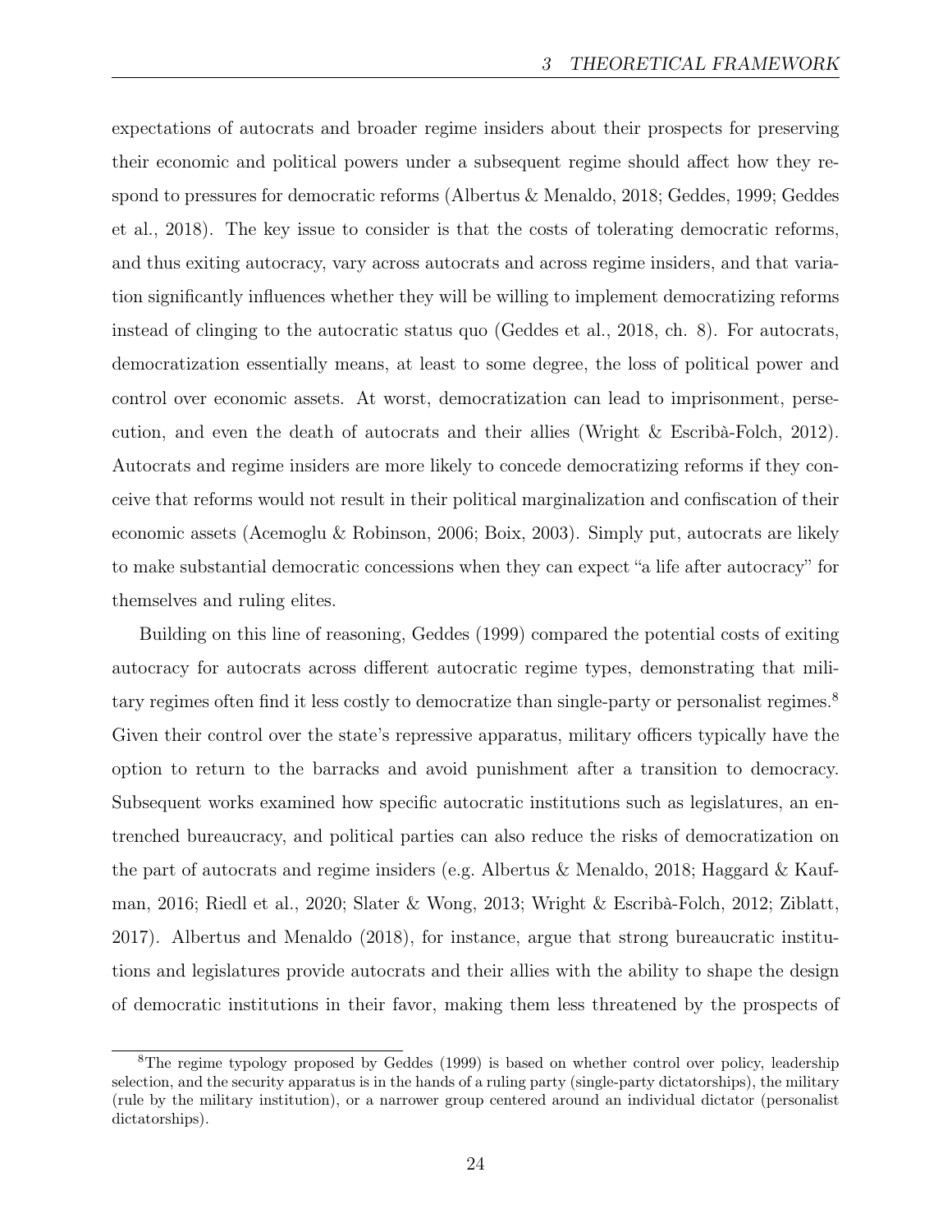expectations of autocrats and broader regime insiders about their prospects for preserving their economic and political powers under a subsequent regime should affect how they respond to pressures for democratic reforms (Albertus & Menaldo, 2018; Geddes, 1999; Geddes et al., 2018). The key issue to consider is that the costs of tolerating democratic reforms, and thus exiting autocracy, vary across autocrats and across regime insiders, and that variation significantly influences whether they will be willing to implement democratizing reforms instead of clinging to the autocratic status quo (Geddes et al., 2018, ch. 8). For autocrats, democratization essentially means, at least to some degree, the loss of political power and control over economic assets. At worst, democratization can lead to imprisonment, persecution, and even the death of autocrats and their allies (Wright & Escribà-Folch, 2012). Autocrats and regime insiders are more likely to concede democratizing reforms if they conceive that reforms would not result in their political marginalization and confiscation of their economic assets (Acemoglu & Robinson, 2006; Boix, 2003). Simply put, autocrats are likely to make substantial democratic concessions when they can expect "a life after autocracy" for themselves and ruling elites.

Building on this line of reasoning, Geddes (1999) compared the potential costs of exiting autocracy for autocrats across different autocratic regime types, demonstrating that military regimes often find it less costly to democratize than single-party or personalist regimes.[8] Given their control over the state's repressive apparatus, military officers typically have the option to return to the barracks and avoid punishment after a transition to democracy. Subsequent works examined how specific autocratic institutions such as legislatures, an entrenched bureaucracy, and political parties can also reduce the risks of democratization on the part of autocrats and regime insiders (e.g. Albertus & Menaldo, 2018; Haggard & Kaufman, 2016; Riedl et al., 2020; Slater & Wong, 2013; Wright & Escribà-Folch, 2012; Ziblatt, 2017). Albertus and Menaldo (2018), for instance, argue that strong bureaucratic institutions and legislatures provide autocrats and their allies with the ability to shape the design of democratic institutions in their favor, making them less threatened by the prospects of

[8] The regime typology proposed by Geddes (1999) is based on whether control over policy, leadership selection, and the security apparatus is in the hands of a ruling party (single-party dictatorships), the military (rule by the military institution), or a narrower group centered around an individual dictator (personalist dictatorships).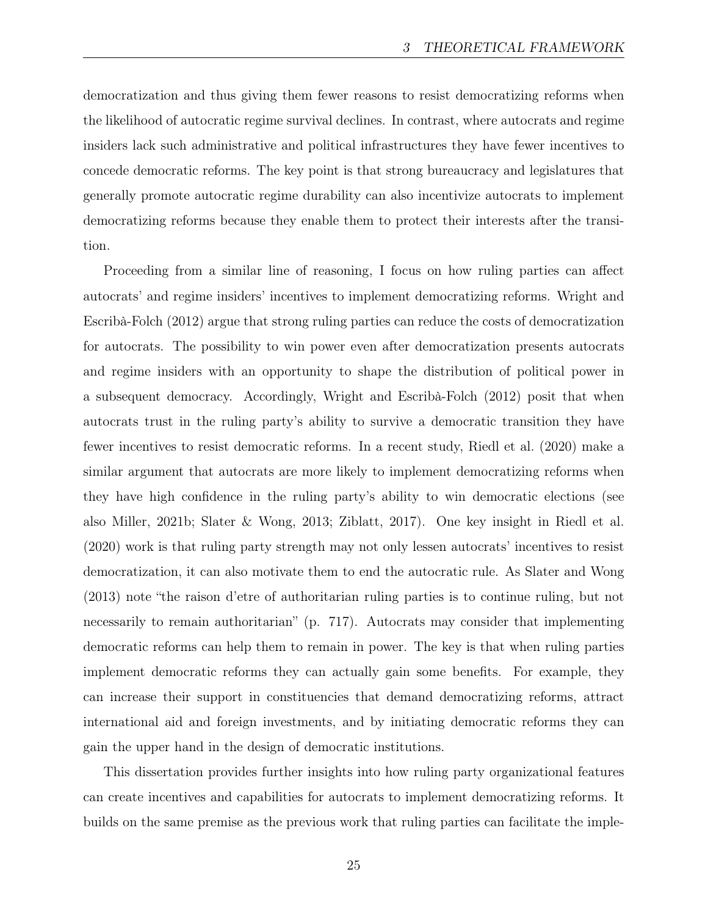democratization and thus giving them fewer reasons to resist democratizing reforms when the likelihood of autocratic regime survival declines. In contrast, where autocrats and regime insiders lack such administrative and political infrastructures they have fewer incentives to concede democratic reforms. The key point is that strong bureaucracy and legislatures that generally promote autocratic regime durability can also incentivize autocrats to implement democratizing reforms because they enable them to protect their interests after the transition.

Proceeding from a similar line of reasoning, I focus on how ruling parties can affect autocrats' and regime insiders' incentives to implement democratizing reforms. Wright and Escribà-Folch (2012) argue that strong ruling parties can reduce the costs of democratization for autocrats. The possibility to win power even after democratization presents autocrats and regime insiders with an opportunity to shape the distribution of political power in a subsequent democracy. Accordingly, Wright and Escribà-Folch (2012) posit that when autocrats trust in the ruling party's ability to survive a democratic transition they have fewer incentives to resist democratic reforms. In a recent study, Riedl et al. (2020) make a similar argument that autocrats are more likely to implement democratizing reforms when they have high confidence in the ruling party's ability to win democratic elections (see also Miller, 2021b; Slater & Wong, 2013; Ziblatt, 2017). One key insight in Riedl et al. (2020) work is that ruling party strength may not only lessen autocrats' incentives to resist democratization, it can also motivate them to end the autocratic rule. As Slater and Wong (2013) note "the raison d'etre of authoritarian ruling parties is to continue ruling, but not necessarily to remain authoritarian" (p. 717). Autocrats may consider that implementing democratic reforms can help them to remain in power. The key is that when ruling parties implement democratic reforms they can actually gain some benefits. For example, they can increase their support in constituencies that demand democratizing reforms, attract international aid and foreign investments, and by initiating democratic reforms they can gain the upper hand in the design of democratic institutions.

This dissertation provides further insights into how ruling party organizational features can create incentives and capabilities for autocrats to implement democratizing reforms. It builds on the same premise as the previous work that ruling parties can facilitate the imple-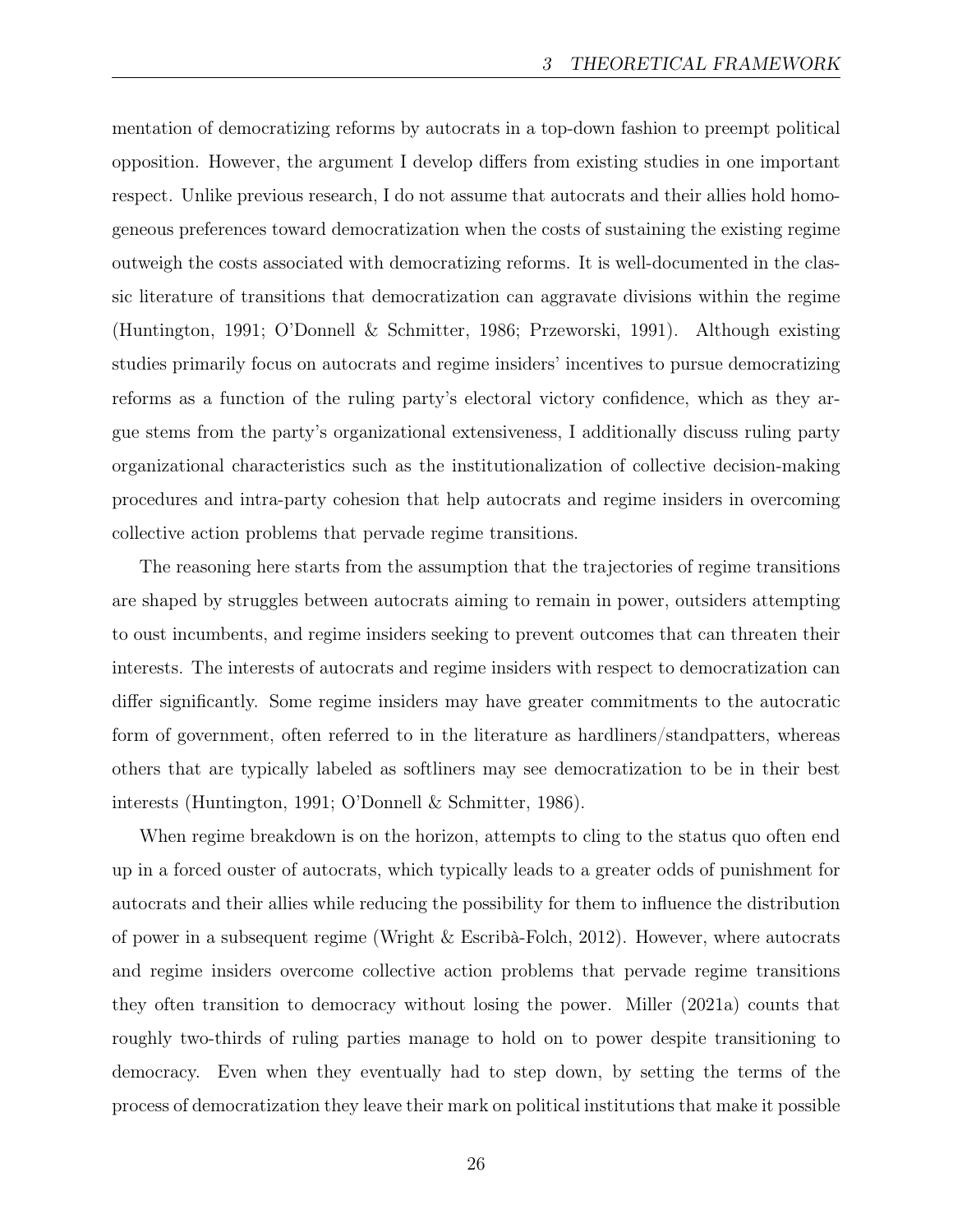mentation of democratizing reforms by autocrats in a top-down fashion to preempt political opposition. However, the argument I develop differs from existing studies in one important respect. Unlike previous research, I do not assume that autocrats and their allies hold homogeneous preferences toward democratization when the costs of sustaining the existing regime outweigh the costs associated with democratizing reforms. It is well-documented in the classic literature of transitions that democratization can aggravate divisions within the regime (Huntington, 1991; O'Donnell & Schmitter, 1986; Przeworski, 1991). Although existing studies primarily focus on autocrats and regime insiders' incentives to pursue democratizing reforms as a function of the ruling party's electoral victory confidence, which as they argue stems from the party's organizational extensiveness, I additionally discuss ruling party organizational characteristics such as the institutionalization of collective decision-making procedures and intra-party cohesion that help autocrats and regime insiders in overcoming collective action problems that pervade regime transitions.

The reasoning here starts from the assumption that the trajectories of regime transitions are shaped by struggles between autocrats aiming to remain in power, outsiders attempting to oust incumbents, and regime insiders seeking to prevent outcomes that can threaten their interests. The interests of autocrats and regime insiders with respect to democratization can differ significantly. Some regime insiders may have greater commitments to the autocratic form of government, often referred to in the literature as hardliners/standpatters, whereas others that are typically labeled as softliners may see democratization to be in their best interests (Huntington, 1991; O'Donnell & Schmitter, 1986).

When regime breakdown is on the horizon, attempts to cling to the status quo often end up in a forced ouster of autocrats, which typically leads to a greater odds of punishment for autocrats and their allies while reducing the possibility for them to influence the distribution of power in a subsequent regime (Wright & Escribà-Folch, 2012). However, where autocrats and regime insiders overcome collective action problems that pervade regime transitions they often transition to democracy without losing the power. Miller (2021a) counts that roughly two-thirds of ruling parties manage to hold on to power despite transitioning to democracy. Even when they eventually had to step down, by setting the terms of the process of democratization they leave their mark on political institutions that make it possible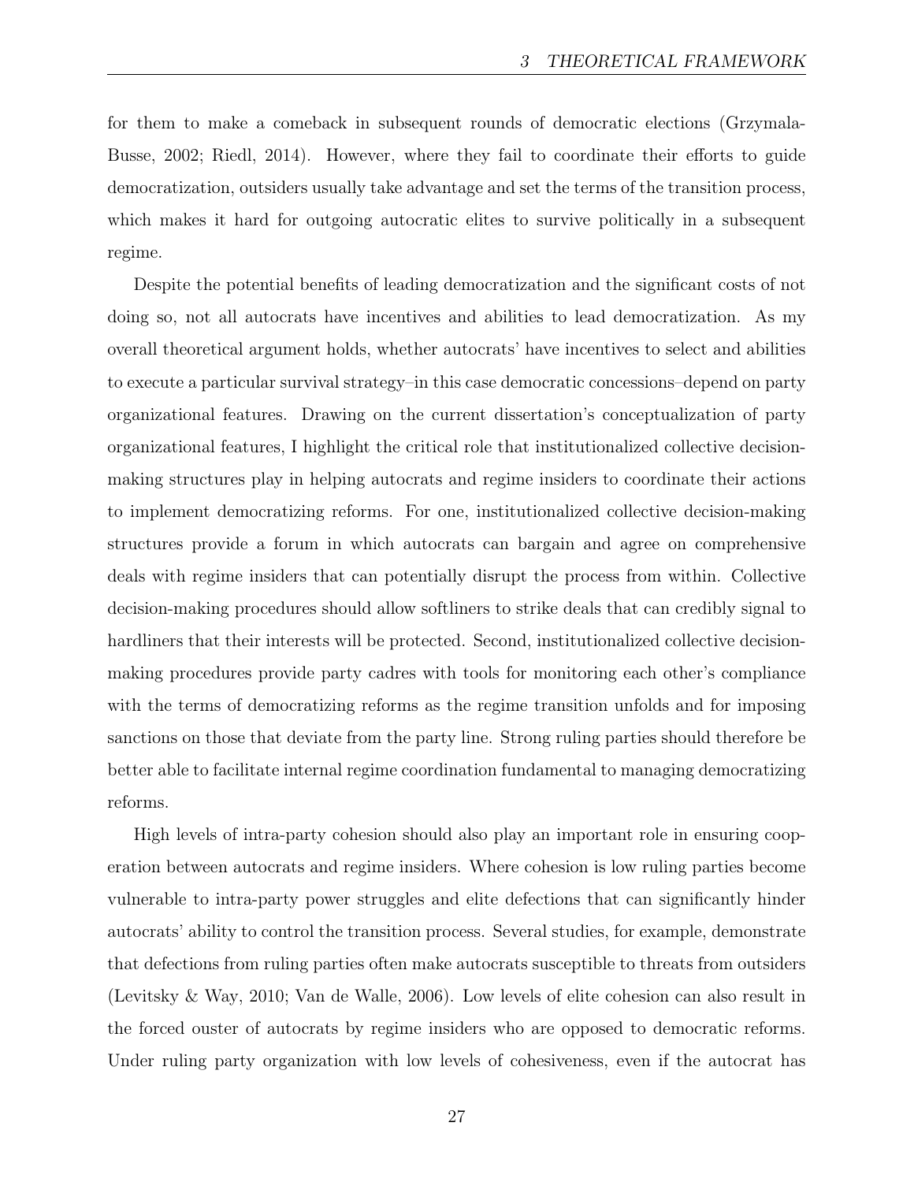for them to make a comeback in subsequent rounds of democratic elections (Grzymala-Busse, 2002; Riedl, 2014). However, where they fail to coordinate their efforts to guide democratization, outsiders usually take advantage and set the terms of the transition process, which makes it hard for outgoing autocratic elites to survive politically in a subsequent regime.

Despite the potential benefits of leading democratization and the significant costs of not doing so, not all autocrats have incentives and abilities to lead democratization. As my overall theoretical argument holds, whether autocrats' have incentives to select and abilities to execute a particular survival strategy–in this case democratic concessions–depend on party organizational features. Drawing on the current dissertation's conceptualization of party organizational features, I highlight the critical role that institutionalized collective decision-making structures play in helping autocrats and regime insiders to coordinate their actions to implement democratizing reforms. For one, institutionalized collective decision-making structures provide a forum in which autocrats can bargain and agree on comprehensive deals with regime insiders that can potentially disrupt the process from within. Collective decision-making procedures should allow softliners to strike deals that can credibly signal to hardliners that their interests will be protected. Second, institutionalized collective decision-making procedures provide party cadres with tools for monitoring each other's compliance with the terms of democratizing reforms as the regime transition unfolds and for imposing sanctions on those that deviate from the party line. Strong ruling parties should therefore be better able to facilitate internal regime coordination fundamental to managing democratizing reforms.

High levels of intra-party cohesion should also play an important role in ensuring cooperation between autocrats and regime insiders. Where cohesion is low ruling parties become vulnerable to intra-party power struggles and elite defections that can significantly hinder autocrats' ability to control the transition process. Several studies, for example, demonstrate that defections from ruling parties often make autocrats susceptible to threats from outsiders (Levitsky & Way, 2010; Van de Walle, 2006). Low levels of elite cohesion can also result in the forced ouster of autocrats by regime insiders who are opposed to democratic reforms. Under ruling party organization with low levels of cohesiveness, even if the autocrat has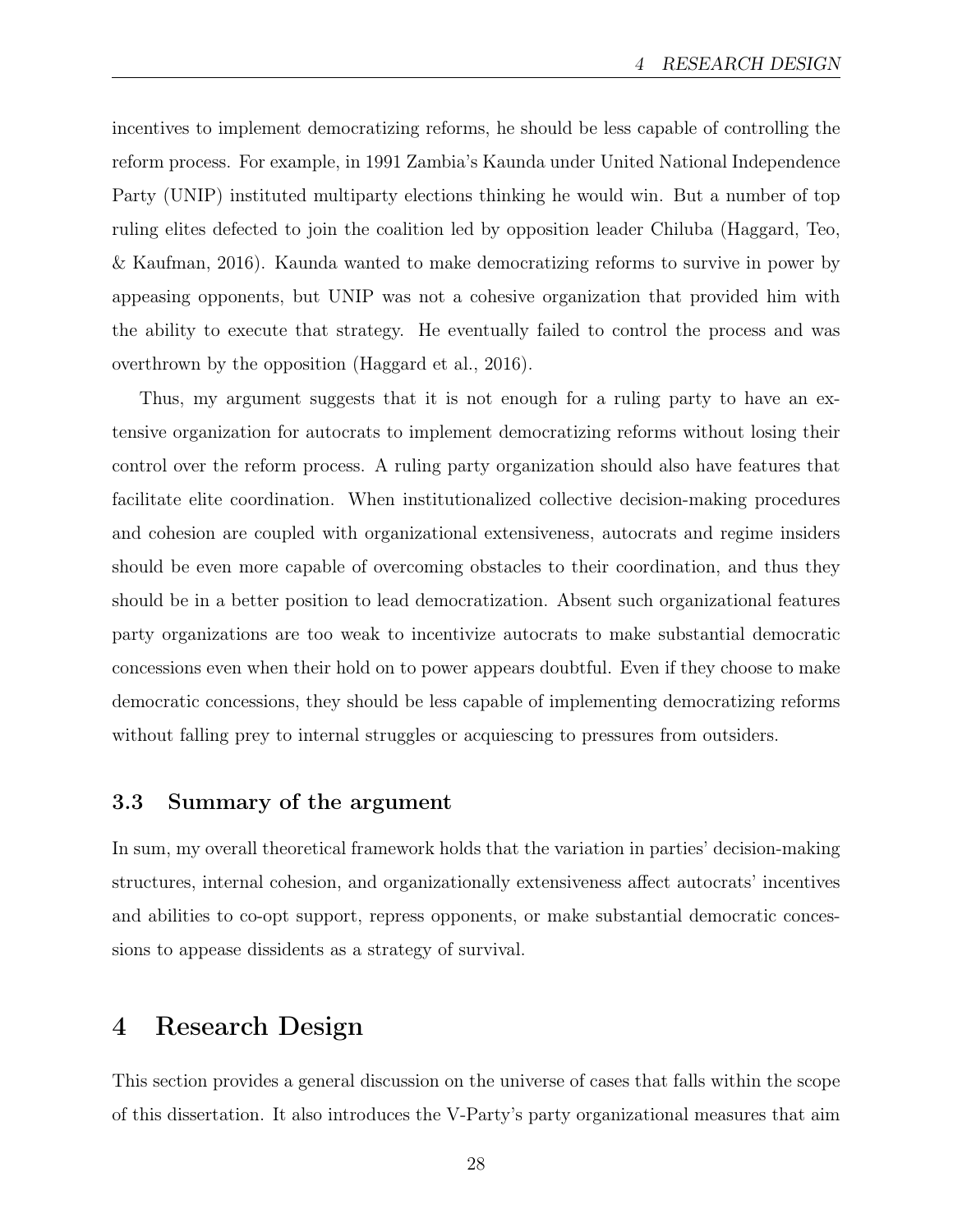incentives to implement democratizing reforms, he should be less capable of controlling the reform process. For example, in 1991 Zambia's Kaunda under United National Independence Party (UNIP) instituted multiparty elections thinking he would win. But a number of top ruling elites defected to join the coalition led by opposition leader Chiluba (Haggard, Teo, & Kaufman, 2016). Kaunda wanted to make democratizing reforms to survive in power by appeasing opponents, but UNIP was not a cohesive organization that provided him with the ability to execute that strategy. He eventually failed to control the process and was overthrown by the opposition (Haggard et al., 2016).

Thus, my argument suggests that it is not enough for a ruling party to have an extensive organization for autocrats to implement democratizing reforms without losing their control over the reform process. A ruling party organization should also have features that facilitate elite coordination. When institutionalized collective decision-making procedures and cohesion are coupled with organizational extensiveness, autocrats and regime insiders should be even more capable of overcoming obstacles to their coordination, and thus they should be in a better position to lead democratization. Absent such organizational features party organizations are too weak to incentivize autocrats to make substantial democratic concessions even when their hold on to power appears doubtful. Even if they choose to make democratic concessions, they should be less capable of implementing democratizing reforms without falling prey to internal struggles or acquiescing to pressures from outsiders.

### 3.3 Summary of the argument

In sum, my overall theoretical framework holds that the variation in parties' decision-making structures, internal cohesion, and organizationally extensiveness affect autocrats' incentives and abilities to co-opt support, repress opponents, or make substantial democratic concessions to appease dissidents as a strategy of survival.

## 4 Research Design

This section provides a general discussion on the universe of cases that falls within the scope of this dissertation. It also introduces the V-Party's party organizational measures that aim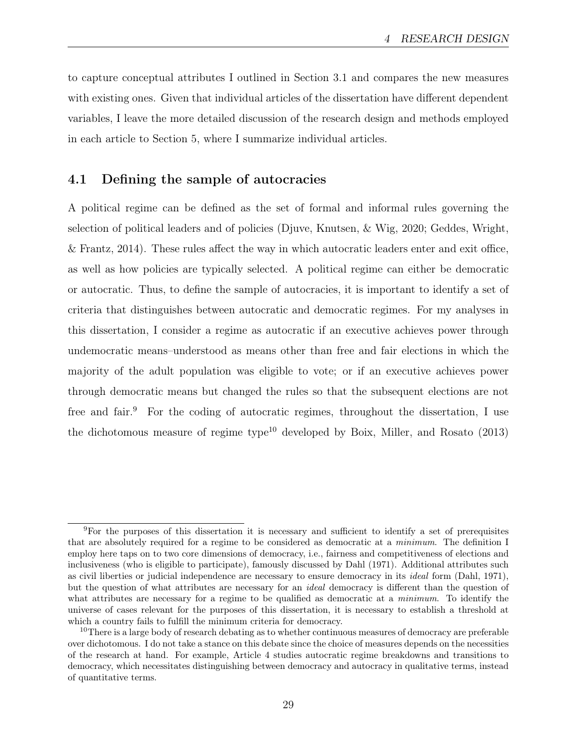to capture conceptual attributes I outlined in Section 3.1 and compares the new measures with existing ones. Given that individual articles of the dissertation have different dependent variables, I leave the more detailed discussion of the research design and methods employed in each article to Section 5, where I summarize individual articles.

## 4.1 Defining the sample of autocracies

A political regime can be defined as the set of formal and informal rules governing the selection of political leaders and of policies (Djuve, Knutsen, & Wig, 2020; Geddes, Wright, & Frantz, 2014). These rules affect the way in which autocratic leaders enter and exit office, as well as how policies are typically selected. A political regime can either be democratic or autocratic. Thus, to define the sample of autocracies, it is important to identify a set of criteria that distinguishes between autocratic and democratic regimes. For my analyses in this dissertation, I consider a regime as autocratic if an executive achieves power through undemocratic means–understood as means other than free and fair elections in which the majority of the adult population was eligible to vote; or if an executive achieves power through democratic means but changed the rules so that the subsequent elections are not free and fair.[9] For the coding of autocratic regimes, throughout the dissertation, I use the dichotomous measure of regime type[10] developed by Boix, Miller, and Rosato (2013)

---

[9]For the purposes of this dissertation it is necessary and sufficient to identify a set of prerequisites that are absolutely required for a regime to be considered as democratic at a *minimum*. The definition I employ here taps on to two core dimensions of democracy, i.e., fairness and competitiveness of elections and inclusiveness (who is eligible to participate), famously discussed by Dahl (1971). Additional attributes such as civil liberties or judicial independence are necessary to ensure democracy in its *ideal* form (Dahl, 1971), but the question of what attributes are necessary for an *ideal* democracy is different than the question of what attributes are necessary for a regime to be qualified as democratic at a *minimum*. To identify the universe of cases relevant for the purposes of this dissertation, it is necessary to establish a threshold at which a country fails to fulfill the minimum criteria for democracy.

[10]There is a large body of research debating as to whether continuous measures of democracy are preferable over dichotomous. I do not take a stance on this debate since the choice of measures depends on the necessities of the research at hand. For example, Article 4 studies autocratic regime breakdowns and transitions to democracy, which necessitates distinguishing between democracy and autocracy in qualitative terms, instead of quantitative terms.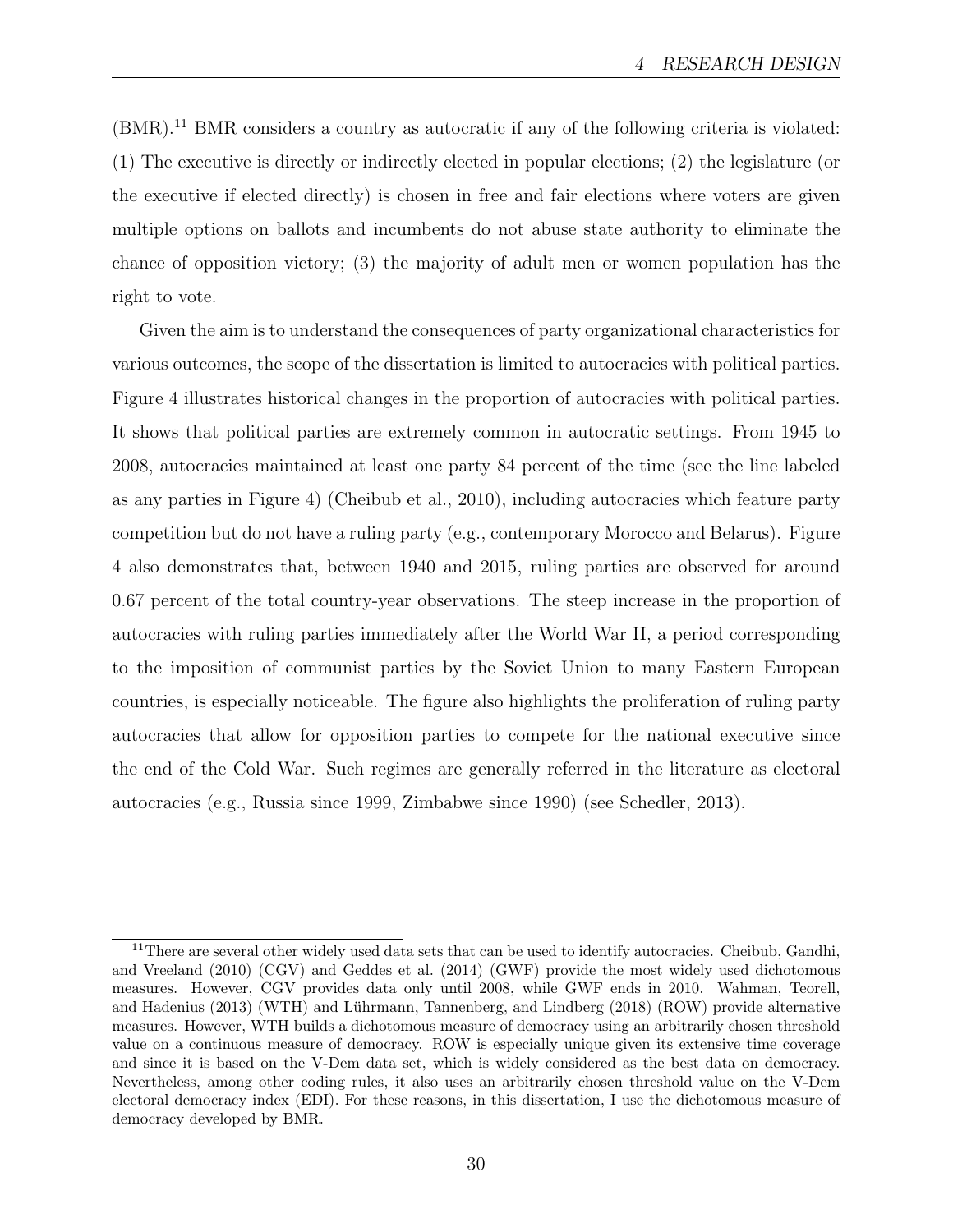(BMR).[11] BMR considers a country as autocratic if any of the following criteria is violated: (1) The executive is directly or indirectly elected in popular elections; (2) the legislature (or the executive if elected directly) is chosen in free and fair elections where voters are given multiple options on ballots and incumbents do not abuse state authority to eliminate the chance of opposition victory; (3) the majority of adult men or women population has the right to vote.

Given the aim is to understand the consequences of party organizational characteristics for various outcomes, the scope of the dissertation is limited to autocracies with political parties. Figure 4 illustrates historical changes in the proportion of autocracies with political parties. It shows that political parties are extremely common in autocratic settings. From 1945 to 2008, autocracies maintained at least one party 84 percent of the time (see the line labeled as any parties in Figure 4) (Cheibub et al., 2010), including autocracies which feature party competition but do not have a ruling party (e.g., contemporary Morocco and Belarus). Figure 4 also demonstrates that, between 1940 and 2015, ruling parties are observed for around 0.67 percent of the total country-year observations. The steep increase in the proportion of autocracies with ruling parties immediately after the World War II, a period corresponding to the imposition of communist parties by the Soviet Union to many Eastern European countries, is especially noticeable. The figure also highlights the proliferation of ruling party autocracies that allow for opposition parties to compete for the national executive since the end of the Cold War. Such regimes are generally referred in the literature as electoral autocracies (e.g., Russia since 1999, Zimbabwe since 1990) (see Schedler, 2013).

[11] There are several other widely used data sets that can be used to identify autocracies. Cheibub, Gandhi, and Vreeland (2010) (CGV) and Geddes et al. (2014) (GWF) provide the most widely used dichotomous measures. However, CGV provides data only until 2008, while GWF ends in 2010. Wahman, Teorell, and Hadenius (2013) (WTH) and Lührmann, Tannenberg, and Lindberg (2018) (ROW) provide alternative measures. However, WTH builds a dichotomous measure of democracy using an arbitrarily chosen threshold value on a continuous measure of democracy. ROW is especially unique given its extensive time coverage and since it is based on the V-Dem data set, which is widely considered as the best data on democracy. Nevertheless, among other coding rules, it also uses an arbitrarily chosen threshold value on the V-Dem electoral democracy index (EDI). For these reasons, in this dissertation, I use the dichotomous measure of democracy developed by BMR.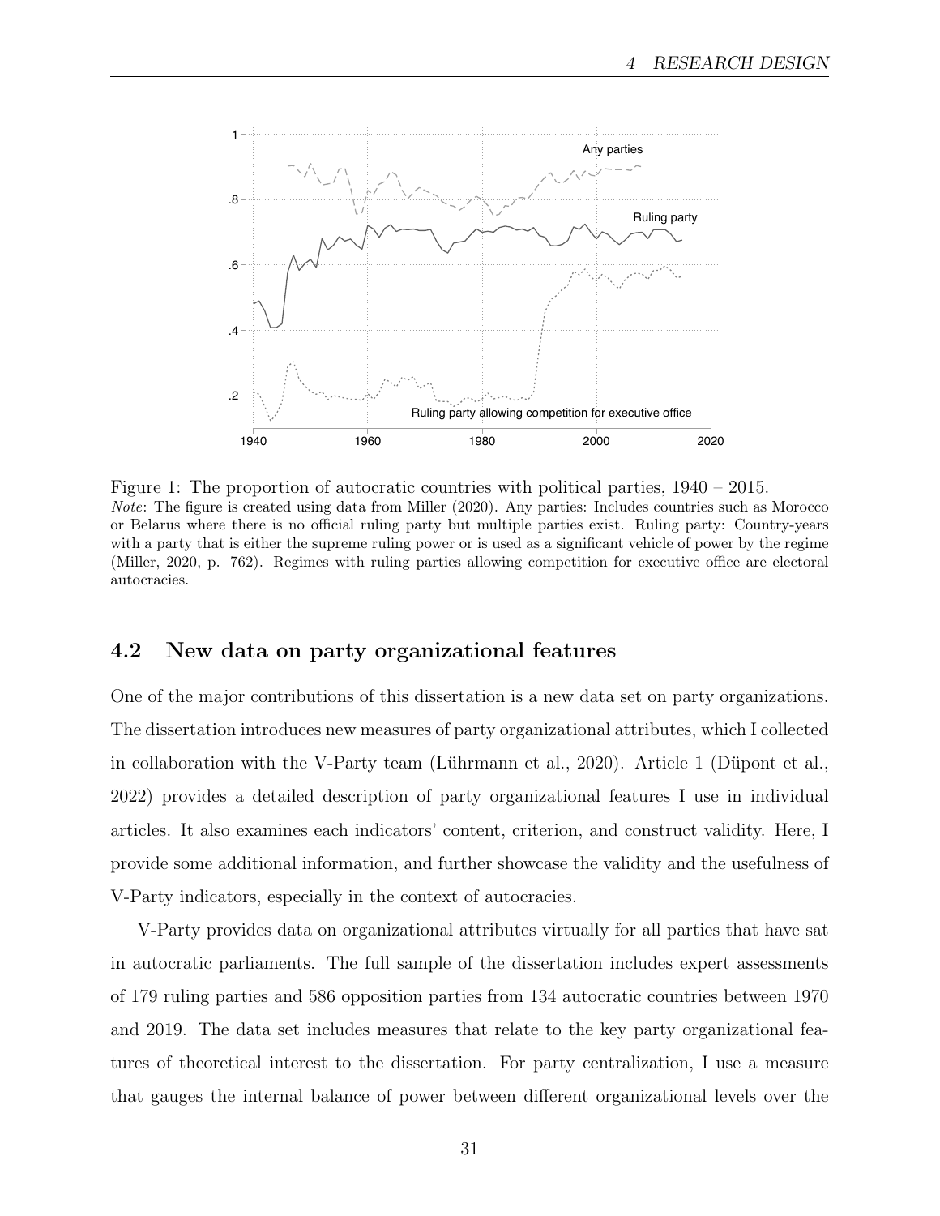Figure 1: The proportion of autocratic countries with political parties, 1940 – 2015.
*Note*: The figure is created using data from Miller (2020). Any parties: Includes countries such as Morocco or Belarus where there is no official ruling party but multiple parties exist. Ruling party: Country-years with a party that is either the supreme ruling power or is used as a significant vehicle of power by the regime (Miller, 2020, p. 762). Regimes with ruling parties allowing competition for executive office are electoral autocracies.

## 4.2 New data on party organizational features

One of the major contributions of this dissertation is a new data set on party organizations. The dissertation introduces new measures of party organizational attributes, which I collected in collaboration with the V-Party team (Lührmann et al., 2020). Article 1 (Düpont et al., 2022) provides a detailed description of party organizational features I use in individual articles. It also examines each indicators' content, criterion, and construct validity. Here, I provide some additional information, and further showcase the validity and the usefulness of V-Party indicators, especially in the context of autocracies.

V-Party provides data on organizational attributes virtually for all parties that have sat in autocratic parliaments. The full sample of the dissertation includes expert assessments of 179 ruling parties and 586 opposition parties from 134 autocratic countries between 1970 and 2019. The data set includes measures that relate to the key party organizational features of theoretical interest to the dissertation. For party centralization, I use a measure that gauges the internal balance of power between different organizational levels over the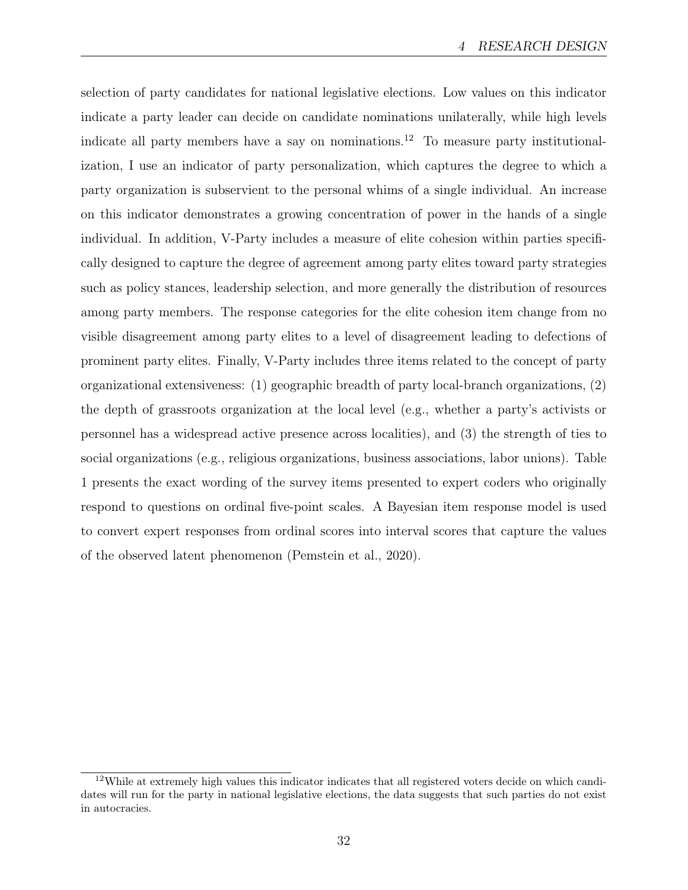selection of party candidates for national legislative elections. Low values on this indicator indicate a party leader can decide on candidate nominations unilaterally, while high levels indicate all party members have a say on nominations.[12] To measure party institutionalization, I use an indicator of party personalization, which captures the degree to which a party organization is subservient to the personal whims of a single individual. An increase on this indicator demonstrates a growing concentration of power in the hands of a single individual. In addition, V-Party includes a measure of elite cohesion within parties specifically designed to capture the degree of agreement among party elites toward party strategies such as policy stances, leadership selection, and more generally the distribution of resources among party members. The response categories for the elite cohesion item change from no visible disagreement among party elites to a level of disagreement leading to defections of prominent party elites. Finally, V-Party includes three items related to the concept of party organizational extensiveness: (1) geographic breadth of party local-branch organizations, (2) the depth of grassroots organization at the local level (e.g., whether a party's activists or personnel has a widespread active presence across localities), and (3) the strength of ties to social organizations (e.g., religious organizations, business associations, labor unions). Table 1 presents the exact wording of the survey items presented to expert coders who originally respond to questions on ordinal five-point scales. A Bayesian item response model is used to convert expert responses from ordinal scores into interval scores that capture the values of the observed latent phenomenon (Pemstein et al., 2020).

[12] While at extremely high values this indicator indicates that all registered voters decide on which candidates will run for the party in national legislative elections, the data suggests that such parties do not exist in autocracies.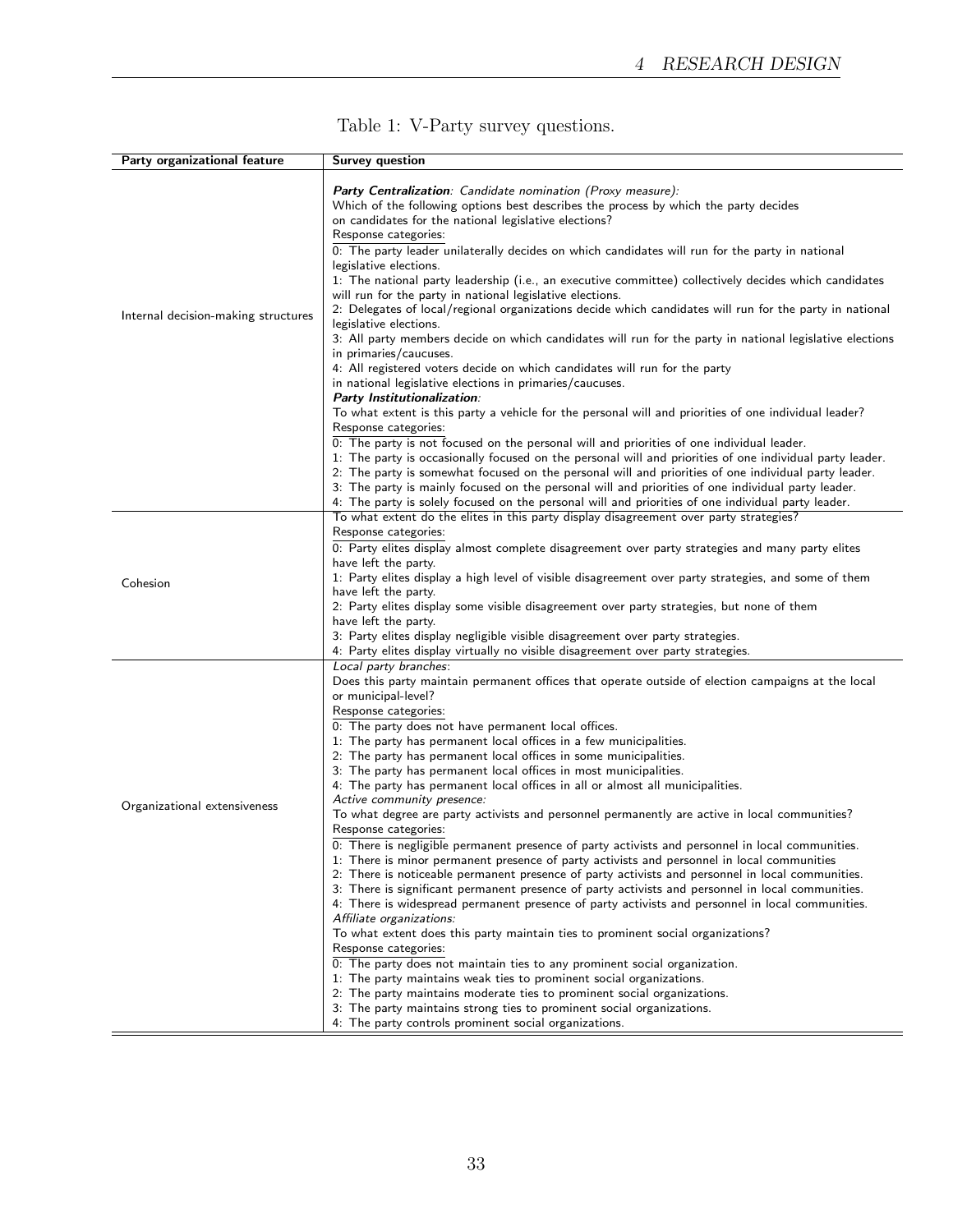Table 1: V-Party survey questions.

| Party organizational feature | Survey question |
|---|---|
| Internal decision-making structures | ***Party Centralization**: Candidate nomination (Proxy measure):*<br>Which of the following options best describes the process by which the party decides on candidates for the national legislative elections?<br>Response categories:<br>0: The party leader unilaterally decides on which candidates will run for the party in national legislative elections.<br>1: The national party leadership (i.e., an executive committee) collectively decides which candidates will run for the party in national legislative elections.<br>2: Delegates of local/regional organizations decide which candidates will run for the party in national legislative elections.<br>3: All party members decide on which candidates will run for the party in national legislative elections in primaries/caucuses.<br>4: All registered voters decide on which candidates will run for the party in national legislative elections in primaries/caucuses.<br>***Party Institutionalization**:*<br>To what extent is this party a vehicle for the personal will and priorities of one individual leader?<br>Response categories:<br>0: The party is not focused on the personal will and priorities of one individual leader.<br>1: The party is occasionally focused on the personal will and priorities of one individual party leader.<br>2: The party is somewhat focused on the personal will and priorities of one individual party leader.<br>3: The party is mainly focused on the personal will and priorities of one individual party leader.<br>4: The party is solely focused on the personal will and priorities of one individual party leader. |
| Cohesion | To what extent do the elites in this party display disagreement over party strategies?<br>Response categories:<br>0: Party elites display almost complete disagreement over party strategies and many party elites have left the party.<br>1: Party elites display a high level of visible disagreement over party strategies, and some of them have left the party.<br>2: Party elites display some visible disagreement over party strategies, but none of them have left the party.<br>3: Party elites display negligible visible disagreement over party strategies.<br>4: Party elites display virtually no visible disagreement over party strategies. |
| Organizational extensiveness | *Local party branches*:<br>Does this party maintain permanent offices that operate outside of election campaigns at the local or municipal-level?<br>Response categories:<br>0: The party does not have permanent local offices.<br>1: The party has permanent local offices in a few municipalities.<br>2: The party has permanent local offices in some municipalities.<br>3: The party has permanent local offices in most municipalities.<br>4: The party has permanent local offices in all or almost all municipalities.<br>*Active community presence:*<br>To what degree are party activists and personnel permanently are active in local communities?<br>Response categories:<br>0: There is negligible permanent presence of party activists and personnel in local communities.<br>1: There is minor permanent presence of party activists and personnel in local communities<br>2: There is noticeable permanent presence of party activists and personnel in local communities.<br>3: There is significant permanent presence of party activists and personnel in local communities.<br>4: There is widespread permanent presence of party activists and personnel in local communities.<br>*Affiliate organizations:*<br>To what extent does this party maintain ties to prominent social organizations?<br>Response categories:<br>0: The party does not maintain ties to any prominent social organization.<br>1: The party maintains weak ties to prominent social organizations.<br>2: The party maintains moderate ties to prominent social organizations.<br>3: The party maintains strong ties to prominent social organizations.<br>4: The party controls prominent social organizations. |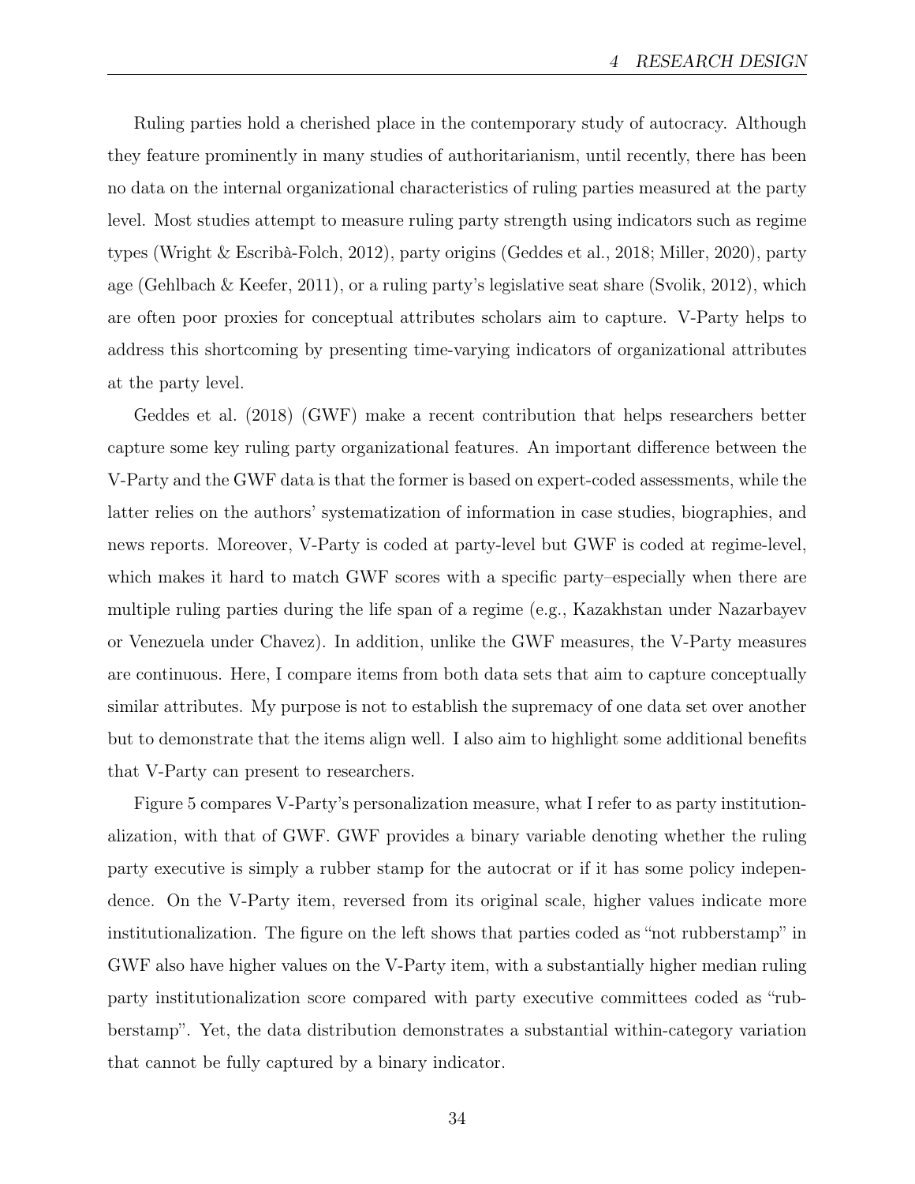Ruling parties hold a cherished place in the contemporary study of autocracy. Although they feature prominently in many studies of authoritarianism, until recently, there has been no data on the internal organizational characteristics of ruling parties measured at the party level. Most studies attempt to measure ruling party strength using indicators such as regime types (Wright & Escribà-Folch, 2012), party origins (Geddes et al., 2018; Miller, 2020), party age (Gehlbach & Keefer, 2011), or a ruling party's legislative seat share (Svolik, 2012), which are often poor proxies for conceptual attributes scholars aim to capture. V-Party helps to address this shortcoming by presenting time-varying indicators of organizational attributes at the party level.

Geddes et al. (2018) (GWF) make a recent contribution that helps researchers better capture some key ruling party organizational features. An important difference between the V-Party and the GWF data is that the former is based on expert-coded assessments, while the latter relies on the authors' systematization of information in case studies, biographies, and news reports. Moreover, V-Party is coded at party-level but GWF is coded at regime-level, which makes it hard to match GWF scores with a specific party–especially when there are multiple ruling parties during the life span of a regime (e.g., Kazakhstan under Nazarbayev or Venezuela under Chavez). In addition, unlike the GWF measures, the V-Party measures are continuous. Here, I compare items from both data sets that aim to capture conceptually similar attributes. My purpose is not to establish the supremacy of one data set over another but to demonstrate that the items align well. I also aim to highlight some additional benefits that V-Party can present to researchers.

Figure 5 compares V-Party's personalization measure, what I refer to as party institutionalization, with that of GWF. GWF provides a binary variable denoting whether the ruling party executive is simply a rubber stamp for the autocrat or if it has some policy independence. On the V-Party item, reversed from its original scale, higher values indicate more institutionalization. The figure on the left shows that parties coded as "not rubberstamp" in GWF also have higher values on the V-Party item, with a substantially higher median ruling party institutionalization score compared with party executive committees coded as "rubberstamp". Yet, the data distribution demonstrates a substantial within-category variation that cannot be fully captured by a binary indicator.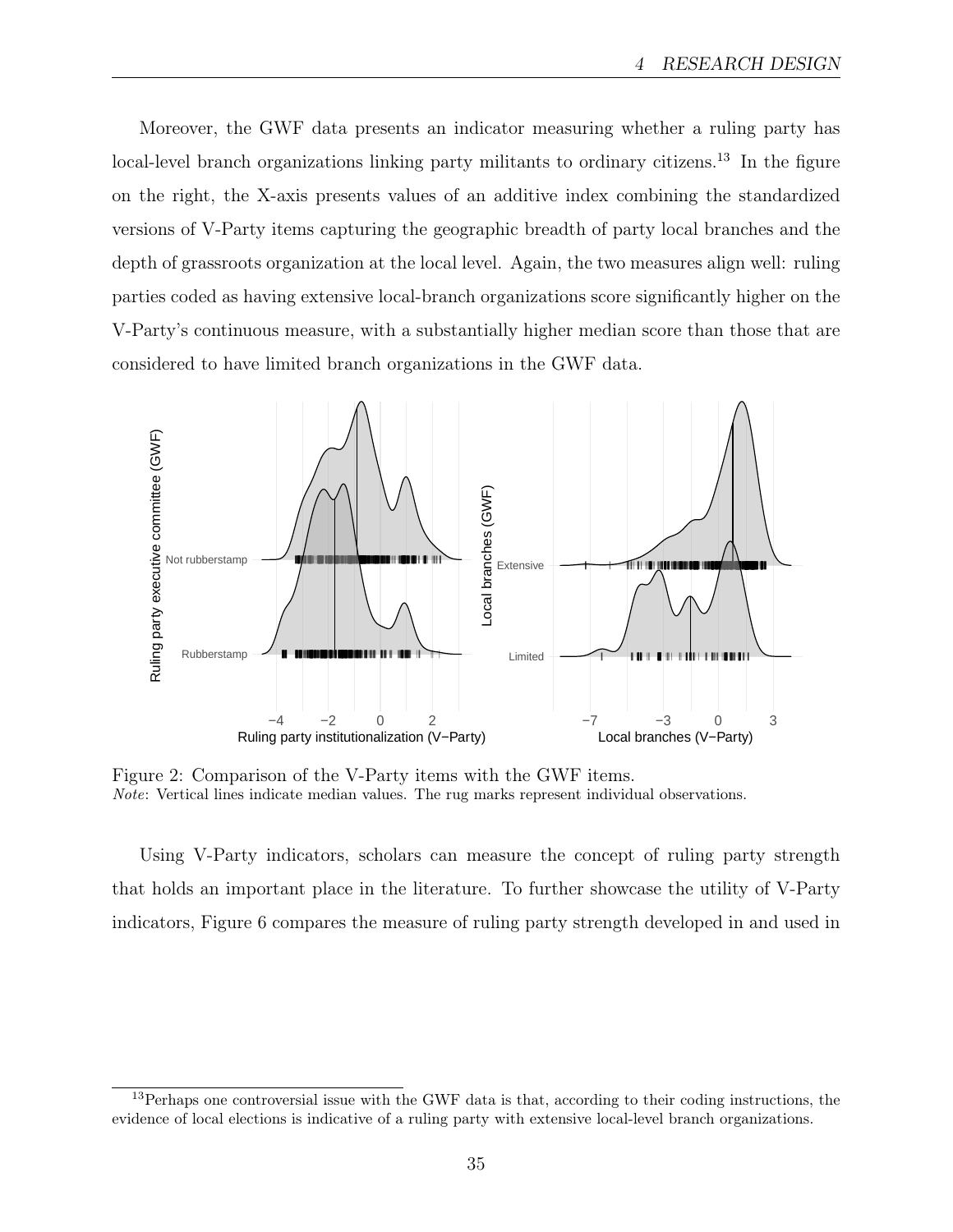Moreover, the GWF data presents an indicator measuring whether a ruling party has local-level branch organizations linking party militants to ordinary citizens.[13] In the figure on the right, the X-axis presents values of an additive index combining the standardized versions of V-Party items capturing the geographic breadth of party local branches and the depth of grassroots organization at the local level. Again, the two measures align well: ruling parties coded as having extensive local-branch organizations score significantly higher on the V-Party's continuous measure, with a substantially higher median score than those that are considered to have limited branch organizations in the GWF data.

Figure 2: Comparison of the V-Party items with the GWF items.
*Note*: Vertical lines indicate median values. The rug marks represent individual observations.

Using V-Party indicators, scholars can measure the concept of ruling party strength that holds an important place in the literature. To further showcase the utility of V-Party indicators, Figure 6 compares the measure of ruling party strength developed in and used in

[13] Perhaps one controversial issue with the GWF data is that, according to their coding instructions, the evidence of local elections is indicative of a ruling party with extensive local-level branch organizations.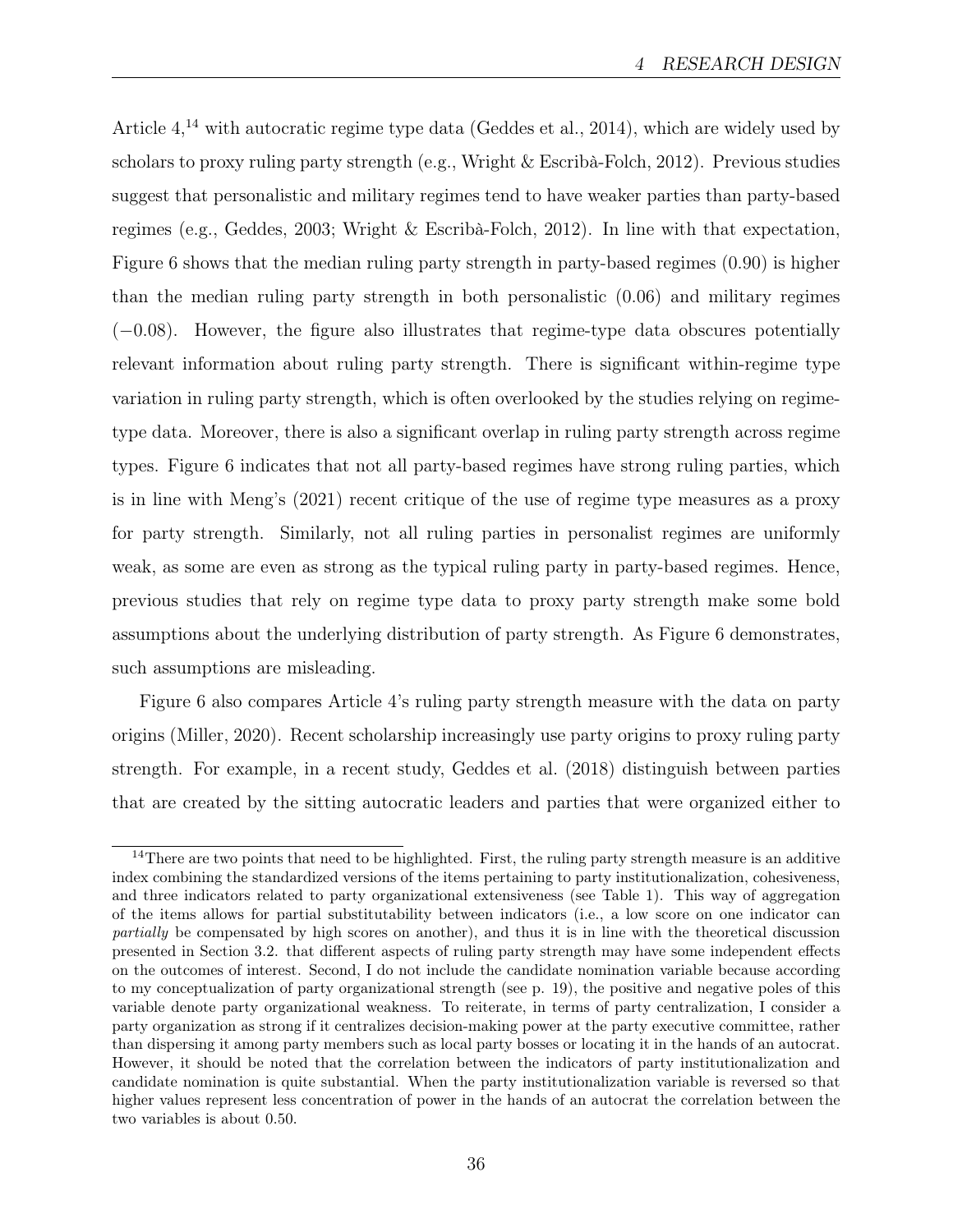Article 4,[14] with autocratic regime type data (Geddes et al., 2014), which are widely used by scholars to proxy ruling party strength (e.g., Wright & Escribà-Folch, 2012). Previous studies suggest that personalistic and military regimes tend to have weaker parties than party-based regimes (e.g., Geddes, 2003; Wright & Escribà-Folch, 2012). In line with that expectation, Figure 6 shows that the median ruling party strength in party-based regimes (0.90) is higher than the median ruling party strength in both personalistic (0.06) and military regimes (−0.08). However, the figure also illustrates that regime-type data obscures potentially relevant information about ruling party strength. There is significant within-regime type variation in ruling party strength, which is often overlooked by the studies relying on regime-type data. Moreover, there is also a significant overlap in ruling party strength across regime types. Figure 6 indicates that not all party-based regimes have strong ruling parties, which is in line with Meng's (2021) recent critique of the use of regime type measures as a proxy for party strength. Similarly, not all ruling parties in personalist regimes are uniformly weak, as some are even as strong as the typical ruling party in party-based regimes. Hence, previous studies that rely on regime type data to proxy party strength make some bold assumptions about the underlying distribution of party strength. As Figure 6 demonstrates, such assumptions are misleading.

Figure 6 also compares Article 4's ruling party strength measure with the data on party origins (Miller, 2020). Recent scholarship increasingly use party origins to proxy ruling party strength. For example, in a recent study, Geddes et al. (2018) distinguish between parties that are created by the sitting autocratic leaders and parties that were organized either to

[14] There are two points that need to be highlighted. First, the ruling party strength measure is an additive index combining the standardized versions of the items pertaining to party institutionalization, cohesiveness, and three indicators related to party organizational extensiveness (see Table 1). This way of aggregation of the items allows for partial substitutability between indicators (i.e., a low score on one indicator can *partially* be compensated by high scores on another), and thus it is in line with the theoretical discussion presented in Section 3.2. that different aspects of ruling party strength may have some independent effects on the outcomes of interest. Second, I do not include the candidate nomination variable because according to my conceptualization of party organizational strength (see p. 19), the positive and negative poles of this variable denote party organizational weakness. To reiterate, in terms of party centralization, I consider a party organization as strong if it centralizes decision-making power at the party executive committee, rather than dispersing it among party members such as local party bosses or locating it in the hands of an autocrat. However, it should be noted that the correlation between the indicators of party institutionalization and candidate nomination is quite substantial. When the party institutionalization variable is reversed so that higher values represent less concentration of power in the hands of an autocrat the correlation between the two variables is about 0.50.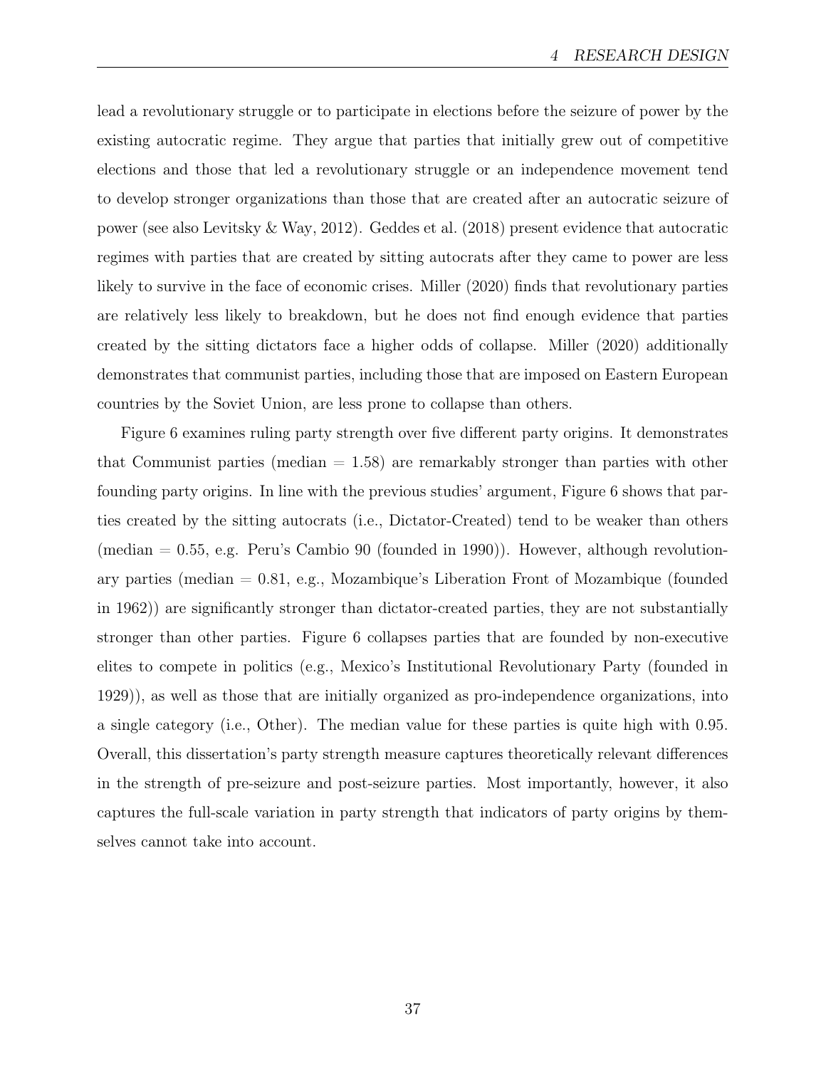lead a revolutionary struggle or to participate in elections before the seizure of power by the existing autocratic regime. They argue that parties that initially grew out of competitive elections and those that led a revolutionary struggle or an independence movement tend to develop stronger organizations than those that are created after an autocratic seizure of power (see also Levitsky & Way, 2012). Geddes et al. (2018) present evidence that autocratic regimes with parties that are created by sitting autocrats after they came to power are less likely to survive in the face of economic crises. Miller (2020) finds that revolutionary parties are relatively less likely to breakdown, but he does not find enough evidence that parties created by the sitting dictators face a higher odds of collapse. Miller (2020) additionally demonstrates that communist parties, including those that are imposed on Eastern European countries by the Soviet Union, are less prone to collapse than others.

Figure 6 examines ruling party strength over five different party origins. It demonstrates that Communist parties (median = 1.58) are remarkably stronger than parties with other founding party origins. In line with the previous studies' argument, Figure 6 shows that parties created by the sitting autocrats (i.e., Dictator-Created) tend to be weaker than others (median = 0.55, e.g. Peru's Cambio 90 (founded in 1990)). However, although revolutionary parties (median = 0.81, e.g., Mozambique's Liberation Front of Mozambique (founded in 1962)) are significantly stronger than dictator-created parties, they are not substantially stronger than other parties. Figure 6 collapses parties that are founded by non-executive elites to compete in politics (e.g., Mexico's Institutional Revolutionary Party (founded in 1929)), as well as those that are initially organized as pro-independence organizations, into a single category (i.e., Other). The median value for these parties is quite high with 0.95. Overall, this dissertation's party strength measure captures theoretically relevant differences in the strength of pre-seizure and post-seizure parties. Most importantly, however, it also captures the full-scale variation in party strength that indicators of party origins by themselves cannot take into account.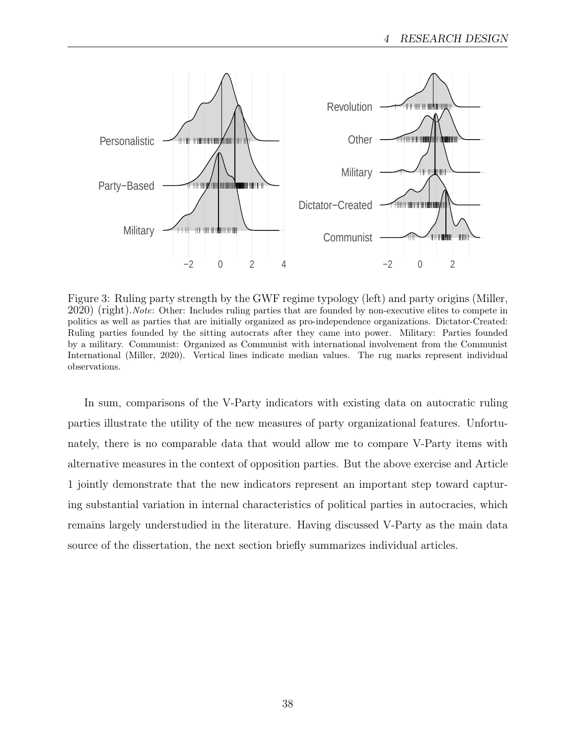Figure 3: Ruling party strength by the GWF regime typology (left) and party origins (Miller, 2020) (right). *Note*: Other: Includes ruling parties that are founded by non-executive elites to compete in politics as well as parties that are initially organized as pro-independence organizations. Dictator-Created: Ruling parties founded by the sitting autocrats after they came into power. Military: Parties founded by a military. Communist: Organized as Communist with international involvement from the Communist International (Miller, 2020). Vertical lines indicate median values. The rug marks represent individual observations.

In sum, comparisons of the V-Party indicators with existing data on autocratic ruling parties illustrate the utility of the new measures of party organizational features. Unfortunately, there is no comparable data that would allow me to compare V-Party items with alternative measures in the context of opposition parties. But the above exercise and Article 1 jointly demonstrate that the new indicators represent an important step toward capturing substantial variation in internal characteristics of political parties in autocracies, which remains largely understudied in the literature. Having discussed V-Party as the main data source of the dissertation, the next section briefly summarizes individual articles.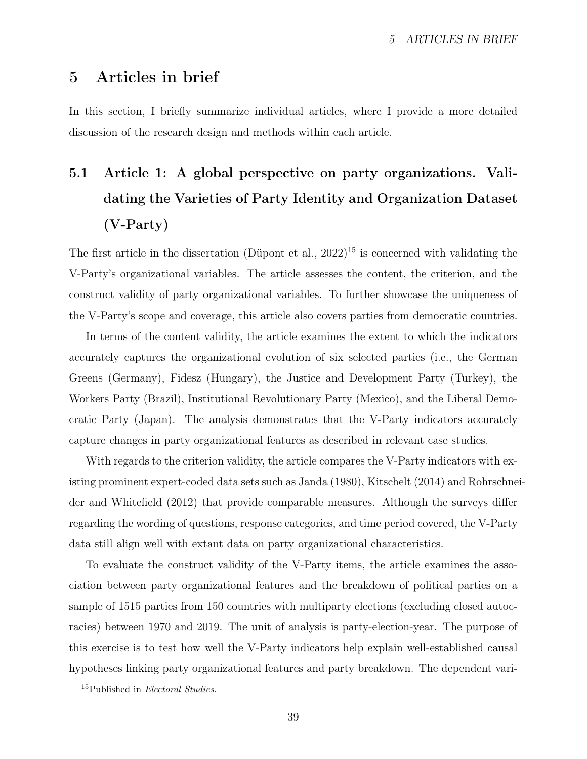# 5 Articles in brief

In this section, I briefly summarize individual articles, where I provide a more detailed discussion of the research design and methods within each article.

## 5.1 Article 1: A global perspective on party organizations. Validating the Varieties of Party Identity and Organization Dataset (V-Party)

The first article in the dissertation (Düpont et al., 2022)[15] is concerned with validating the V-Party's organizational variables. The article assesses the content, the criterion, and the construct validity of party organizational variables. To further showcase the uniqueness of the V-Party's scope and coverage, this article also covers parties from democratic countries.

In terms of the content validity, the article examines the extent to which the indicators accurately captures the organizational evolution of six selected parties (i.e., the German Greens (Germany), Fidesz (Hungary), the Justice and Development Party (Turkey), the Workers Party (Brazil), Institutional Revolutionary Party (Mexico), and the Liberal Democratic Party (Japan). The analysis demonstrates that the V-Party indicators accurately capture changes in party organizational features as described in relevant case studies.

With regards to the criterion validity, the article compares the V-Party indicators with existing prominent expert-coded data sets such as Janda (1980), Kitschelt (2014) and Rohrschneider and Whitefield (2012) that provide comparable measures. Although the surveys differ regarding the wording of questions, response categories, and time period covered, the V-Party data still align well with extant data on party organizational characteristics.

To evaluate the construct validity of the V-Party items, the article examines the association between party organizational features and the breakdown of political parties on a sample of 1515 parties from 150 countries with multiparty elections (excluding closed autocracies) between 1970 and 2019. The unit of analysis is party-election-year. The purpose of this exercise is to test how well the V-Party indicators help explain well-established causal hypotheses linking party organizational features and party breakdown. The dependent vari-

[15] Published in *Electoral Studies*.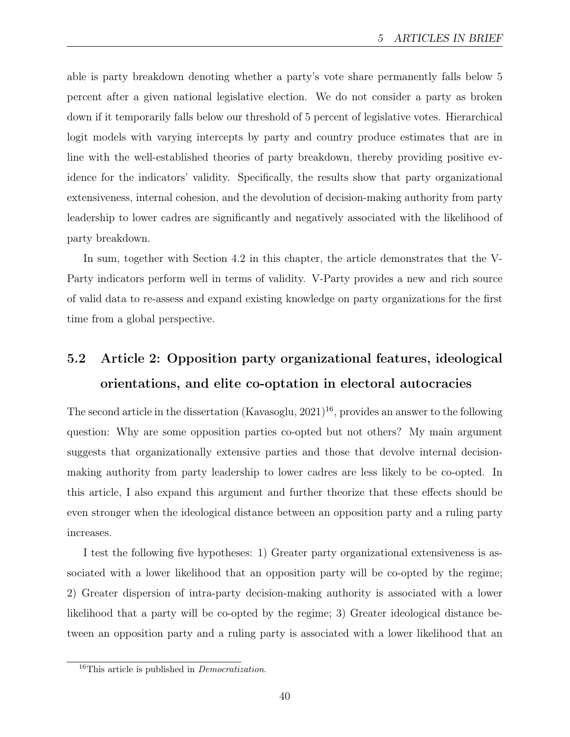able is party breakdown denoting whether a party's vote share permanently falls below 5 percent after a given national legislative election. We do not consider a party as broken down if it temporarily falls below our threshold of 5 percent of legislative votes. Hierarchical logit models with varying intercepts by party and country produce estimates that are in line with the well-established theories of party breakdown, thereby providing positive evidence for the indicators' validity. Specifically, the results show that party organizational extensiveness, internal cohesion, and the devolution of decision-making authority from party leadership to lower cadres are significantly and negatively associated with the likelihood of party breakdown.

In sum, together with Section 4.2 in this chapter, the article demonstrates that the V-Party indicators perform well in terms of validity. V-Party provides a new and rich source of valid data to re-assess and expand existing knowledge on party organizations for the first time from a global perspective.

## 5.2 Article 2: Opposition party organizational features, ideological orientations, and elite co-optation in electoral autocracies

The second article in the dissertation (Kavasoglu, 2021)[16], provides an answer to the following question: Why are some opposition parties co-opted but not others? My main argument suggests that organizationally extensive parties and those that devolve internal decision-making authority from party leadership to lower cadres are less likely to be co-opted. In this article, I also expand this argument and further theorize that these effects should be even stronger when the ideological distance between an opposition party and a ruling party increases.

I test the following five hypotheses: 1) Greater party organizational extensiveness is associated with a lower likelihood that an opposition party will be co-opted by the regime; 2) Greater dispersion of intra-party decision-making authority is associated with a lower likelihood that a party will be co-opted by the regime; 3) Greater ideological distance between an opposition party and a ruling party is associated with a lower likelihood that an

[16] This article is published in *Democratization*.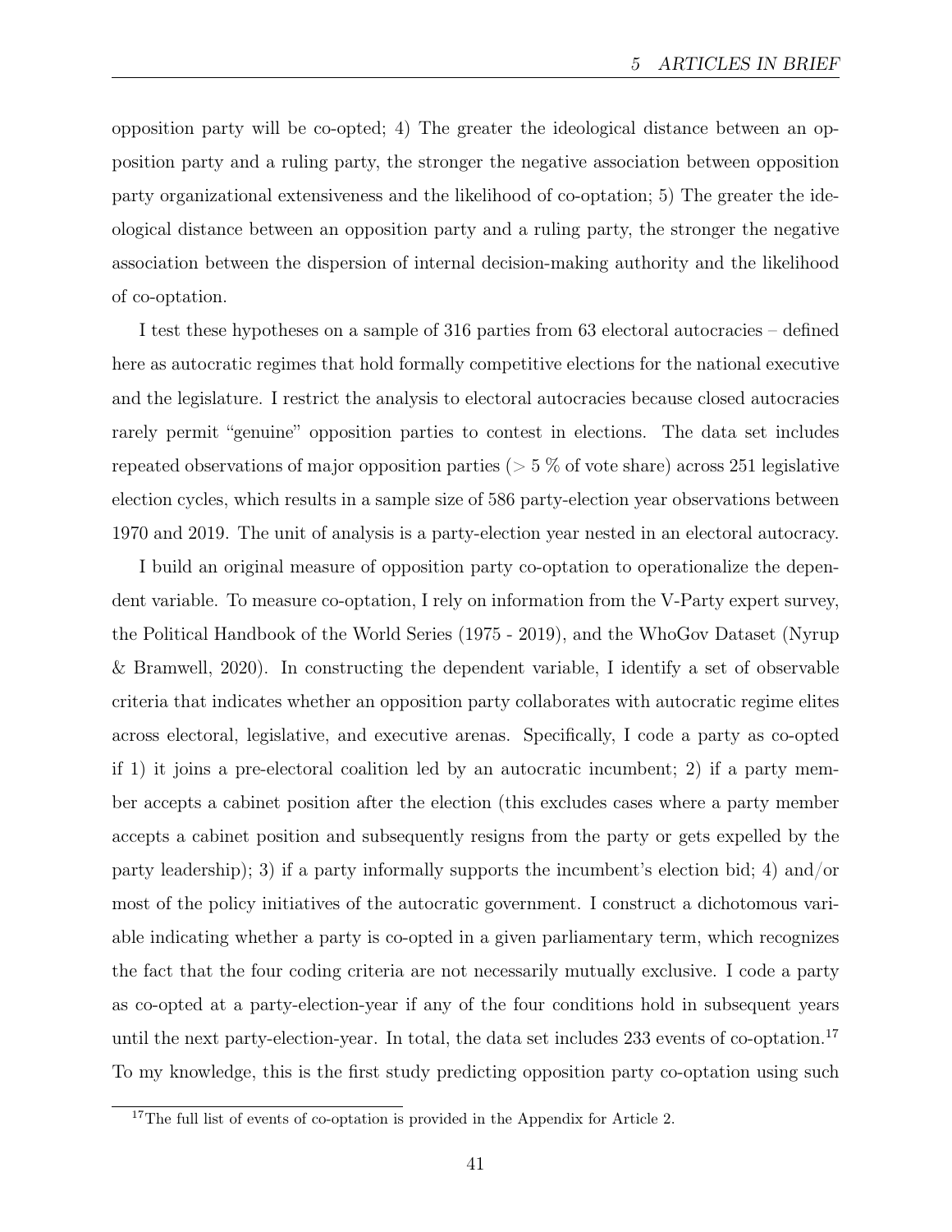opposition party will be co-opted; 4) The greater the ideological distance between an opposition party and a ruling party, the stronger the negative association between opposition party organizational extensiveness and the likelihood of co-optation; 5) The greater the ideological distance between an opposition party and a ruling party, the stronger the negative association between the dispersion of internal decision-making authority and the likelihood of co-optation.

I test these hypotheses on a sample of 316 parties from 63 electoral autocracies – defined here as autocratic regimes that hold formally competitive elections for the national executive and the legislature. I restrict the analysis to electoral autocracies because closed autocracies rarely permit "genuine" opposition parties to contest in elections. The data set includes repeated observations of major opposition parties ($> 5$ % of vote share) across 251 legislative election cycles, which results in a sample size of 586 party-election year observations between 1970 and 2019. The unit of analysis is a party-election year nested in an electoral autocracy.

I build an original measure of opposition party co-optation to operationalize the dependent variable. To measure co-optation, I rely on information from the V-Party expert survey, the Political Handbook of the World Series (1975 - 2019), and the WhoGov Dataset (Nyrup & Bramwell, 2020). In constructing the dependent variable, I identify a set of observable criteria that indicates whether an opposition party collaborates with autocratic regime elites across electoral, legislative, and executive arenas. Specifically, I code a party as co-opted if 1) it joins a pre-electoral coalition led by an autocratic incumbent; 2) if a party member accepts a cabinet position after the election (this excludes cases where a party member accepts a cabinet position and subsequently resigns from the party or gets expelled by the party leadership); 3) if a party informally supports the incumbent's election bid; 4) and/or most of the policy initiatives of the autocratic government. I construct a dichotomous variable indicating whether a party is co-opted in a given parliamentary term, which recognizes the fact that the four coding criteria are not necessarily mutually exclusive. I code a party as co-opted at a party-election-year if any of the four conditions hold in subsequent years until the next party-election-year. In total, the data set includes 233 events of co-optation.[17] To my knowledge, this is the first study predicting opposition party co-optation using such

[17] The full list of events of co-optation is provided in the Appendix for Article 2.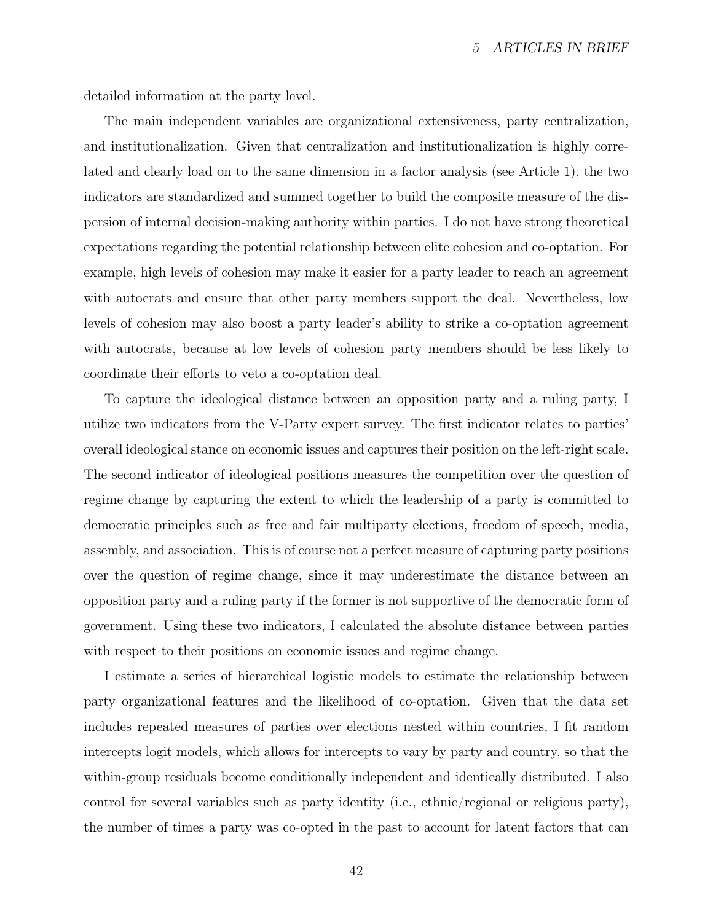detailed information at the party level.

The main independent variables are organizational extensiveness, party centralization, and institutionalization. Given that centralization and institutionalization is highly correlated and clearly load on to the same dimension in a factor analysis (see Article 1), the two indicators are standardized and summed together to build the composite measure of the dispersion of internal decision-making authority within parties. I do not have strong theoretical expectations regarding the potential relationship between elite cohesion and co-optation. For example, high levels of cohesion may make it easier for a party leader to reach an agreement with autocrats and ensure that other party members support the deal. Nevertheless, low levels of cohesion may also boost a party leader's ability to strike a co-optation agreement with autocrats, because at low levels of cohesion party members should be less likely to coordinate their efforts to veto a co-optation deal.

To capture the ideological distance between an opposition party and a ruling party, I utilize two indicators from the V-Party expert survey. The first indicator relates to parties' overall ideological stance on economic issues and captures their position on the left-right scale. The second indicator of ideological positions measures the competition over the question of regime change by capturing the extent to which the leadership of a party is committed to democratic principles such as free and fair multiparty elections, freedom of speech, media, assembly, and association. This is of course not a perfect measure of capturing party positions over the question of regime change, since it may underestimate the distance between an opposition party and a ruling party if the former is not supportive of the democratic form of government. Using these two indicators, I calculated the absolute distance between parties with respect to their positions on economic issues and regime change.

I estimate a series of hierarchical logistic models to estimate the relationship between party organizational features and the likelihood of co-optation. Given that the data set includes repeated measures of parties over elections nested within countries, I fit random intercepts logit models, which allows for intercepts to vary by party and country, so that the within-group residuals become conditionally independent and identically distributed. I also control for several variables such as party identity (i.e., ethnic/regional or religious party), the number of times a party was co-opted in the past to account for latent factors that can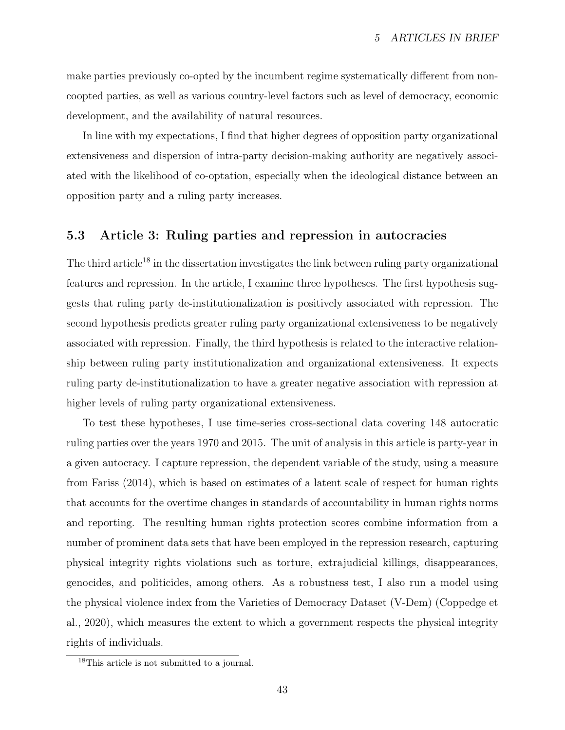make parties previously co-opted by the incumbent regime systematically different from non-coopted parties, as well as various country-level factors such as level of democracy, economic development, and the availability of natural resources.

In line with my expectations, I find that higher degrees of opposition party organizational extensiveness and dispersion of intra-party decision-making authority are negatively associated with the likelihood of co-optation, especially when the ideological distance between an opposition party and a ruling party increases.

## 5.3 Article 3: Ruling parties and repression in autocracies

The third article[18] in the dissertation investigates the link between ruling party organizational features and repression. In the article, I examine three hypotheses. The first hypothesis suggests that ruling party de-institutionalization is positively associated with repression. The second hypothesis predicts greater ruling party organizational extensiveness to be negatively associated with repression. Finally, the third hypothesis is related to the interactive relationship between ruling party institutionalization and organizational extensiveness. It expects ruling party de-institutionalization to have a greater negative association with repression at higher levels of ruling party organizational extensiveness.

To test these hypotheses, I use time-series cross-sectional data covering 148 autocratic ruling parties over the years 1970 and 2015. The unit of analysis in this article is party-year in a given autocracy. I capture repression, the dependent variable of the study, using a measure from Fariss (2014), which is based on estimates of a latent scale of respect for human rights that accounts for the overtime changes in standards of accountability in human rights norms and reporting. The resulting human rights protection scores combine information from a number of prominent data sets that have been employed in the repression research, capturing physical integrity rights violations such as torture, extrajudicial killings, disappearances, genocides, and politicides, among others. As a robustness test, I also run a model using the physical violence index from the Varieties of Democracy Dataset (V-Dem) (Coppedge et al., 2020), which measures the extent to which a government respects the physical integrity rights of individuals.

[18] This article is not submitted to a journal.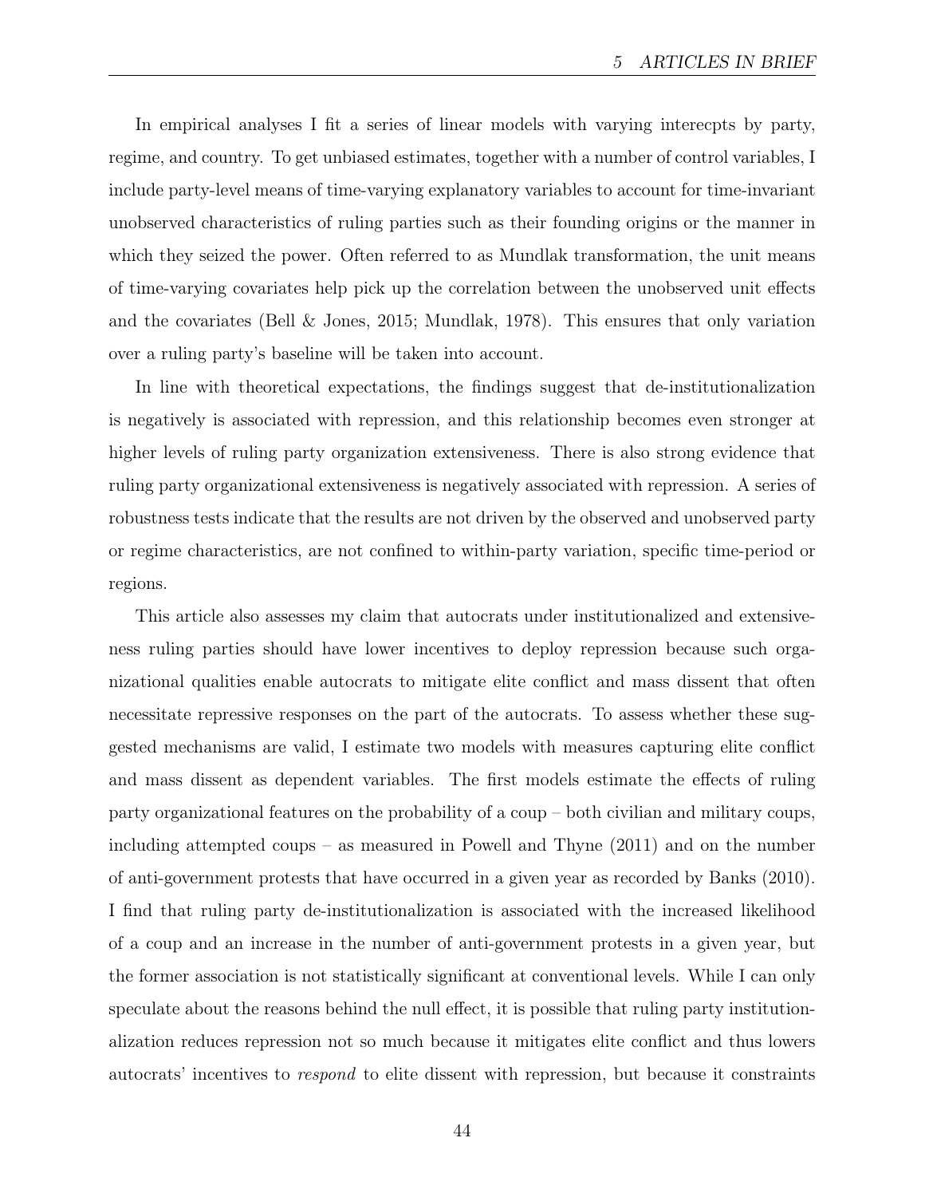In empirical analyses I fit a series of linear models with varying interecpts by party, regime, and country. To get unbiased estimates, together with a number of control variables, I include party-level means of time-varying explanatory variables to account for time-invariant unobserved characteristics of ruling parties such as their founding origins or the manner in which they seized the power. Often referred to as Mundlak transformation, the unit means of time-varying covariates help pick up the correlation between the unobserved unit effects and the covariates (Bell & Jones, 2015; Mundlak, 1978). This ensures that only variation over a ruling party's baseline will be taken into account.

In line with theoretical expectations, the findings suggest that de-institutionalization is negatively is associated with repression, and this relationship becomes even stronger at higher levels of ruling party organization extensiveness. There is also strong evidence that ruling party organizational extensiveness is negatively associated with repression. A series of robustness tests indicate that the results are not driven by the observed and unobserved party or regime characteristics, are not confined to within-party variation, specific time-period or regions.

This article also assesses my claim that autocrats under institutionalized and extensiveness ruling parties should have lower incentives to deploy repression because such organizational qualities enable autocrats to mitigate elite conflict and mass dissent that often necessitate repressive responses on the part of the autocrats. To assess whether these suggested mechanisms are valid, I estimate two models with measures capturing elite conflict and mass dissent as dependent variables. The first models estimate the effects of ruling party organizational features on the probability of a coup – both civilian and military coups, including attempted coups – as measured in Powell and Thyne (2011) and on the number of anti-government protests that have occurred in a given year as recorded by Banks (2010). I find that ruling party de-institutionalization is associated with the increased likelihood of a coup and an increase in the number of anti-government protests in a given year, but the former association is not statistically significant at conventional levels. While I can only speculate about the reasons behind the null effect, it is possible that ruling party institutionalization reduces repression not so much because it mitigates elite conflict and thus lowers autocrats' incentives to *respond* to elite dissent with repression, but because it constraints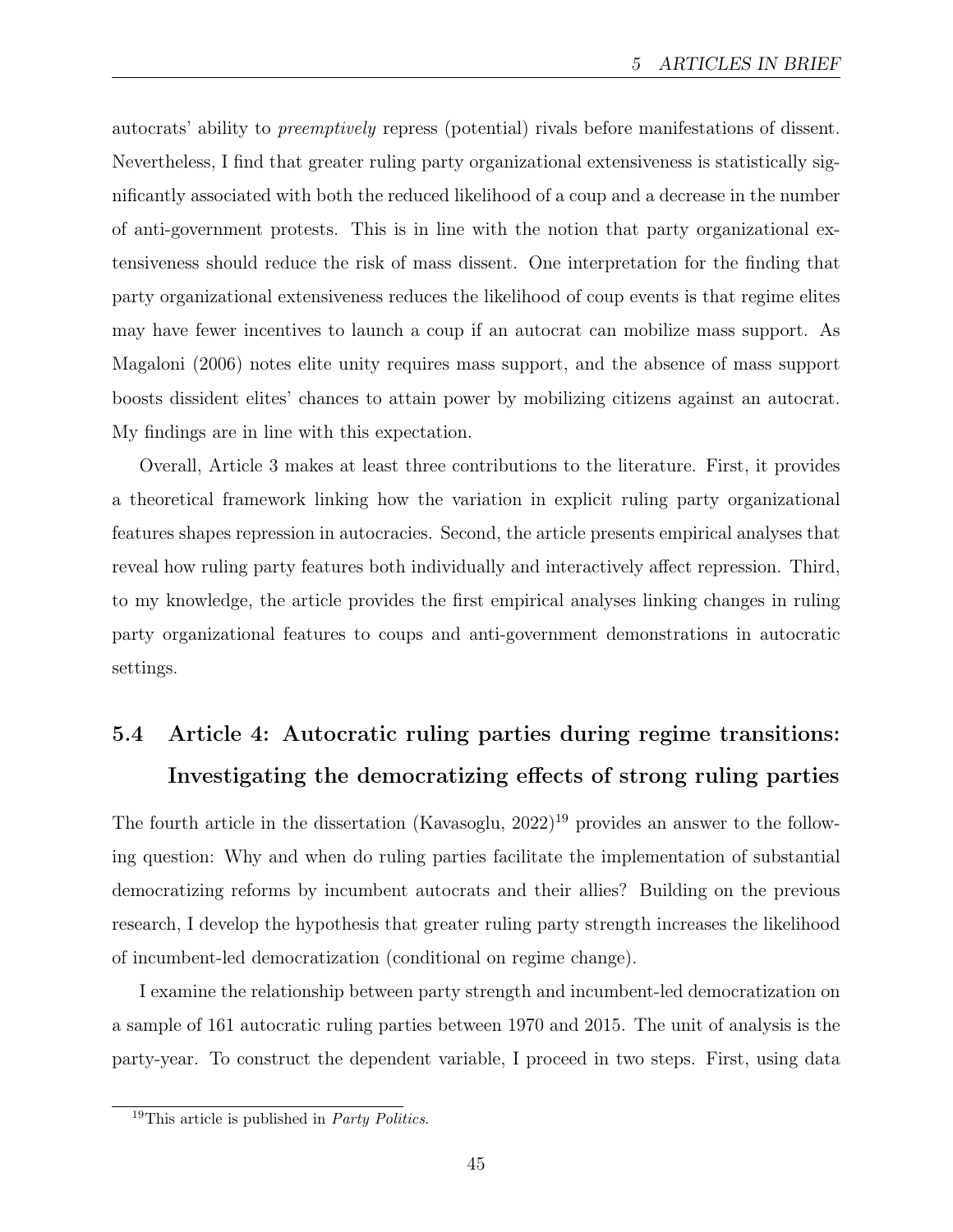autocrats' ability to *preemptively* repress (potential) rivals before manifestations of dissent. Nevertheless, I find that greater ruling party organizational extensiveness is statistically significantly associated with both the reduced likelihood of a coup and a decrease in the number of anti-government protests. This is in line with the notion that party organizational extensiveness should reduce the risk of mass dissent. One interpretation for the finding that party organizational extensiveness reduces the likelihood of coup events is that regime elites may have fewer incentives to launch a coup if an autocrat can mobilize mass support. As Magaloni (2006) notes elite unity requires mass support, and the absence of mass support boosts dissident elites' chances to attain power by mobilizing citizens against an autocrat. My findings are in line with this expectation.

Overall, Article 3 makes at least three contributions to the literature. First, it provides a theoretical framework linking how the variation in explicit ruling party organizational features shapes repression in autocracies. Second, the article presents empirical analyses that reveal how ruling party features both individually and interactively affect repression. Third, to my knowledge, the article provides the first empirical analyses linking changes in ruling party organizational features to coups and anti-government demonstrations in autocratic settings.

## 5.4 Article 4: Autocratic ruling parties during regime transitions: Investigating the democratizing effects of strong ruling parties

The fourth article in the dissertation (Kavasoglu, 2022)[19] provides an answer to the following question: Why and when do ruling parties facilitate the implementation of substantial democratizing reforms by incumbent autocrats and their allies? Building on the previous research, I develop the hypothesis that greater ruling party strength increases the likelihood of incumbent-led democratization (conditional on regime change).

I examine the relationship between party strength and incumbent-led democratization on a sample of 161 autocratic ruling parties between 1970 and 2015. The unit of analysis is the party-year. To construct the dependent variable, I proceed in two steps. First, using data

[19] This article is published in *Party Politics*.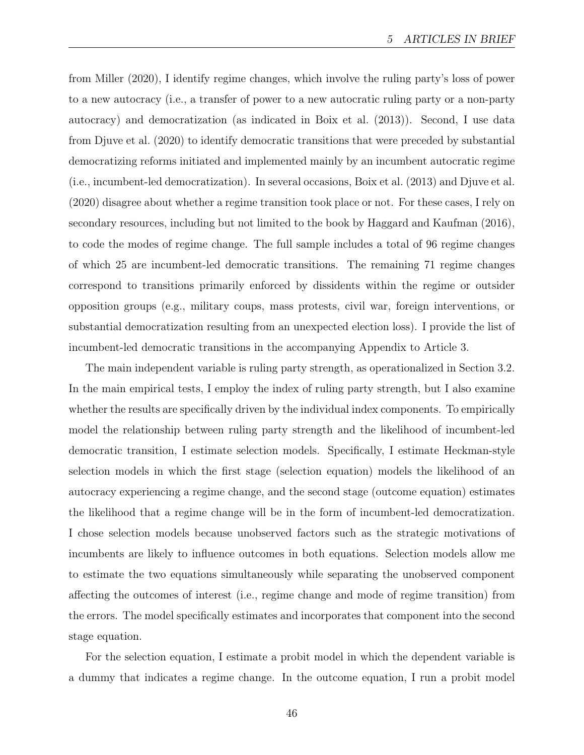from Miller (2020), I identify regime changes, which involve the ruling party's loss of power to a new autocracy (i.e., a transfer of power to a new autocratic ruling party or a non-party autocracy) and democratization (as indicated in Boix et al. (2013)). Second, I use data from Djuve et al. (2020) to identify democratic transitions that were preceded by substantial democratizing reforms initiated and implemented mainly by an incumbent autocratic regime (i.e., incumbent-led democratization). In several occasions, Boix et al. (2013) and Djuve et al. (2020) disagree about whether a regime transition took place or not. For these cases, I rely on secondary resources, including but not limited to the book by Haggard and Kaufman (2016), to code the modes of regime change. The full sample includes a total of 96 regime changes of which 25 are incumbent-led democratic transitions. The remaining 71 regime changes correspond to transitions primarily enforced by dissidents within the regime or outsider opposition groups (e.g., military coups, mass protests, civil war, foreign interventions, or substantial democratization resulting from an unexpected election loss). I provide the list of incumbent-led democratic transitions in the accompanying Appendix to Article 3.

The main independent variable is ruling party strength, as operationalized in Section 3.2. In the main empirical tests, I employ the index of ruling party strength, but I also examine whether the results are specifically driven by the individual index components. To empirically model the relationship between ruling party strength and the likelihood of incumbent-led democratic transition, I estimate selection models. Specifically, I estimate Heckman-style selection models in which the first stage (selection equation) models the likelihood of an autocracy experiencing a regime change, and the second stage (outcome equation) estimates the likelihood that a regime change will be in the form of incumbent-led democratization. I chose selection models because unobserved factors such as the strategic motivations of incumbents are likely to influence outcomes in both equations. Selection models allow me to estimate the two equations simultaneously while separating the unobserved component affecting the outcomes of interest (i.e., regime change and mode of regime transition) from the errors. The model specifically estimates and incorporates that component into the second stage equation.

For the selection equation, I estimate a probit model in which the dependent variable is a dummy that indicates a regime change. In the outcome equation, I run a probit model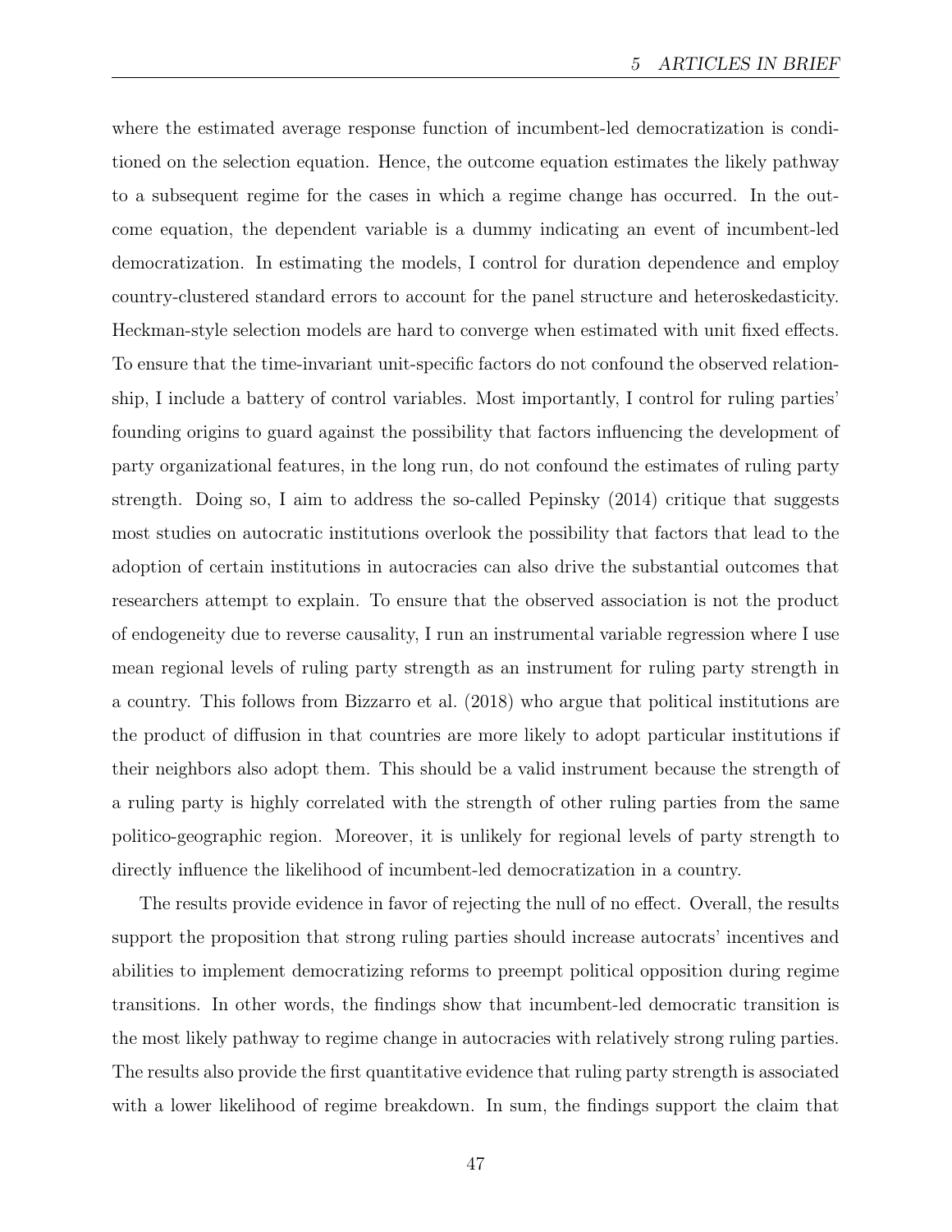where the estimated average response function of incumbent-led democratization is conditioned on the selection equation. Hence, the outcome equation estimates the likely pathway to a subsequent regime for the cases in which a regime change has occurred. In the outcome equation, the dependent variable is a dummy indicating an event of incumbent-led democratization. In estimating the models, I control for duration dependence and employ country-clustered standard errors to account for the panel structure and heteroskedasticity. Heckman-style selection models are hard to converge when estimated with unit fixed effects. To ensure that the time-invariant unit-specific factors do not confound the observed relationship, I include a battery of control variables. Most importantly, I control for ruling parties' founding origins to guard against the possibility that factors influencing the development of party organizational features, in the long run, do not confound the estimates of ruling party strength. Doing so, I aim to address the so-called Pepinsky (2014) critique that suggests most studies on autocratic institutions overlook the possibility that factors that lead to the adoption of certain institutions in autocracies can also drive the substantial outcomes that researchers attempt to explain. To ensure that the observed association is not the product of endogeneity due to reverse causality, I run an instrumental variable regression where I use mean regional levels of ruling party strength as an instrument for ruling party strength in a country. This follows from Bizzarro et al. (2018) who argue that political institutions are the product of diffusion in that countries are more likely to adopt particular institutions if their neighbors also adopt them. This should be a valid instrument because the strength of a ruling party is highly correlated with the strength of other ruling parties from the same politico-geographic region. Moreover, it is unlikely for regional levels of party strength to directly influence the likelihood of incumbent-led democratization in a country.

The results provide evidence in favor of rejecting the null of no effect. Overall, the results support the proposition that strong ruling parties should increase autocrats' incentives and abilities to implement democratizing reforms to preempt political opposition during regime transitions. In other words, the findings show that incumbent-led democratic transition is the most likely pathway to regime change in autocracies with relatively strong ruling parties. The results also provide the first quantitative evidence that ruling party strength is associated with a lower likelihood of regime breakdown. In sum, the findings support the claim that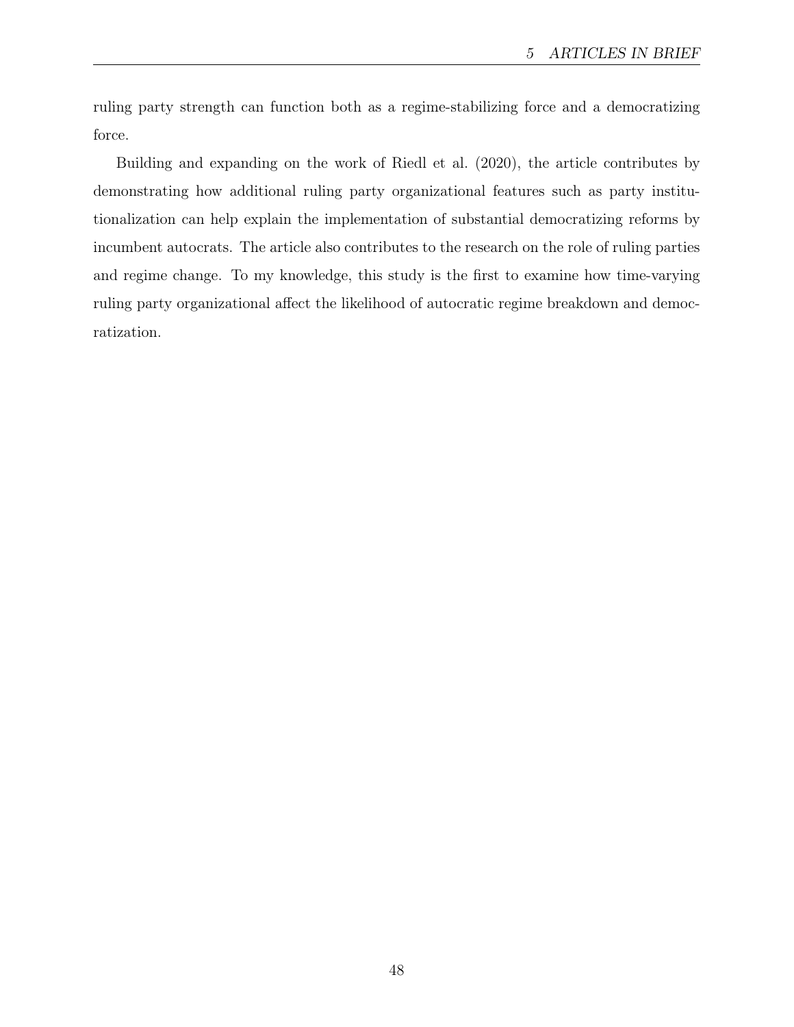ruling party strength can function both as a regime-stabilizing force and a democratizing force.

Building and expanding on the work of Riedl et al. (2020), the article contributes by demonstrating how additional ruling party organizational features such as party institutionalization can help explain the implementation of substantial democratizing reforms by incumbent autocrats. The article also contributes to the research on the role of ruling parties and regime change. To my knowledge, this study is the first to examine how time-varying ruling party organizational affect the likelihood of autocratic regime breakdown and democratization.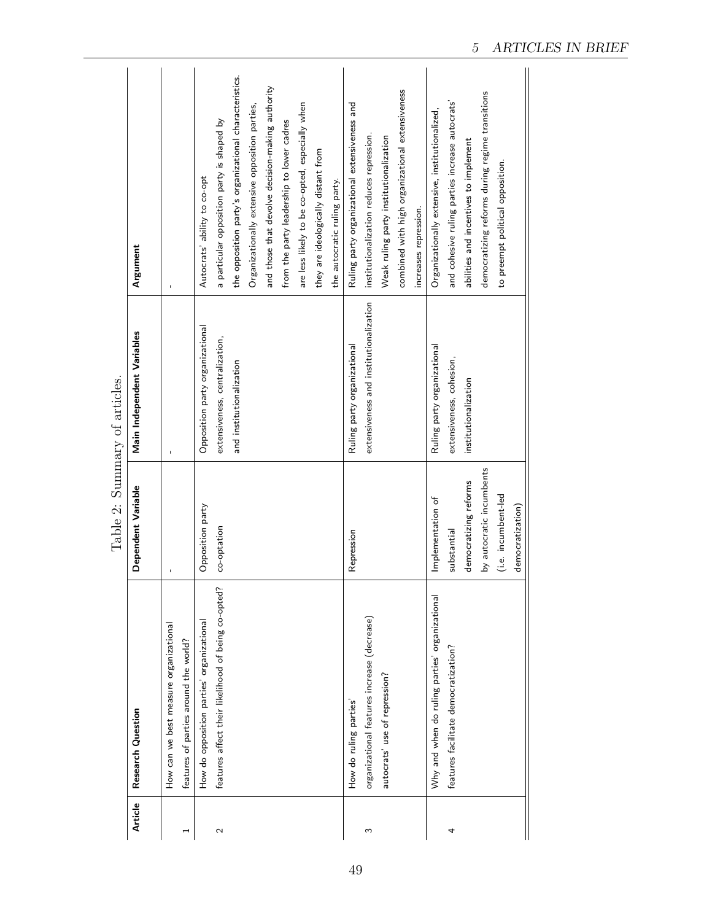Table 2: Summary of articles.

| Article | Research Question | Dependent Variable | Main Independent Variables | Argument |
|---|---|---|---|---|
| 1 | How can we best measure organizational features of parties around the world? | - | - | - |
| 2 | How do opposition parties' organizational features affect their likelihood of being co-opted? | Opposition party co-optation | Opposition party organizational extensiveness, centralization, and institutionalization | Autocrats' ability to co-opt a particular opposition party is shaped by the opposition party's organizational characteristics. Organizationally extensive opposition parties, and those that devolve decision-making authority from the party leadership to lower cadres are less likely to be co-opted, especially when they are ideologically distant from the autocratic ruling party. |
| 3 | How do ruling parties' organizational features increase (decrease) autocrats' use of repression? | Repression | Ruling party organizational extensiveness and institutionalization | Ruling party organizational extensiveness and institutionalization reduces repression. Weak ruling party institutionalization combined with high organizational extensiveness increases repression. |
| 4 | Why and when do ruling parties' organizational features facilitate democratization? | Implementation of substantial democratizing reforms by autocratic incumbents (i.e. incumbent-led democratization) | Ruling party organizational extensiveness, cohesion, institutionalization | Organizationally extensive, institutionalized, and cohesive ruling parties increase autocrats' abilities and incentives to implement democratizing reforms during regime transitions to preempt political opposition. |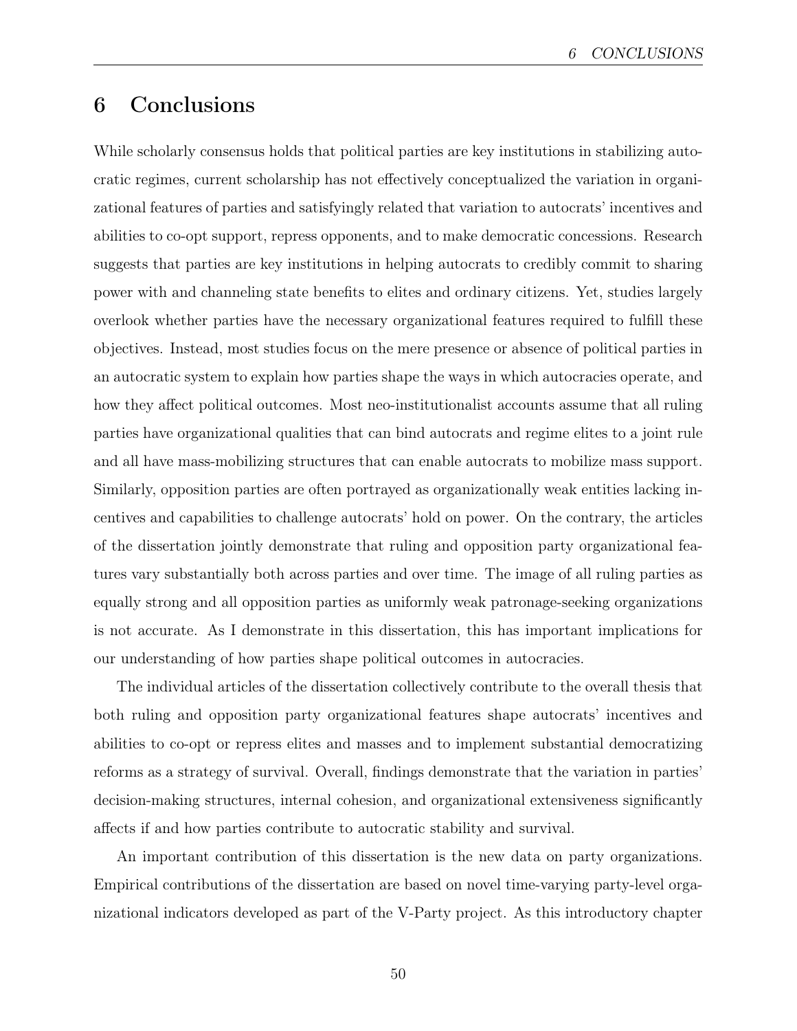# 6 Conclusions

While scholarly consensus holds that political parties are key institutions in stabilizing autocratic regimes, current scholarship has not effectively conceptualized the variation in organizational features of parties and satisfyingly related that variation to autocrats' incentives and abilities to co-opt support, repress opponents, and to make democratic concessions. Research suggests that parties are key institutions in helping autocrats to credibly commit to sharing power with and channeling state benefits to elites and ordinary citizens. Yet, studies largely overlook whether parties have the necessary organizational features required to fulfill these objectives. Instead, most studies focus on the mere presence or absence of political parties in an autocratic system to explain how parties shape the ways in which autocracies operate, and how they affect political outcomes. Most neo-institutionalist accounts assume that all ruling parties have organizational qualities that can bind autocrats and regime elites to a joint rule and all have mass-mobilizing structures that can enable autocrats to mobilize mass support. Similarly, opposition parties are often portrayed as organizationally weak entities lacking incentives and capabilities to challenge autocrats' hold on power. On the contrary, the articles of the dissertation jointly demonstrate that ruling and opposition party organizational features vary substantially both across parties and over time. The image of all ruling parties as equally strong and all opposition parties as uniformly weak patronage-seeking organizations is not accurate. As I demonstrate in this dissertation, this has important implications for our understanding of how parties shape political outcomes in autocracies.

The individual articles of the dissertation collectively contribute to the overall thesis that both ruling and opposition party organizational features shape autocrats' incentives and abilities to co-opt or repress elites and masses and to implement substantial democratizing reforms as a strategy of survival. Overall, findings demonstrate that the variation in parties' decision-making structures, internal cohesion, and organizational extensiveness significantly affects if and how parties contribute to autocratic stability and survival.

An important contribution of this dissertation is the new data on party organizations. Empirical contributions of the dissertation are based on novel time-varying party-level organizational indicators developed as part of the V-Party project. As this introductory chapter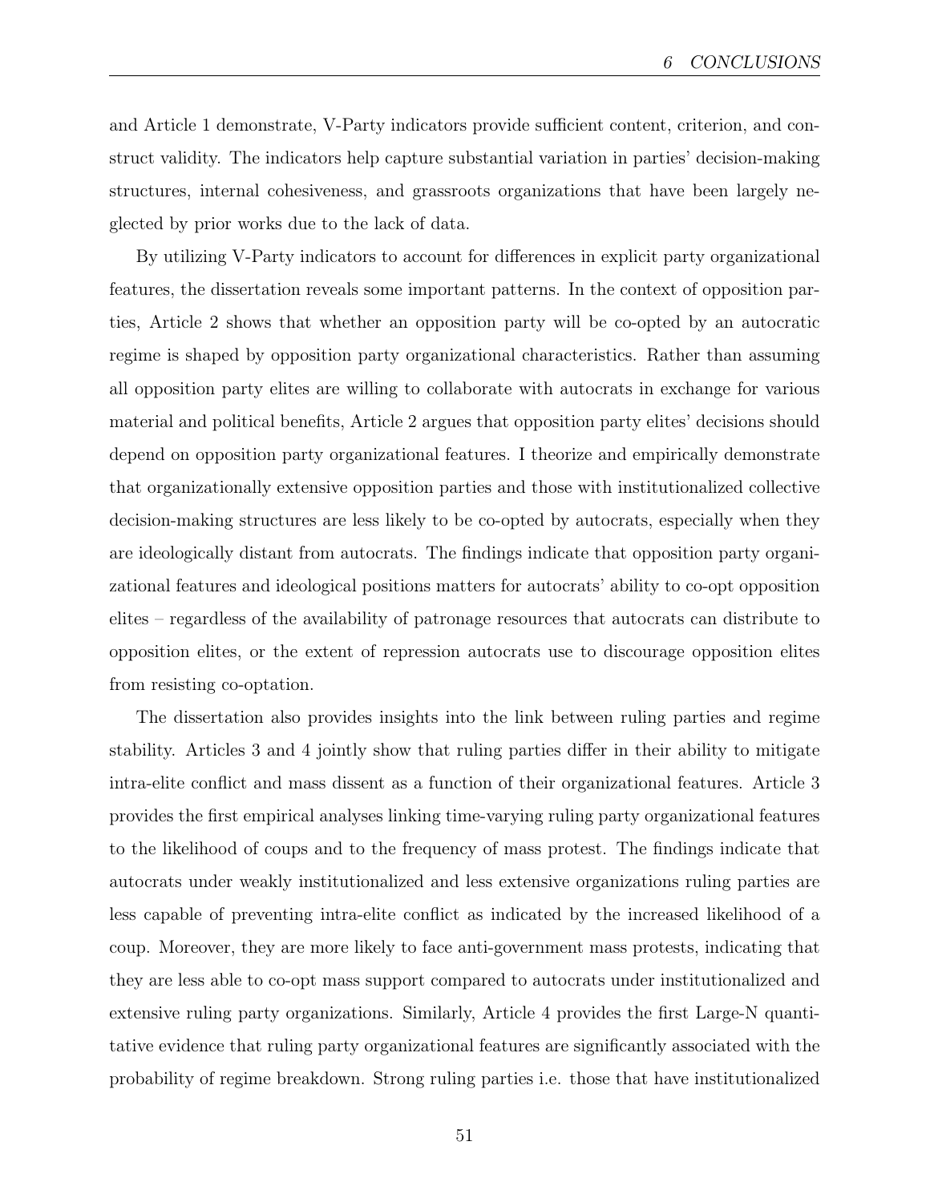and Article 1 demonstrate, V-Party indicators provide sufficient content, criterion, and construct validity. The indicators help capture substantial variation in parties' decision-making structures, internal cohesiveness, and grassroots organizations that have been largely neglected by prior works due to the lack of data.

By utilizing V-Party indicators to account for differences in explicit party organizational features, the dissertation reveals some important patterns. In the context of opposition parties, Article 2 shows that whether an opposition party will be co-opted by an autocratic regime is shaped by opposition party organizational characteristics. Rather than assuming all opposition party elites are willing to collaborate with autocrats in exchange for various material and political benefits, Article 2 argues that opposition party elites' decisions should depend on opposition party organizational features. I theorize and empirically demonstrate that organizationally extensive opposition parties and those with institutionalized collective decision-making structures are less likely to be co-opted by autocrats, especially when they are ideologically distant from autocrats. The findings indicate that opposition party organizational features and ideological positions matters for autocrats' ability to co-opt opposition elites – regardless of the availability of patronage resources that autocrats can distribute to opposition elites, or the extent of repression autocrats use to discourage opposition elites from resisting co-optation.

The dissertation also provides insights into the link between ruling parties and regime stability. Articles 3 and 4 jointly show that ruling parties differ in their ability to mitigate intra-elite conflict and mass dissent as a function of their organizational features. Article 3 provides the first empirical analyses linking time-varying ruling party organizational features to the likelihood of coups and to the frequency of mass protest. The findings indicate that autocrats under weakly institutionalized and less extensive organizations ruling parties are less capable of preventing intra-elite conflict as indicated by the increased likelihood of a coup. Moreover, they are more likely to face anti-government mass protests, indicating that they are less able to co-opt mass support compared to autocrats under institutionalized and extensive ruling party organizations. Similarly, Article 4 provides the first Large-N quantitative evidence that ruling party organizational features are significantly associated with the probability of regime breakdown. Strong ruling parties i.e. those that have institutionalized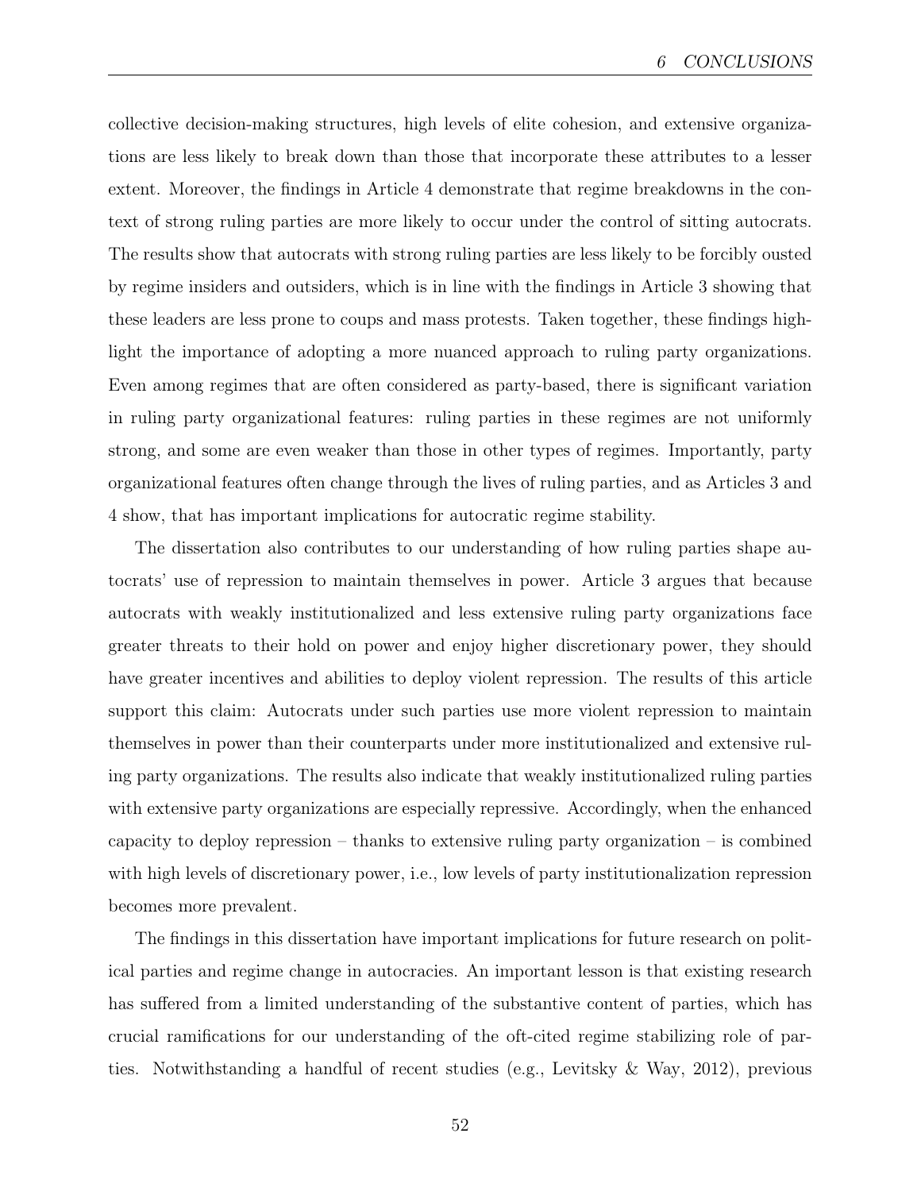collective decision-making structures, high levels of elite cohesion, and extensive organizations are less likely to break down than those that incorporate these attributes to a lesser extent. Moreover, the findings in Article 4 demonstrate that regime breakdowns in the context of strong ruling parties are more likely to occur under the control of sitting autocrats. The results show that autocrats with strong ruling parties are less likely to be forcibly ousted by regime insiders and outsiders, which is in line with the findings in Article 3 showing that these leaders are less prone to coups and mass protests. Taken together, these findings highlight the importance of adopting a more nuanced approach to ruling party organizations. Even among regimes that are often considered as party-based, there is significant variation in ruling party organizational features: ruling parties in these regimes are not uniformly strong, and some are even weaker than those in other types of regimes. Importantly, party organizational features often change through the lives of ruling parties, and as Articles 3 and 4 show, that has important implications for autocratic regime stability.

The dissertation also contributes to our understanding of how ruling parties shape autocrats' use of repression to maintain themselves in power. Article 3 argues that because autocrats with weakly institutionalized and less extensive ruling party organizations face greater threats to their hold on power and enjoy higher discretionary power, they should have greater incentives and abilities to deploy violent repression. The results of this article support this claim: Autocrats under such parties use more violent repression to maintain themselves in power than their counterparts under more institutionalized and extensive ruling party organizations. The results also indicate that weakly institutionalized ruling parties with extensive party organizations are especially repressive. Accordingly, when the enhanced capacity to deploy repression – thanks to extensive ruling party organization – is combined with high levels of discretionary power, i.e., low levels of party institutionalization repression becomes more prevalent.

The findings in this dissertation have important implications for future research on political parties and regime change in autocracies. An important lesson is that existing research has suffered from a limited understanding of the substantive content of parties, which has crucial ramifications for our understanding of the oft-cited regime stabilizing role of parties. Notwithstanding a handful of recent studies (e.g., Levitsky & Way, 2012), previous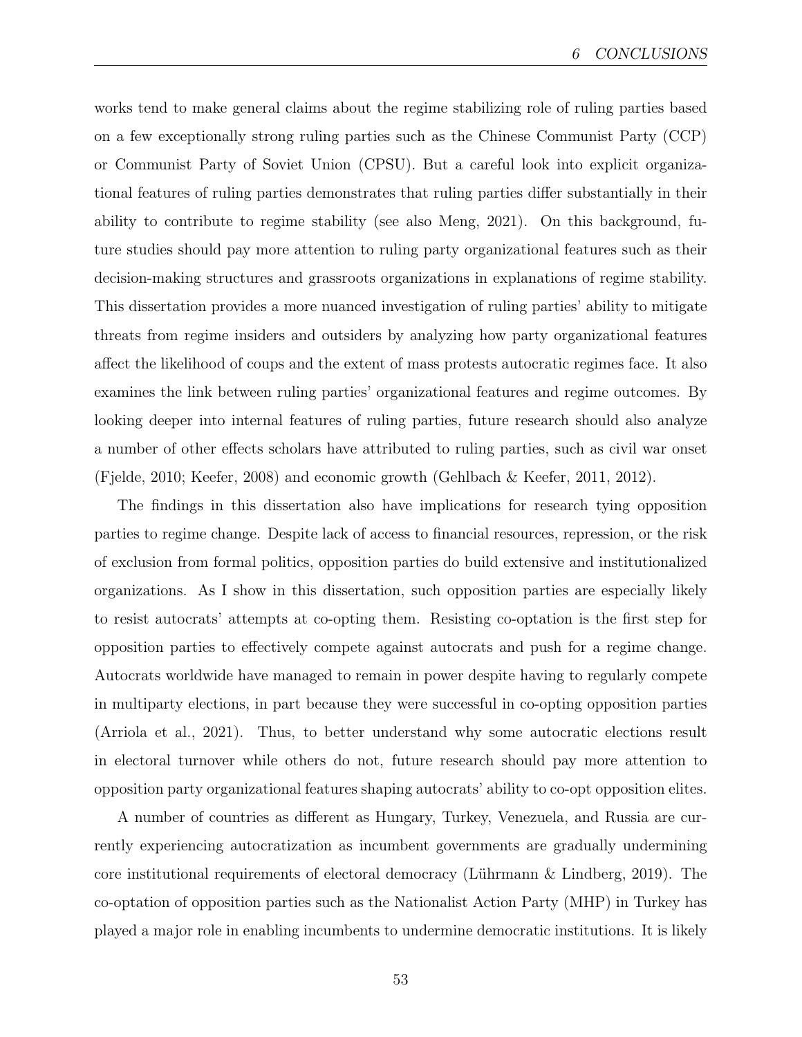works tend to make general claims about the regime stabilizing role of ruling parties based on a few exceptionally strong ruling parties such as the Chinese Communist Party (CCP) or Communist Party of Soviet Union (CPSU). But a careful look into explicit organizational features of ruling parties demonstrates that ruling parties differ substantially in their ability to contribute to regime stability (see also Meng, 2021). On this background, future studies should pay more attention to ruling party organizational features such as their decision-making structures and grassroots organizations in explanations of regime stability. This dissertation provides a more nuanced investigation of ruling parties' ability to mitigate threats from regime insiders and outsiders by analyzing how party organizational features affect the likelihood of coups and the extent of mass protests autocratic regimes face. It also examines the link between ruling parties' organizational features and regime outcomes. By looking deeper into internal features of ruling parties, future research should also analyze a number of other effects scholars have attributed to ruling parties, such as civil war onset (Fjelde, 2010; Keefer, 2008) and economic growth (Gehlbach & Keefer, 2011, 2012).

The findings in this dissertation also have implications for research tying opposition parties to regime change. Despite lack of access to financial resources, repression, or the risk of exclusion from formal politics, opposition parties do build extensive and institutionalized organizations. As I show in this dissertation, such opposition parties are especially likely to resist autocrats' attempts at co-opting them. Resisting co-optation is the first step for opposition parties to effectively compete against autocrats and push for a regime change. Autocrats worldwide have managed to remain in power despite having to regularly compete in multiparty elections, in part because they were successful in co-opting opposition parties (Arriola et al., 2021). Thus, to better understand why some autocratic elections result in electoral turnover while others do not, future research should pay more attention to opposition party organizational features shaping autocrats' ability to co-opt opposition elites.

A number of countries as different as Hungary, Turkey, Venezuela, and Russia are currently experiencing autocratization as incumbent governments are gradually undermining core institutional requirements of electoral democracy (Lührmann & Lindberg, 2019). The co-optation of opposition parties such as the Nationalist Action Party (MHP) in Turkey has played a major role in enabling incumbents to undermine democratic institutions. It is likely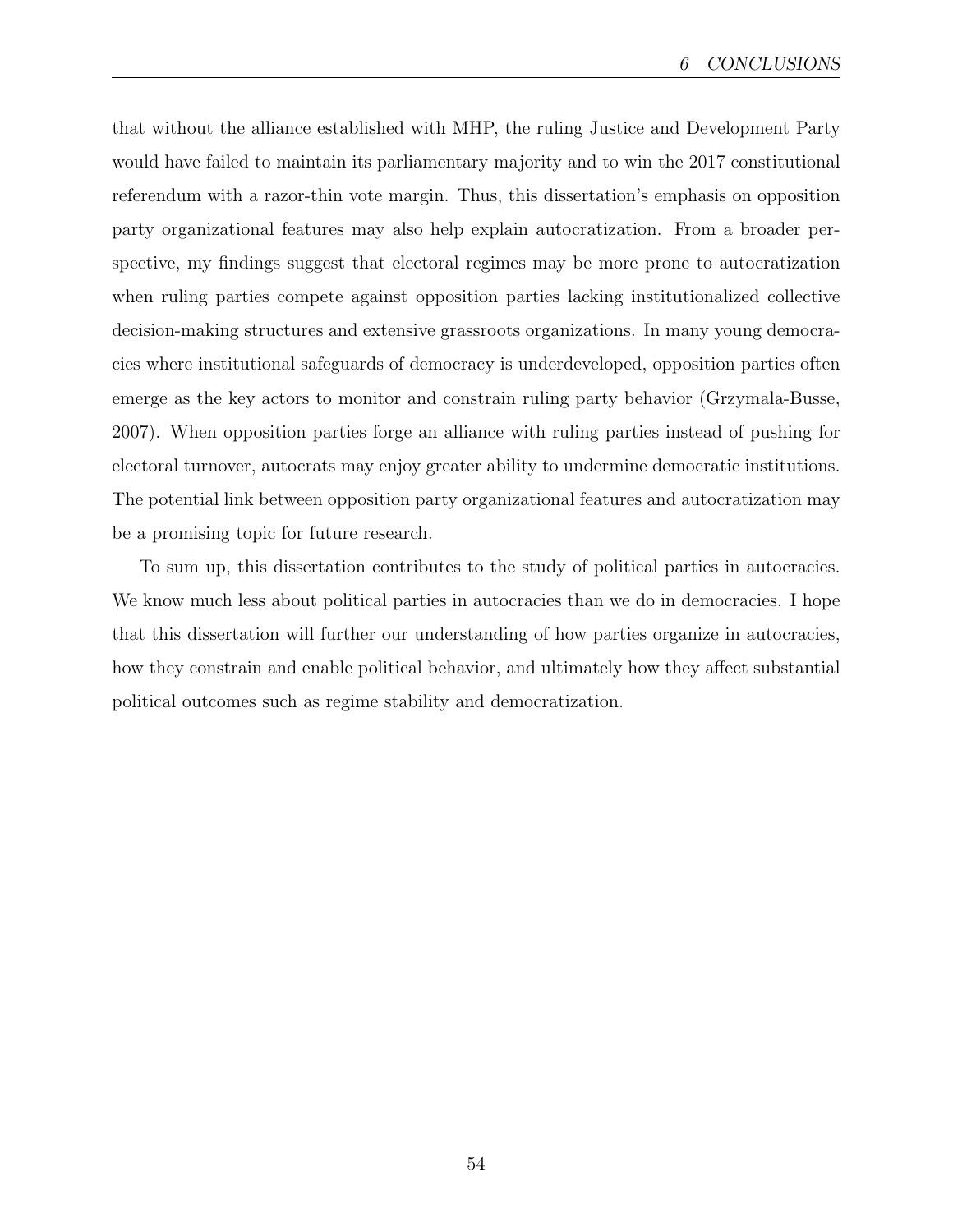that without the alliance established with MHP, the ruling Justice and Development Party would have failed to maintain its parliamentary majority and to win the 2017 constitutional referendum with a razor-thin vote margin. Thus, this dissertation's emphasis on opposition party organizational features may also help explain autocratization. From a broader perspective, my findings suggest that electoral regimes may be more prone to autocratization when ruling parties compete against opposition parties lacking institutionalized collective decision-making structures and extensive grassroots organizations. In many young democracies where institutional safeguards of democracy is underdeveloped, opposition parties often emerge as the key actors to monitor and constrain ruling party behavior (Grzymala-Busse, 2007). When opposition parties forge an alliance with ruling parties instead of pushing for electoral turnover, autocrats may enjoy greater ability to undermine democratic institutions. The potential link between opposition party organizational features and autocratization may be a promising topic for future research.

To sum up, this dissertation contributes to the study of political parties in autocracies. We know much less about political parties in autocracies than we do in democracies. I hope that this dissertation will further our understanding of how parties organize in autocracies, how they constrain and enable political behavior, and ultimately how they affect substantial political outcomes such as regime stability and democratization.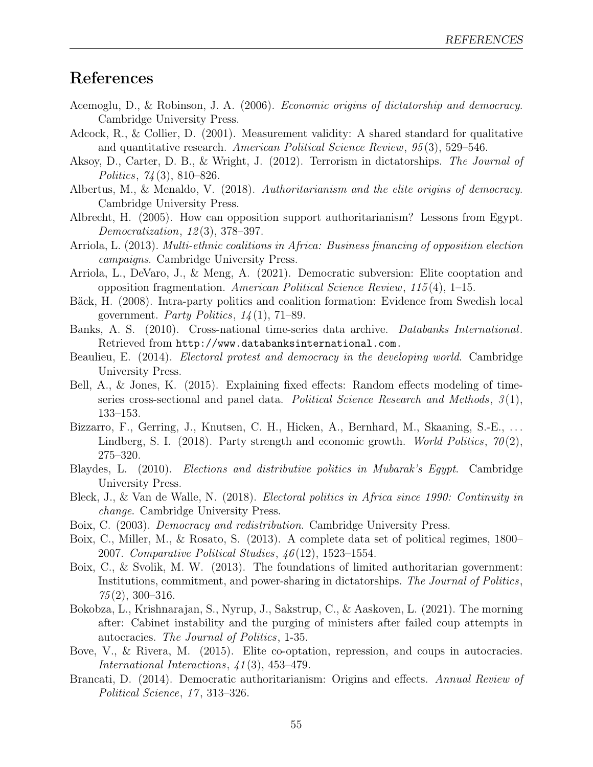# References

Acemoglu, D., & Robinson, J. A. (2006). *Economic origins of dictatorship and democracy*. Cambridge University Press.

Adcock, R., & Collier, D. (2001). Measurement validity: A shared standard for qualitative and quantitative research. *American Political Science Review*, *95*(3), 529–546.

Aksoy, D., Carter, D. B., & Wright, J. (2012). Terrorism in dictatorships. *The Journal of Politics*, *74*(3), 810–826.

Albertus, M., & Menaldo, V. (2018). *Authoritarianism and the elite origins of democracy*. Cambridge University Press.

Albrecht, H. (2005). How can opposition support authoritarianism? Lessons from Egypt. *Democratization*, *12*(3), 378–397.

Arriola, L. (2013). *Multi-ethnic coalitions in Africa: Business financing of opposition election campaigns*. Cambridge University Press.

Arriola, L., DeVaro, J., & Meng, A. (2021). Democratic subversion: Elite cooptation and opposition fragmentation. *American Political Science Review*, *115*(4), 1–15.

Bäck, H. (2008). Intra-party politics and coalition formation: Evidence from Swedish local government. *Party Politics*, *14*(1), 71–89.

Banks, A. S. (2010). Cross-national time-series data archive. *Databanks International*. Retrieved from http://www.databanksinternational.com.

Beaulieu, E. (2014). *Electoral protest and democracy in the developing world*. Cambridge University Press.

Bell, A., & Jones, K. (2015). Explaining fixed effects: Random effects modeling of time-series cross-sectional and panel data. *Political Science Research and Methods*, *3*(1), 133–153.

Bizzarro, F., Gerring, J., Knutsen, C. H., Hicken, A., Bernhard, M., Skaaning, S.-E., ... Lindberg, S. I. (2018). Party strength and economic growth. *World Politics*, *70*(2), 275–320.

Blaydes, L. (2010). *Elections and distributive politics in Mubarak's Egypt*. Cambridge University Press.

Bleck, J., & Van de Walle, N. (2018). *Electoral politics in Africa since 1990: Continuity in change*. Cambridge University Press.

Boix, C. (2003). *Democracy and redistribution*. Cambridge University Press.

Boix, C., Miller, M., & Rosato, S. (2013). A complete data set of political regimes, 1800–2007. *Comparative Political Studies*, *46*(12), 1523–1554.

Boix, C., & Svolik, M. W. (2013). The foundations of limited authoritarian government: Institutions, commitment, and power-sharing in dictatorships. *The Journal of Politics*, *75*(2), 300–316.

Bokobza, L., Krishnarajan, S., Nyrup, J., Sakstrup, C., & Aaskoven, L. (2021). The morning after: Cabinet instability and the purging of ministers after failed coup attempts in autocracies. *The Journal of Politics*, 1-35.

Bove, V., & Rivera, M. (2015). Elite co-optation, repression, and coups in autocracies. *International Interactions*, *41*(3), 453–479.

Brancati, D. (2014). Democratic authoritarianism: Origins and effects. *Annual Review of Political Science*, *17*, 313–326.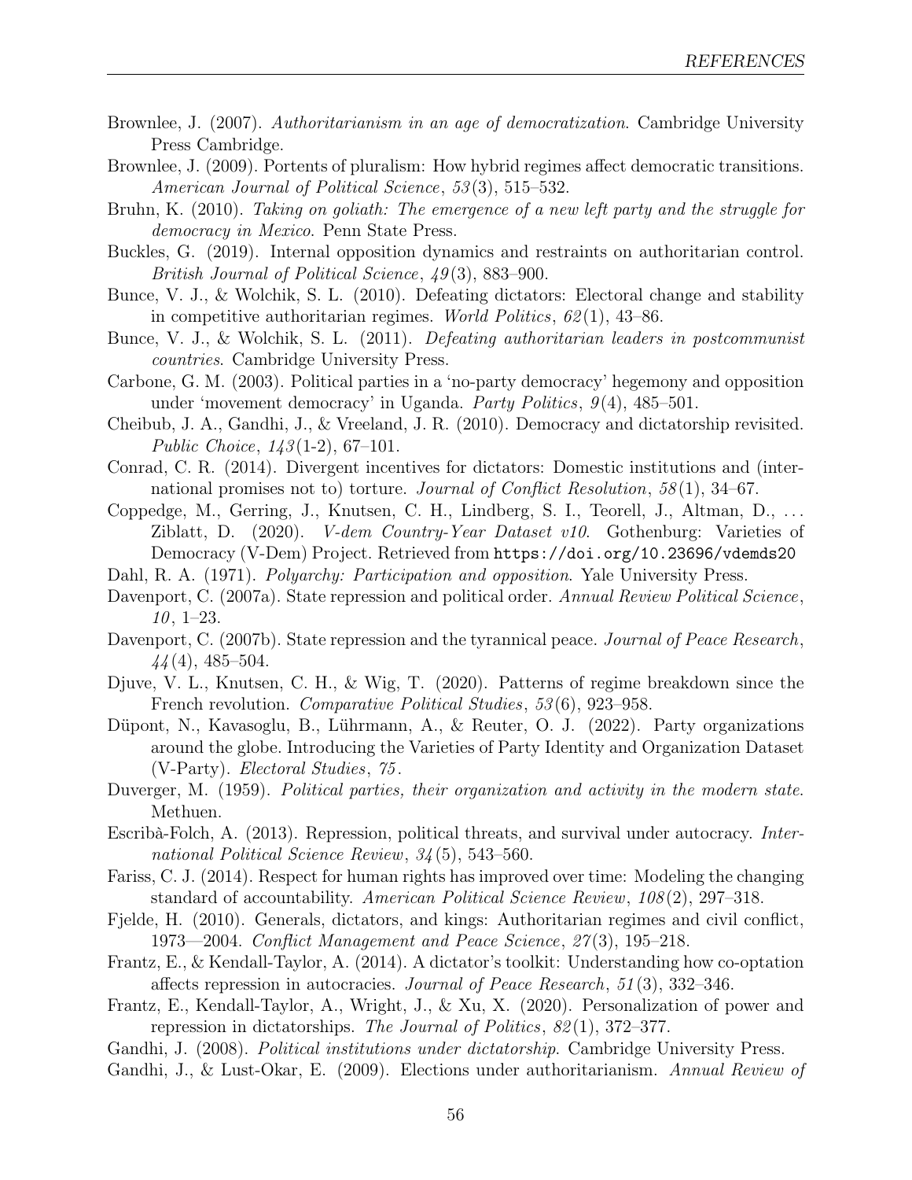Brownlee, J. (2007). *Authoritarianism in an age of democratization*. Cambridge University Press Cambridge.

Brownlee, J. (2009). Portents of pluralism: How hybrid regimes affect democratic transitions. *American Journal of Political Science*, *53*(3), 515–532.

Bruhn, K. (2010). *Taking on goliath: The emergence of a new left party and the struggle for democracy in Mexico*. Penn State Press.

Buckles, G. (2019). Internal opposition dynamics and restraints on authoritarian control. *British Journal of Political Science*, *49*(3), 883–900.

Bunce, V. J., & Wolchik, S. L. (2010). Defeating dictators: Electoral change and stability in competitive authoritarian regimes. *World Politics*, *62*(1), 43–86.

Bunce, V. J., & Wolchik, S. L. (2011). *Defeating authoritarian leaders in postcommunist countries*. Cambridge University Press.

Carbone, G. M. (2003). Political parties in a 'no-party democracy' hegemony and opposition under 'movement democracy' in Uganda. *Party Politics*, *9*(4), 485–501.

Cheibub, J. A., Gandhi, J., & Vreeland, J. R. (2010). Democracy and dictatorship revisited. *Public Choice*, *143*(1-2), 67–101.

Conrad, C. R. (2014). Divergent incentives for dictators: Domestic institutions and (international promises not to) torture. *Journal of Conflict Resolution*, *58*(1), 34–67.

Coppedge, M., Gerring, J., Knutsen, C. H., Lindberg, S. I., Teorell, J., Altman, D., ... Ziblatt, D. (2020). *V-dem Country-Year Dataset v10*. Gothenburg: Varieties of Democracy (V-Dem) Project. Retrieved from `https://doi.org/10.23696/vdemds20`

Dahl, R. A. (1971). *Polyarchy: Participation and opposition*. Yale University Press.

Davenport, C. (2007a). State repression and political order. *Annual Review Political Science*, *10*, 1–23.

Davenport, C. (2007b). State repression and the tyrannical peace. *Journal of Peace Research*, *44*(4), 485–504.

Djuve, V. L., Knutsen, C. H., & Wig, T. (2020). Patterns of regime breakdown since the French revolution. *Comparative Political Studies*, *53*(6), 923–958.

Düpont, N., Kavasoglu, B., Lührmann, A., & Reuter, O. J. (2022). Party organizations around the globe. Introducing the Varieties of Party Identity and Organization Dataset (V-Party). *Electoral Studies*, *75*.

Duverger, M. (1959). *Political parties, their organization and activity in the modern state*. Methuen.

Escribà-Folch, A. (2013). Repression, political threats, and survival under autocracy. *International Political Science Review*, *34*(5), 543–560.

Fariss, C. J. (2014). Respect for human rights has improved over time: Modeling the changing standard of accountability. *American Political Science Review*, *108*(2), 297–318.

Fjelde, H. (2010). Generals, dictators, and kings: Authoritarian regimes and civil conflict, 1973—2004. *Conflict Management and Peace Science*, *27*(3), 195–218.

Frantz, E., & Kendall-Taylor, A. (2014). A dictator's toolkit: Understanding how co-optation affects repression in autocracies. *Journal of Peace Research*, *51*(3), 332–346.

Frantz, E., Kendall-Taylor, A., Wright, J., & Xu, X. (2020). Personalization of power and repression in dictatorships. *The Journal of Politics*, *82*(1), 372–377.

Gandhi, J. (2008). *Political institutions under dictatorship*. Cambridge University Press.

Gandhi, J., & Lust-Okar, E. (2009). Elections under authoritarianism. *Annual Review of*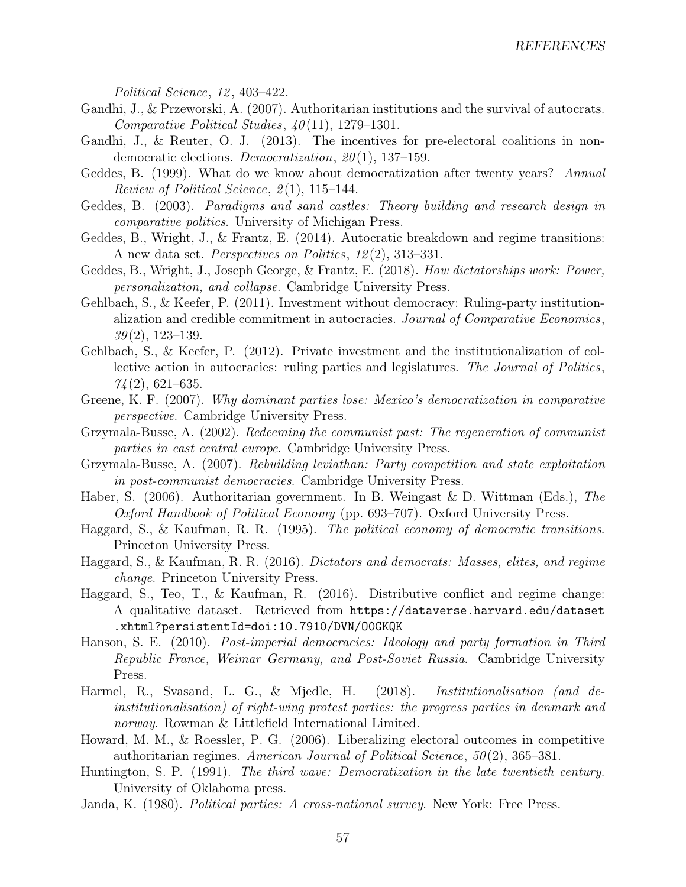*Political Science*, *12*, 403–422.

Gandhi, J., & Przeworski, A. (2007). Authoritarian institutions and the survival of autocrats. *Comparative Political Studies*, *40*(11), 1279–1301.

Gandhi, J., & Reuter, O. J. (2013). The incentives for pre-electoral coalitions in non-democratic elections. *Democratization*, *20*(1), 137–159.

Geddes, B. (1999). What do we know about democratization after twenty years? *Annual Review of Political Science*, *2*(1), 115–144.

Geddes, B. (2003). *Paradigms and sand castles: Theory building and research design in comparative politics*. University of Michigan Press.

Geddes, B., Wright, J., & Frantz, E. (2014). Autocratic breakdown and regime transitions: A new data set. *Perspectives on Politics*, *12*(2), 313–331.

Geddes, B., Wright, J., Joseph George, & Frantz, E. (2018). *How dictatorships work: Power, personalization, and collapse*. Cambridge University Press.

Gehlbach, S., & Keefer, P. (2011). Investment without democracy: Ruling-party institutionalization and credible commitment in autocracies. *Journal of Comparative Economics*, *39*(2), 123–139.

Gehlbach, S., & Keefer, P. (2012). Private investment and the institutionalization of collective action in autocracies: ruling parties and legislatures. *The Journal of Politics*, *74*(2), 621–635.

Greene, K. F. (2007). *Why dominant parties lose: Mexico's democratization in comparative perspective*. Cambridge University Press.

Grzymala-Busse, A. (2002). *Redeeming the communist past: The regeneration of communist parties in east central europe*. Cambridge University Press.

Grzymala-Busse, A. (2007). *Rebuilding leviathan: Party competition and state exploitation in post-communist democracies*. Cambridge University Press.

Haber, S. (2006). Authoritarian government. In B. Weingast & D. Wittman (Eds.), *The Oxford Handbook of Political Economy* (pp. 693–707). Oxford University Press.

Haggard, S., & Kaufman, R. R. (1995). *The political economy of democratic transitions*. Princeton University Press.

Haggard, S., & Kaufman, R. R. (2016). *Dictators and democrats: Masses, elites, and regime change*. Princeton University Press.

Haggard, S., Teo, T., & Kaufman, R. (2016). Distributive conflict and regime change: A qualitative dataset. Retrieved from `https://dataverse.harvard.edu/dataset.xhtml?persistentId=doi:10.7910/DVN/O0GKQK`

Hanson, S. E. (2010). *Post-imperial democracies: Ideology and party formation in Third Republic France, Weimar Germany, and Post-Soviet Russia*. Cambridge University Press.

Harmel, R., Svasand, L. G., & Mjedle, H. (2018). *Institutionalisation (and de-institutionalisation) of right-wing protest parties: the progress parties in denmark and norway*. Rowman & Littlefield International Limited.

Howard, M. M., & Roessler, P. G. (2006). Liberalizing electoral outcomes in competitive authoritarian regimes. *American Journal of Political Science*, *50*(2), 365–381.

Huntington, S. P. (1991). *The third wave: Democratization in the late twentieth century*. University of Oklahoma press.

Janda, K. (1980). *Political parties: A cross-national survey*. New York: Free Press.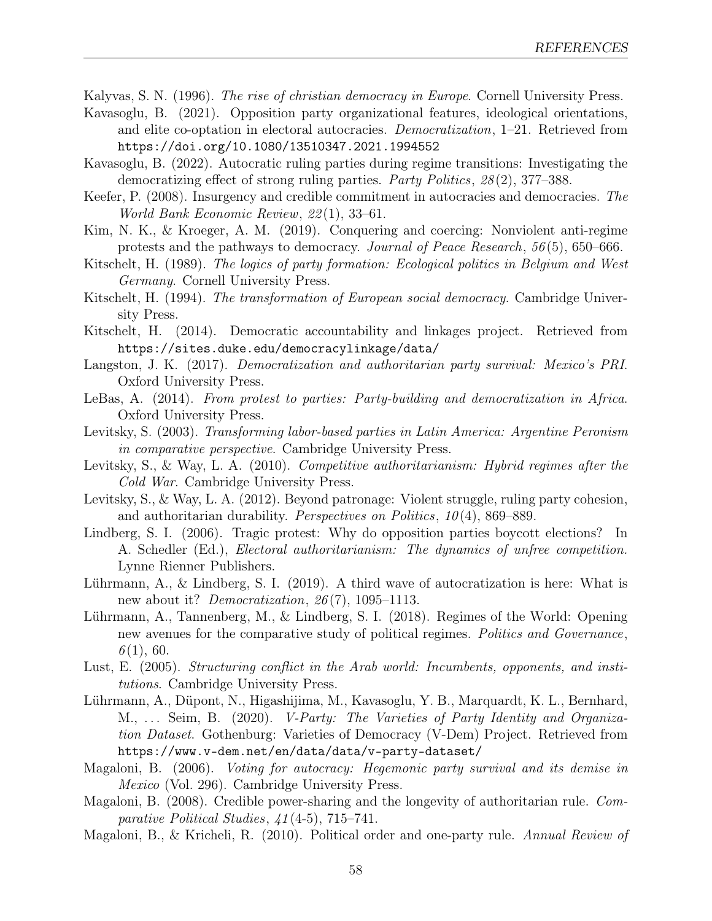Kalyvas, S. N. (1996). *The rise of christian democracy in Europe*. Cornell University Press.

Kavasoglu, B. (2021). Opposition party organizational features, ideological orientations, and elite co-optation in electoral autocracies. *Democratization*, 1–21. Retrieved from https://doi.org/10.1080/13510347.2021.1994552

Kavasoglu, B. (2022). Autocratic ruling parties during regime transitions: Investigating the democratizing effect of strong ruling parties. *Party Politics*, *28*(2), 377–388.

Keefer, P. (2008). Insurgency and credible commitment in autocracies and democracies. *The World Bank Economic Review*, *22*(1), 33–61.

Kim, N. K., & Kroeger, A. M. (2019). Conquering and coercing: Nonviolent anti-regime protests and the pathways to democracy. *Journal of Peace Research*, *56*(5), 650–666.

Kitschelt, H. (1989). *The logics of party formation: Ecological politics in Belgium and West Germany*. Cornell University Press.

Kitschelt, H. (1994). *The transformation of European social democracy*. Cambridge University Press.

Kitschelt, H. (2014). Democratic accountability and linkages project. Retrieved from https://sites.duke.edu/democracylinkage/data/

Langston, J. K. (2017). *Democratization and authoritarian party survival: Mexico's PRI*. Oxford University Press.

LeBas, A. (2014). *From protest to parties: Party-building and democratization in Africa*. Oxford University Press.

Levitsky, S. (2003). *Transforming labor-based parties in Latin America: Argentine Peronism in comparative perspective*. Cambridge University Press.

Levitsky, S., & Way, L. A. (2010). *Competitive authoritarianism: Hybrid regimes after the Cold War*. Cambridge University Press.

Levitsky, S., & Way, L. A. (2012). Beyond patronage: Violent struggle, ruling party cohesion, and authoritarian durability. *Perspectives on Politics*, *10*(4), 869–889.

Lindberg, S. I. (2006). Tragic protest: Why do opposition parties boycott elections? In A. Schedler (Ed.), *Electoral authoritarianism: The dynamics of unfree competition*. Lynne Rienner Publishers.

Lührmann, A., & Lindberg, S. I. (2019). A third wave of autocratization is here: What is new about it? *Democratization*, *26*(7), 1095–1113.

Lührmann, A., Tannenberg, M., & Lindberg, S. I. (2018). Regimes of the World: Opening new avenues for the comparative study of political regimes. *Politics and Governance*, *6*(1), 60.

Lust, E. (2005). *Structuring conflict in the Arab world: Incumbents, opponents, and institutions*. Cambridge University Press.

Lührmann, A., Düpont, N., Higashijima, M., Kavasoglu, Y. B., Marquardt, K. L., Bernhard, M., ... Seim, B. (2020). *V-Party: The Varieties of Party Identity and Organization Dataset*. Gothenburg: Varieties of Democracy (V-Dem) Project. Retrieved from https://www.v-dem.net/en/data/data/v-party-dataset/

Magaloni, B. (2006). *Voting for autocracy: Hegemonic party survival and its demise in Mexico* (Vol. 296). Cambridge University Press.

Magaloni, B. (2008). Credible power-sharing and the longevity of authoritarian rule. *Comparative Political Studies*, *41*(4-5), 715–741.

Magaloni, B., & Kricheli, R. (2010). Political order and one-party rule. *Annual Review of*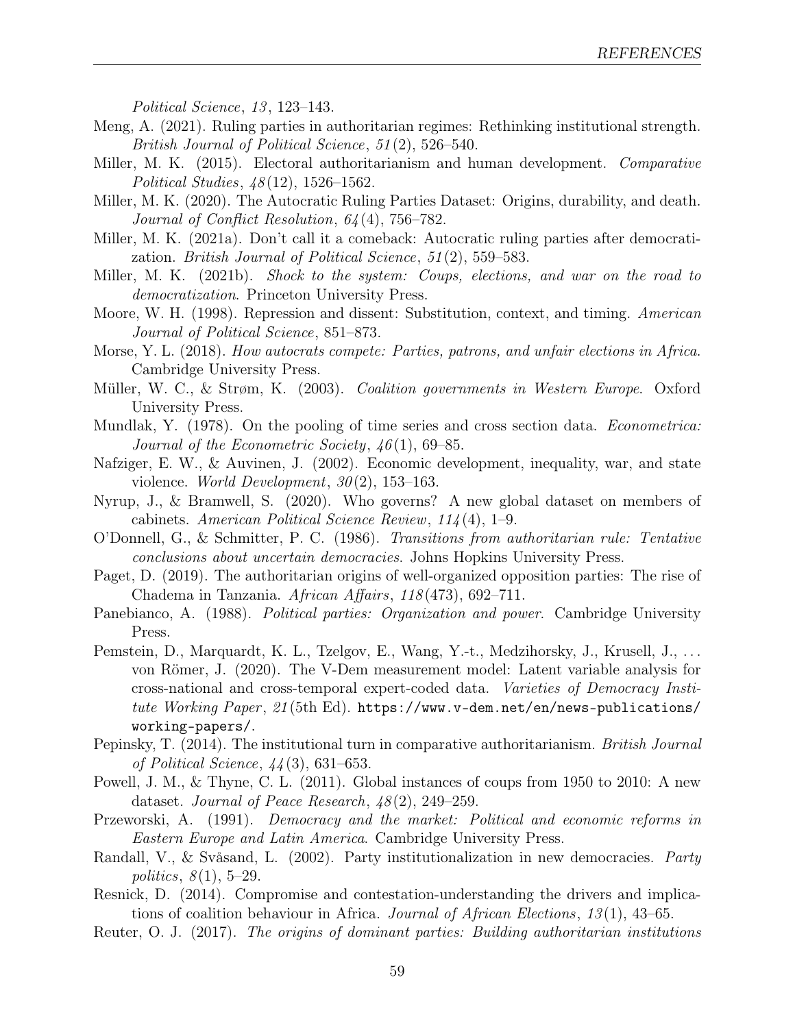*Political Science*, *13*, 123–143.

Meng, A. (2021). Ruling parties in authoritarian regimes: Rethinking institutional strength. *British Journal of Political Science*, *51*(2), 526–540.

Miller, M. K. (2015). Electoral authoritarianism and human development. *Comparative Political Studies*, *48*(12), 1526–1562.

Miller, M. K. (2020). The Autocratic Ruling Parties Dataset: Origins, durability, and death. *Journal of Conflict Resolution*, *64*(4), 756–782.

Miller, M. K. (2021a). Don't call it a comeback: Autocratic ruling parties after democratization. *British Journal of Political Science*, *51*(2), 559–583.

Miller, M. K. (2021b). *Shock to the system: Coups, elections, and war on the road to democratization*. Princeton University Press.

Moore, W. H. (1998). Repression and dissent: Substitution, context, and timing. *American Journal of Political Science*, 851–873.

Morse, Y. L. (2018). *How autocrats compete: Parties, patrons, and unfair elections in Africa*. Cambridge University Press.

Müller, W. C., & Strøm, K. (2003). *Coalition governments in Western Europe*. Oxford University Press.

Mundlak, Y. (1978). On the pooling of time series and cross section data. *Econometrica: Journal of the Econometric Society*, *46*(1), 69–85.

Nafziger, E. W., & Auvinen, J. (2002). Economic development, inequality, war, and state violence. *World Development*, *30*(2), 153–163.

Nyrup, J., & Bramwell, S. (2020). Who governs? A new global dataset on members of cabinets. *American Political Science Review*, *114*(4), 1–9.

O'Donnell, G., & Schmitter, P. C. (1986). *Transitions from authoritarian rule: Tentative conclusions about uncertain democracies*. Johns Hopkins University Press.

Paget, D. (2019). The authoritarian origins of well-organized opposition parties: The rise of Chadema in Tanzania. *African Affairs*, *118*(473), 692–711.

Panebianco, A. (1988). *Political parties: Organization and power*. Cambridge University Press.

Pemstein, D., Marquardt, K. L., Tzelgov, E., Wang, Y.-t., Medzihorsky, J., Krusell, J., ... von Römer, J. (2020). The V-Dem measurement model: Latent variable analysis for cross-national and cross-temporal expert-coded data. *Varieties of Democracy Institute Working Paper*, *21*(5th Ed). https://www.v-dem.net/en/news-publications/working-papers/.

Pepinsky, T. (2014). The institutional turn in comparative authoritarianism. *British Journal of Political Science*, *44*(3), 631–653.

Powell, J. M., & Thyne, C. L. (2011). Global instances of coups from 1950 to 2010: A new dataset. *Journal of Peace Research*, *48*(2), 249–259.

Przeworski, A. (1991). *Democracy and the market: Political and economic reforms in Eastern Europe and Latin America*. Cambridge University Press.

Randall, V., & Svåsand, L. (2002). Party institutionalization in new democracies. *Party politics*, *8*(1), 5–29.

Resnick, D. (2014). Compromise and contestation-understanding the drivers and implications of coalition behaviour in Africa. *Journal of African Elections*, *13*(1), 43–65.

Reuter, O. J. (2017). *The origins of dominant parties: Building authoritarian institutions*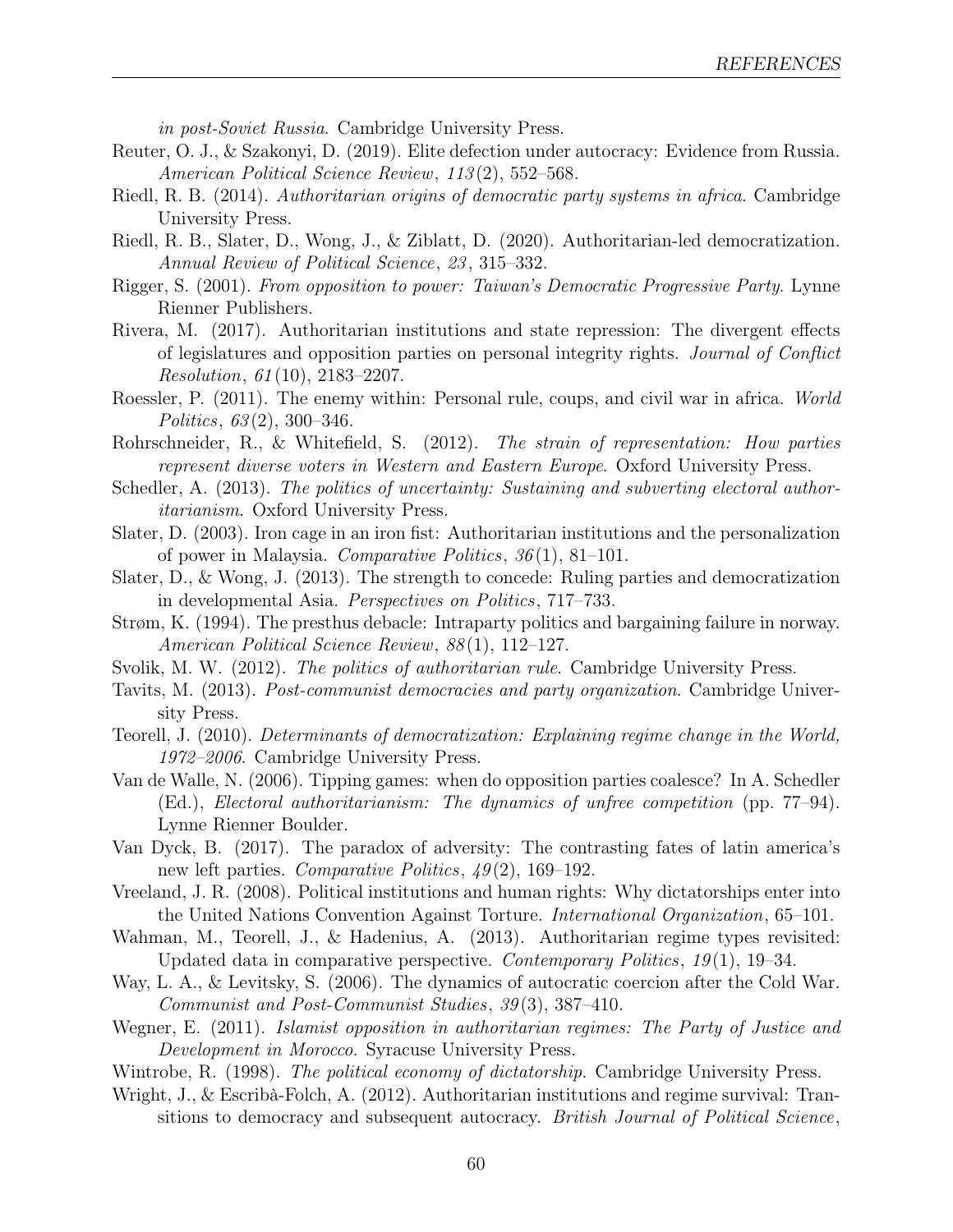*in post-Soviet Russia*. Cambridge University Press.

Reuter, O. J., & Szakonyi, D. (2019). Elite defection under autocracy: Evidence from Russia. *American Political Science Review*, *113*(2), 552–568.

Riedl, R. B. (2014). *Authoritarian origins of democratic party systems in africa*. Cambridge University Press.

Riedl, R. B., Slater, D., Wong, J., & Ziblatt, D. (2020). Authoritarian-led democratization. *Annual Review of Political Science*, *23*, 315–332.

Rigger, S. (2001). *From opposition to power: Taiwan's Democratic Progressive Party*. Lynne Rienner Publishers.

Rivera, M. (2017). Authoritarian institutions and state repression: The divergent effects of legislatures and opposition parties on personal integrity rights. *Journal of Conflict Resolution*, *61*(10), 2183–2207.

Roessler, P. (2011). The enemy within: Personal rule, coups, and civil war in africa. *World Politics*, *63*(2), 300–346.

Rohrschneider, R., & Whitefield, S. (2012). *The strain of representation: How parties represent diverse voters in Western and Eastern Europe*. Oxford University Press.

Schedler, A. (2013). *The politics of uncertainty: Sustaining and subverting electoral authoritarianism*. Oxford University Press.

Slater, D. (2003). Iron cage in an iron fist: Authoritarian institutions and the personalization of power in Malaysia. *Comparative Politics*, *36*(1), 81–101.

Slater, D., & Wong, J. (2013). The strength to concede: Ruling parties and democratization in developmental Asia. *Perspectives on Politics*, 717–733.

Strøm, K. (1994). The presthus debacle: Intraparty politics and bargaining failure in norway. *American Political Science Review*, *88*(1), 112–127.

Svolik, M. W. (2012). *The politics of authoritarian rule*. Cambridge University Press.

Tavits, M. (2013). *Post-communist democracies and party organization*. Cambridge University Press.

Teorell, J. (2010). *Determinants of democratization: Explaining regime change in the World, 1972–2006*. Cambridge University Press.

Van de Walle, N. (2006). Tipping games: when do opposition parties coalesce? In A. Schedler (Ed.), *Electoral authoritarianism: The dynamics of unfree competition* (pp. 77–94). Lynne Rienner Boulder.

Van Dyck, B. (2017). The paradox of adversity: The contrasting fates of latin america's new left parties. *Comparative Politics*, *49*(2), 169–192.

Vreeland, J. R. (2008). Political institutions and human rights: Why dictatorships enter into the United Nations Convention Against Torture. *International Organization*, 65–101.

Wahman, M., Teorell, J., & Hadenius, A. (2013). Authoritarian regime types revisited: Updated data in comparative perspective. *Contemporary Politics*, *19*(1), 19–34.

Way, L. A., & Levitsky, S. (2006). The dynamics of autocratic coercion after the Cold War. *Communist and Post-Communist Studies*, *39*(3), 387–410.

Wegner, E. (2011). *Islamist opposition in authoritarian regimes: The Party of Justice and Development in Morocco*. Syracuse University Press.

Wintrobe, R. (1998). *The political economy of dictatorship*. Cambridge University Press.

Wright, J., & Escribà-Folch, A. (2012). Authoritarian institutions and regime survival: Transitions to democracy and subsequent autocracy. *British Journal of Political Science*,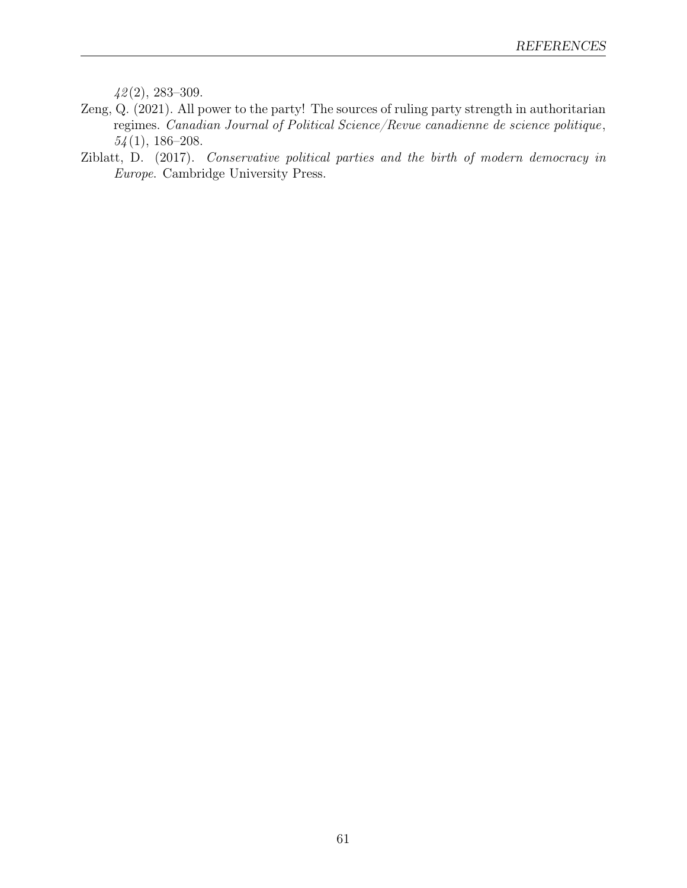*42*(2), 283–309.

Zeng, Q. (2021). All power to the party! The sources of ruling party strength in authoritarian regimes. *Canadian Journal of Political Science/Revue canadienne de science politique*, *54*(1), 186–208.

Ziblatt, D. (2017). *Conservative political parties and the birth of modern democracy in Europe*. Cambridge University Press.